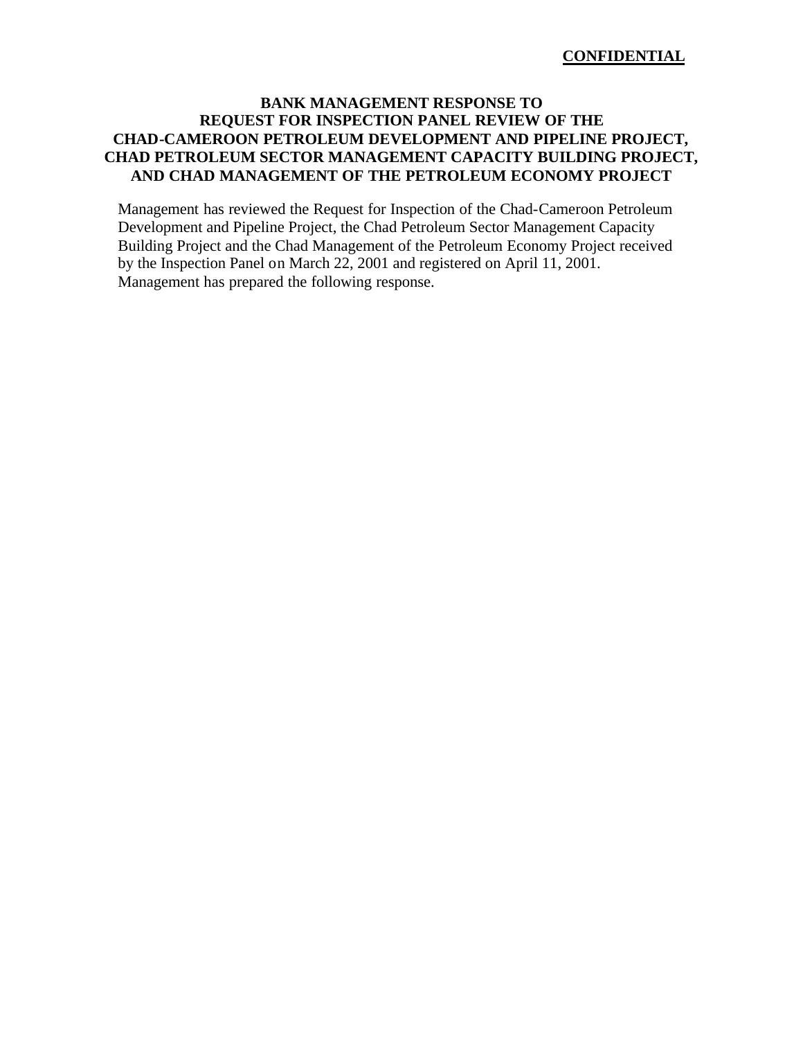**CONFIDENTIAL**

# BANK MANAGEMENT RESPONSE TO REQUEST FOR INSPECTION PANEL REVIEW OF THE CHAD-CAMEROON PETROLEUM DEVELOPMENT AND PIPELINE PROJECT, CHAD PETROLEUM SECTOR MANAGEMENT CAPACITY BUILDING PROJECT, AND CHAD MANAGEMENT OF THE PETROLEUM ECONOMY PROJECT

Management has reviewed the Request for Inspection of the Chad-Cameroon Petroleum Development and Pipeline Project, the Chad Petroleum Sector Management Capacity Building Project and the Chad Management of the Petroleum Economy Project received by the Inspection Panel on March 22, 2001 and registered on April 11, 2001. Management has prepared the following response.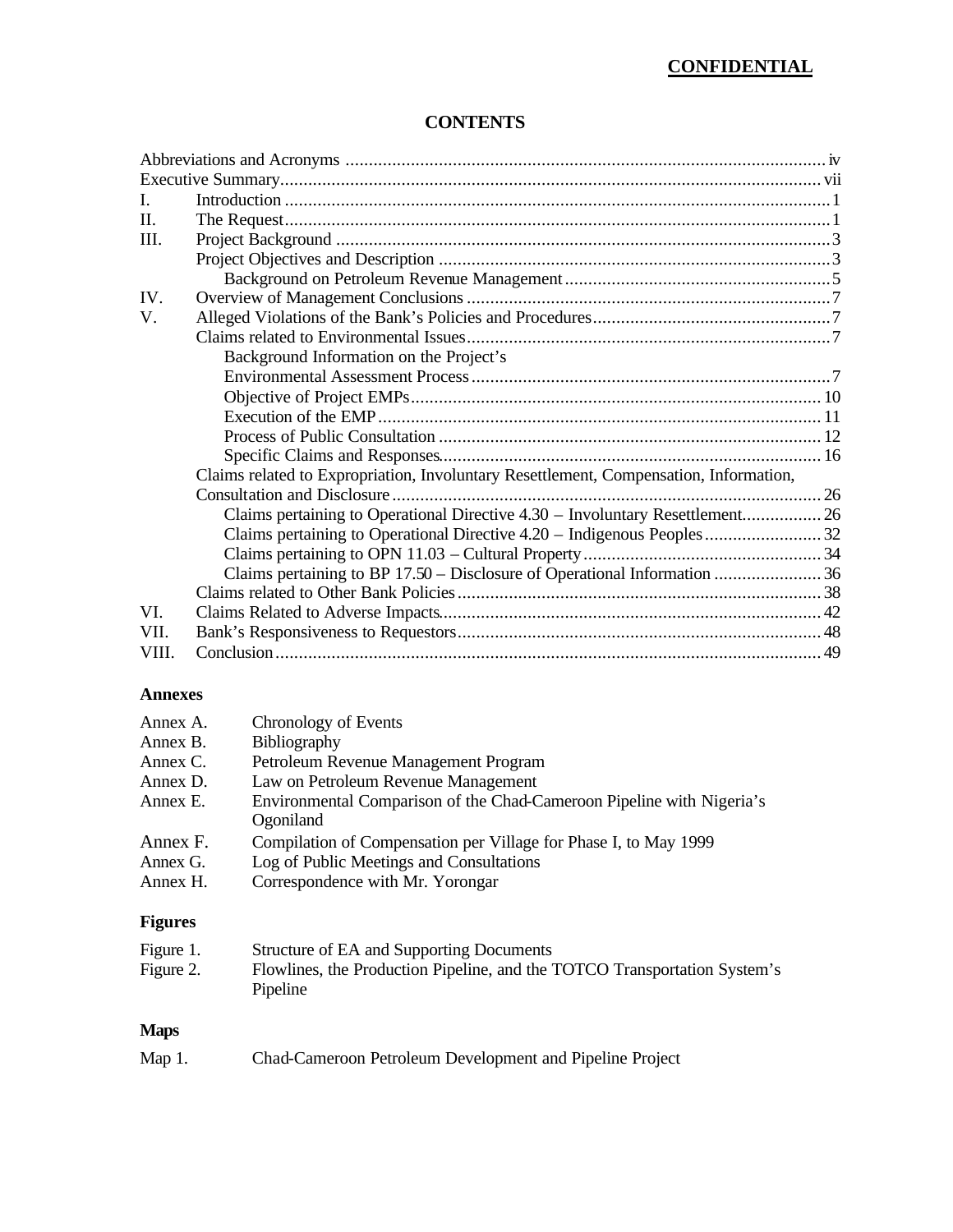**CONFIDENTIAL**

# CONTENTS

| | | |
|---|---|---|
| Abbreviations and Acronyms | | iv |
| Executive Summary | | vii |
| I. | Introduction | 1 |
| II. | The Request | 1 |
| III. | Project Background | 3 |
| | Project Objectives and Description | 3 |
| | Background on Petroleum Revenue Management | 5 |
| IV. | Overview of Management Conclusions | 7 |
| V. | Alleged Violations of the Bank's Policies and Procedures | 7 |
| | Claims related to Environmental Issues | 7 |
| | Background Information on the Project's Environmental Assessment Process | 7 |
| | Objective of Project EMPs | 10 |
| | Execution of the EMP | 11 |
| | Process of Public Consultation | 12 |
| | Specific Claims and Responses | 16 |
| | Claims related to Expropriation, Involuntary Resettlement, Compensation, Information, Consultation and Disclosure | 26 |
| | Claims pertaining to Operational Directive 4.30 – Involuntary Resettlement | 26 |
| | Claims pertaining to Operational Directive 4.20 – Indigenous Peoples | 32 |
| | Claims pertaining to OPN 11.03 – Cultural Property | 34 |
| | Claims pertaining to BP 17.50 – Disclosure of Operational Information | 36 |
| | Claims related to Other Bank Policies | 38 |
| VI. | Claims Related to Adverse Impacts | 42 |
| VII. | Bank's Responsiveness to Requestors | 48 |
| VIII. | Conclusion | 49 |

**Annexes**

| | |
|---|---|
| Annex A. | Chronology of Events |
| Annex B. | Bibliography |
| Annex C. | Petroleum Revenue Management Program |
| Annex D. | Law on Petroleum Revenue Management |
| Annex E. | Environmental Comparison of the Chad-Cameroon Pipeline with Nigeria's Ogoniland |
| Annex F. | Compilation of Compensation per Village for Phase I, to May 1999 |
| Annex G. | Log of Public Meetings and Consultations |
| Annex H. | Correspondence with Mr. Yorongar |

**Figures**

| | |
|---|---|
| Figure 1. | Structure of EA and Supporting Documents |
| Figure 2. | Flowlines, the Production Pipeline, and the TOTCO Transportation System's Pipeline |

**Maps**

| | |
|---|---|
| Map 1. | Chad-Cameroon Petroleum Development and Pipeline Project |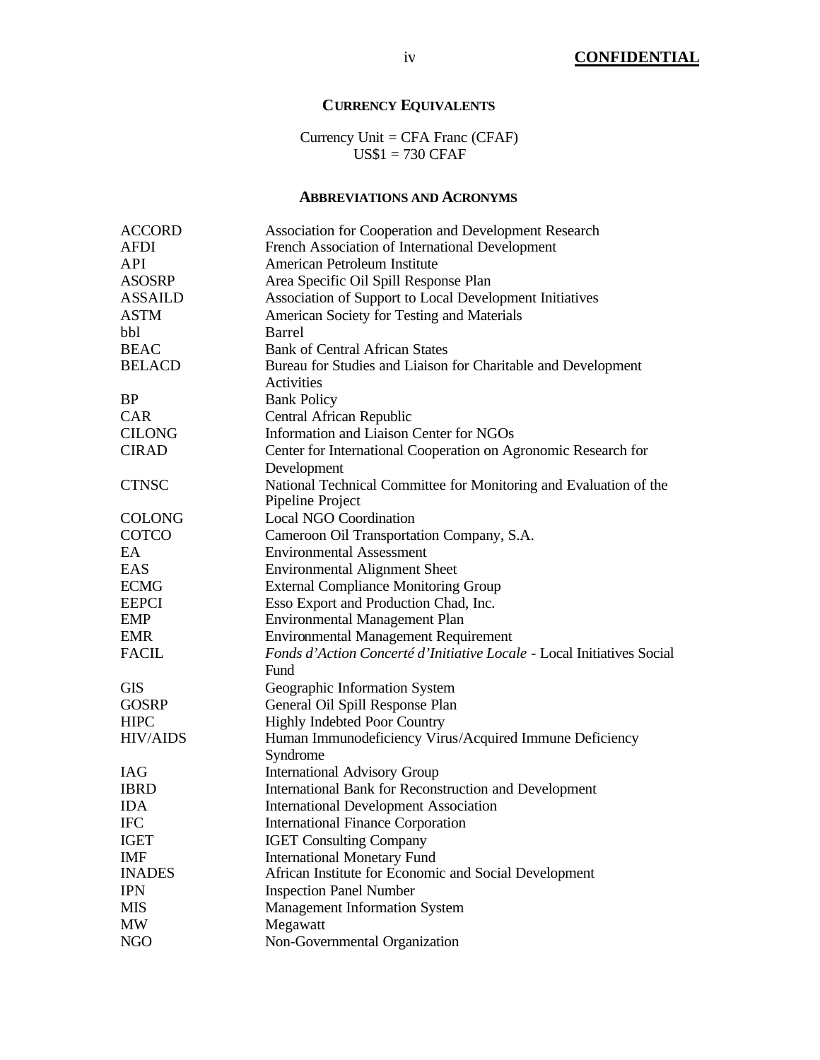## CURRENCY EQUIVALENTS

Currency Unit = CFA Franc (CFAF)
US$1 = 730 CFAF

## ABBREVIATIONS AND ACRONYMS

| | |
|---|---|
| ACCORD | Association for Cooperation and Development Research |
| AFDI | French Association of International Development |
| API | American Petroleum Institute |
| ASOSRP | Area Specific Oil Spill Response Plan |
| ASSAILD | Association of Support to Local Development Initiatives |
| ASTM | American Society for Testing and Materials |
| bbl | Barrel |
| BEAC | Bank of Central African States |
| BELACD | Bureau for Studies and Liaison for Charitable and Development Activities |
| BP | Bank Policy |
| CAR | Central African Republic |
| CILONG | Information and Liaison Center for NGOs |
| CIRAD | Center for International Cooperation on Agronomic Research for Development |
| CTNSC | National Technical Committee for Monitoring and Evaluation of the Pipeline Project |
| COLONG | Local NGO Coordination |
| COTCO | Cameroon Oil Transportation Company, S.A. |
| EA | Environmental Assessment |
| EAS | Environmental Alignment Sheet |
| ECMG | External Compliance Monitoring Group |
| EEPCI | Esso Export and Production Chad, Inc. |
| EMP | Environmental Management Plan |
| EMR | Environmental Management Requirement |
| FACIL | *Fonds d'Action Concerté d'Initiative Locale* - Local Initiatives Social Fund |
| GIS | Geographic Information System |
| GOSRP | General Oil Spill Response Plan |
| HIPC | Highly Indebted Poor Country |
| HIV/AIDS | Human Immunodeficiency Virus/Acquired Immune Deficiency Syndrome |
| IAG | International Advisory Group |
| IBRD | International Bank for Reconstruction and Development |
| IDA | International Development Association |
| IFC | International Finance Corporation |
| IGET | IGET Consulting Company |
| IMF | International Monetary Fund |
| INADES | African Institute for Economic and Social Development |
| IPN | Inspection Panel Number |
| MIS | Management Information System |
| MW | Megawatt |
| NGO | Non-Governmental Organization |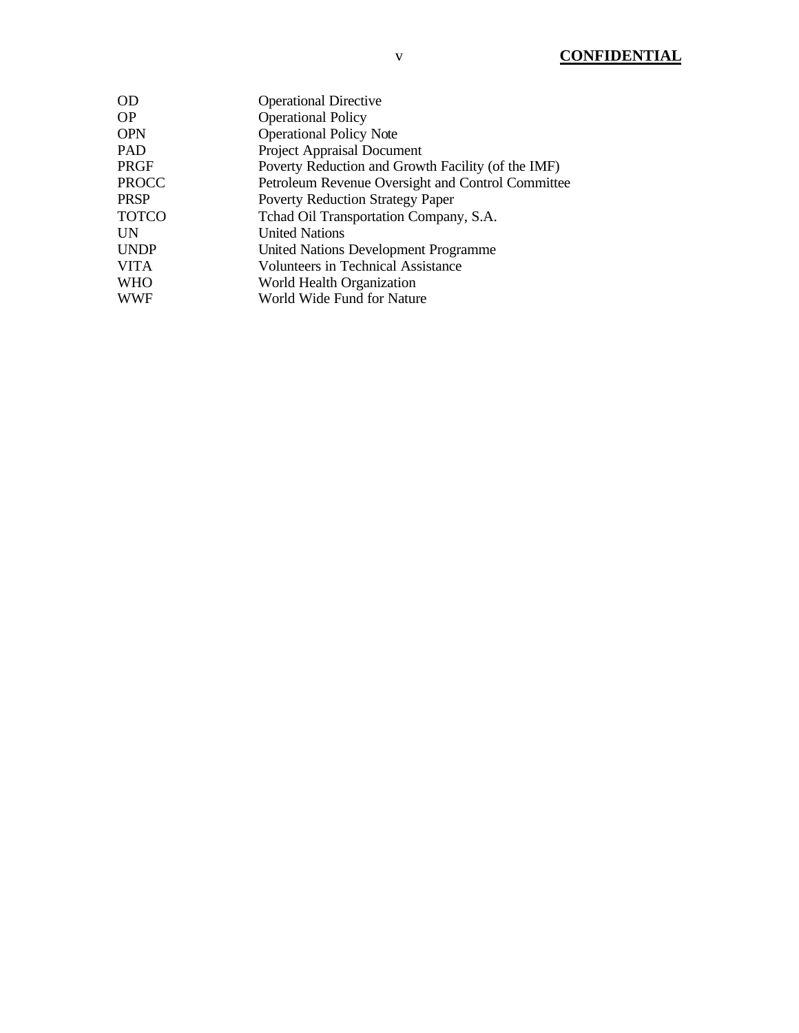| | |
|---|---|
| OD | Operational Directive |
| OP | Operational Policy |
| OPN | Operational Policy Note |
| PAD | Project Appraisal Document |
| PRGF | Poverty Reduction and Growth Facility (of the IMF) |
| PROCC | Petroleum Revenue Oversight and Control Committee |
| PRSP | Poverty Reduction Strategy Paper |
| TOTCO | Tchad Oil Transportation Company, S.A. |
| UN | United Nations |
| UNDP | United Nations Development Programme |
| VITA | Volunteers in Technical Assistance |
| WHO | World Health Organization |
| WWF | World Wide Fund for Nature |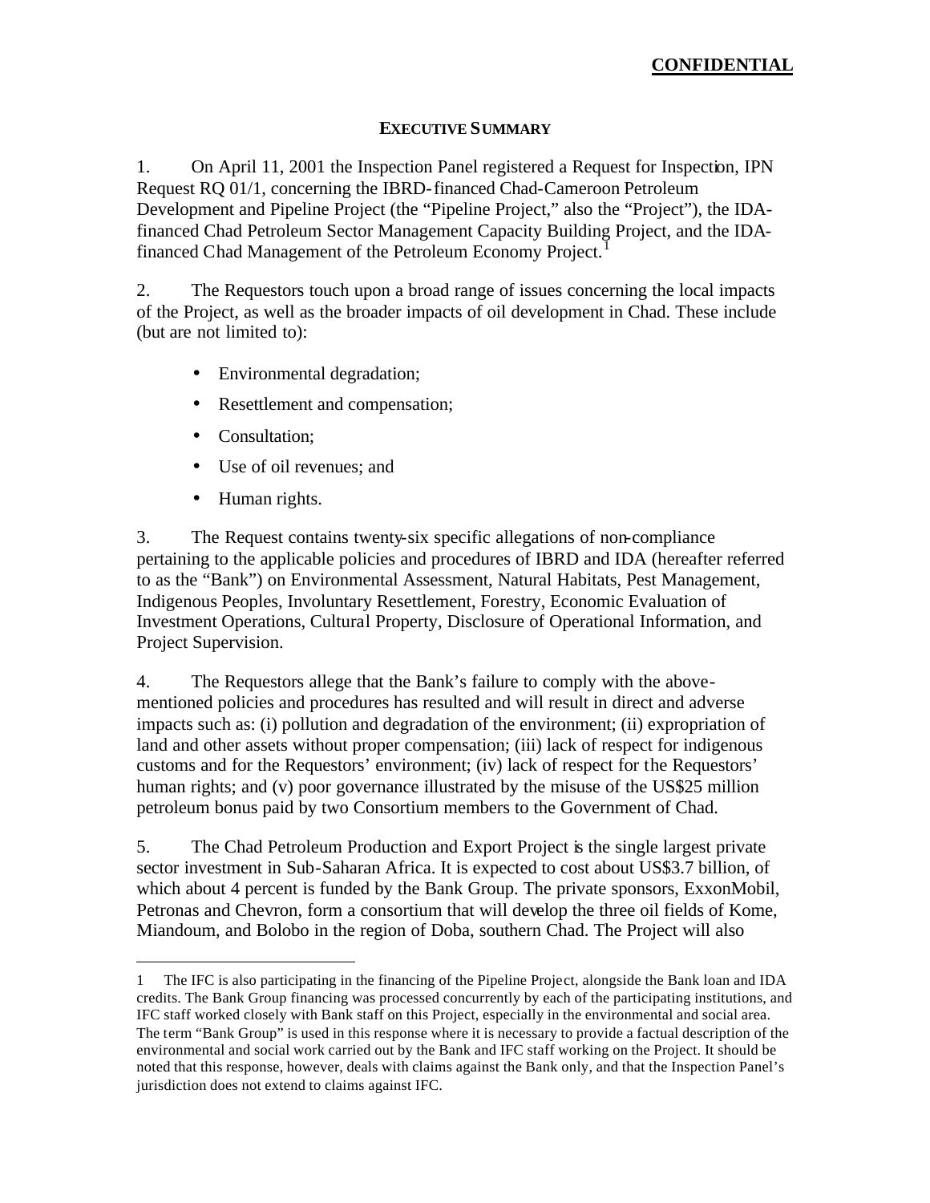**CONFIDENTIAL**

## EXECUTIVE SUMMARY

1. On April 11, 2001 the Inspection Panel registered a Request for Inspection, IPN Request RQ 01/1, concerning the IBRD-financed Chad-Cameroon Petroleum Development and Pipeline Project (the "Pipeline Project," also the "Project"), the IDA-financed Chad Petroleum Sector Management Capacity Building Project, and the IDA-financed Chad Management of the Petroleum Economy Project.[1]

2. The Requestors touch upon a broad range of issues concerning the local impacts of the Project, as well as the broader impacts of oil development in Chad. These include (but are not limited to):

- Environmental degradation;
- Resettlement and compensation;
- Consultation;
- Use of oil revenues; and
- Human rights.

3. The Request contains twenty-six specific allegations of non-compliance pertaining to the applicable policies and procedures of IBRD and IDA (hereafter referred to as the "Bank") on Environmental Assessment, Natural Habitats, Pest Management, Indigenous Peoples, Involuntary Resettlement, Forestry, Economic Evaluation of Investment Operations, Cultural Property, Disclosure of Operational Information, and Project Supervision.

4. The Requestors allege that the Bank's failure to comply with the above-mentioned policies and procedures has resulted and will result in direct and adverse impacts such as: (i) pollution and degradation of the environment; (ii) expropriation of land and other assets without proper compensation; (iii) lack of respect for indigenous customs and for the Requestors' environment; (iv) lack of respect for the Requestors' human rights; and (v) poor governance illustrated by the misuse of the US$25 million petroleum bonus paid by two Consortium members to the Government of Chad.

5. The Chad Petroleum Production and Export Project is the single largest private sector investment in Sub-Saharan Africa. It is expected to cost about US$3.7 billion, of which about 4 percent is funded by the Bank Group. The private sponsors, ExxonMobil, Petronas and Chevron, form a consortium that will develop the three oil fields of Kome, Miandoum, and Bolobo in the region of Doba, southern Chad. The Project will also

---

[1] The IFC is also participating in the financing of the Pipeline Project, alongside the Bank loan and IDA credits. The Bank Group financing was processed concurrently by each of the participating institutions, and IFC staff worked closely with Bank staff on this Project, especially in the environmental and social area. The term "Bank Group" is used in this response where it is necessary to provide a factual description of the environmental and social work carried out by the Bank and IFC staff working on the Project. It should be noted that this response, however, deals with claims against the Bank only, and that the Inspection Panel's jurisdiction does not extend to claims against IFC.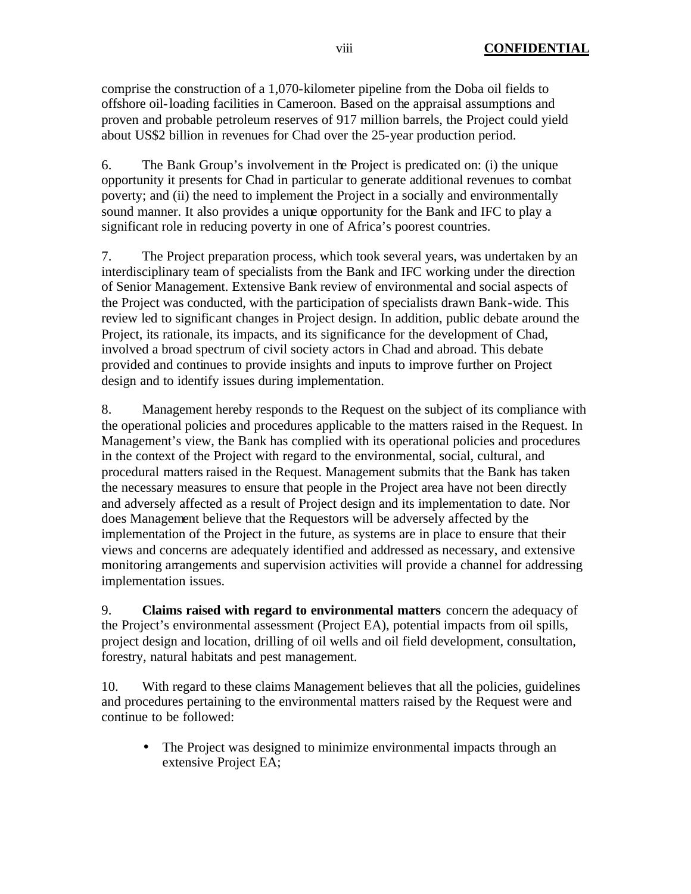comprise the construction of a 1,070-kilometer pipeline from the Doba oil fields to offshore oil-loading facilities in Cameroon. Based on the appraisal assumptions and proven and probable petroleum reserves of 917 million barrels, the Project could yield about US$2 billion in revenues for Chad over the 25-year production period.

6. The Bank Group's involvement in the Project is predicated on: (i) the unique opportunity it presents for Chad in particular to generate additional revenues to combat poverty; and (ii) the need to implement the Project in a socially and environmentally sound manner. It also provides a unique opportunity for the Bank and IFC to play a significant role in reducing poverty in one of Africa's poorest countries.

7. The Project preparation process, which took several years, was undertaken by an interdisciplinary team of specialists from the Bank and IFC working under the direction of Senior Management. Extensive Bank review of environmental and social aspects of the Project was conducted, with the participation of specialists drawn Bank-wide. This review led to significant changes in Project design. In addition, public debate around the Project, its rationale, its impacts, and its significance for the development of Chad, involved a broad spectrum of civil society actors in Chad and abroad. This debate provided and continues to provide insights and inputs to improve further on Project design and to identify issues during implementation.

8. Management hereby responds to the Request on the subject of its compliance with the operational policies and procedures applicable to the matters raised in the Request. In Management's view, the Bank has complied with its operational policies and procedures in the context of the Project with regard to the environmental, social, cultural, and procedural matters raised in the Request. Management submits that the Bank has taken the necessary measures to ensure that people in the Project area have not been directly and adversely affected as a result of Project design and its implementation to date. Nor does Management believe that the Requestors will be adversely affected by the implementation of the Project in the future, as systems are in place to ensure that their views and concerns are adequately identified and addressed as necessary, and extensive monitoring arrangements and supervision activities will provide a channel for addressing implementation issues.

9. **Claims raised with regard to environmental matters** concern the adequacy of the Project's environmental assessment (Project EA), potential impacts from oil spills, project design and location, drilling of oil wells and oil field development, consultation, forestry, natural habitats and pest management.

10. With regard to these claims Management believes that all the policies, guidelines and procedures pertaining to the environmental matters raised by the Request were and continue to be followed:

- The Project was designed to minimize environmental impacts through an extensive Project EA;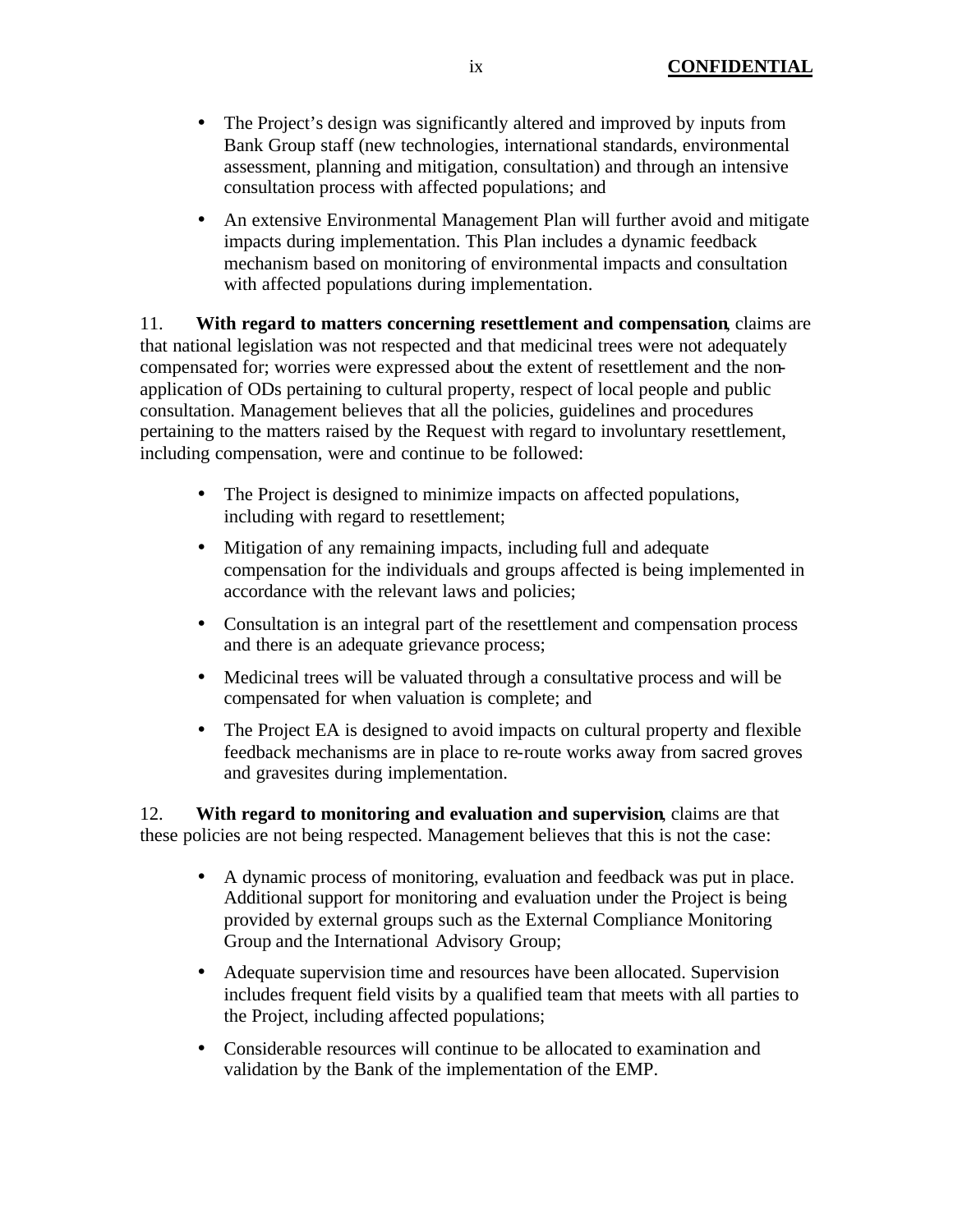- The Project's design was significantly altered and improved by inputs from Bank Group staff (new technologies, international standards, environmental assessment, planning and mitigation, consultation) and through an intensive consultation process with affected populations; and

- An extensive Environmental Management Plan will further avoid and mitigate impacts during implementation. This Plan includes a dynamic feedback mechanism based on monitoring of environmental impacts and consultation with affected populations during implementation.

11. **With regard to matters concerning resettlement and compensation**, claims are that national legislation was not respected and that medicinal trees were not adequately compensated for; worries were expressed about the extent of resettlement and the non-application of ODs pertaining to cultural property, respect of local people and public consultation. Management believes that all the policies, guidelines and procedures pertaining to the matters raised by the Request with regard to involuntary resettlement, including compensation, were and continue to be followed:

- The Project is designed to minimize impacts on affected populations, including with regard to resettlement;

- Mitigation of any remaining impacts, including full and adequate compensation for the individuals and groups affected is being implemented in accordance with the relevant laws and policies;

- Consultation is an integral part of the resettlement and compensation process and there is an adequate grievance process;

- Medicinal trees will be valuated through a consultative process and will be compensated for when valuation is complete; and

- The Project EA is designed to avoid impacts on cultural property and flexible feedback mechanisms are in place to re-route works away from sacred groves and gravesites during implementation.

12. **With regard to monitoring and evaluation and supervision**, claims are that these policies are not being respected. Management believes that this is not the case:

- A dynamic process of monitoring, evaluation and feedback was put in place. Additional support for monitoring and evaluation under the Project is being provided by external groups such as the External Compliance Monitoring Group and the International Advisory Group;

- Adequate supervision time and resources have been allocated. Supervision includes frequent field visits by a qualified team that meets with all parties to the Project, including affected populations;

- Considerable resources will continue to be allocated to examination and validation by the Bank of the implementation of the EMP.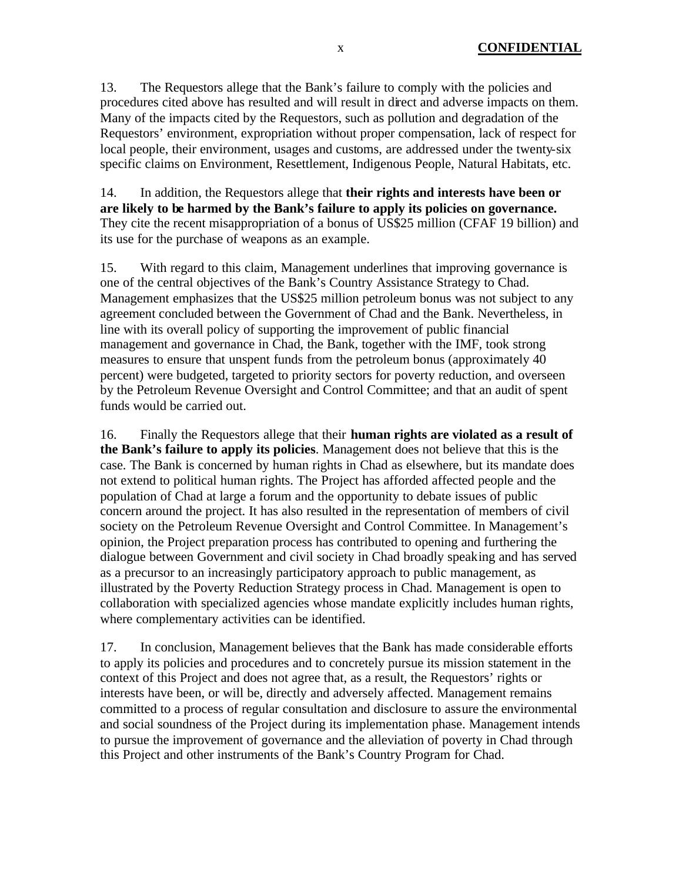13. The Requestors allege that the Bank's failure to comply with the policies and procedures cited above has resulted and will result in direct and adverse impacts on them. Many of the impacts cited by the Requestors, such as pollution and degradation of the Requestors' environment, expropriation without proper compensation, lack of respect for local people, their environment, usages and customs, are addressed under the twenty-six specific claims on Environment, Resettlement, Indigenous People, Natural Habitats, etc.

14. In addition, the Requestors allege that **their rights and interests have been or are likely to be harmed by the Bank's failure to apply its policies on governance.** They cite the recent misappropriation of a bonus of US$25 million (CFAF 19 billion) and its use for the purchase of weapons as an example.

15. With regard to this claim, Management underlines that improving governance is one of the central objectives of the Bank's Country Assistance Strategy to Chad. Management emphasizes that the US$25 million petroleum bonus was not subject to any agreement concluded between the Government of Chad and the Bank. Nevertheless, in line with its overall policy of supporting the improvement of public financial management and governance in Chad, the Bank, together with the IMF, took strong measures to ensure that unspent funds from the petroleum bonus (approximately 40 percent) were budgeted, targeted to priority sectors for poverty reduction, and overseen by the Petroleum Revenue Oversight and Control Committee; and that an audit of spent funds would be carried out.

16. Finally the Requestors allege that their **human rights are violated as a result of the Bank's failure to apply its policies**. Management does not believe that this is the case. The Bank is concerned by human rights in Chad as elsewhere, but its mandate does not extend to political human rights. The Project has afforded affected people and the population of Chad at large a forum and the opportunity to debate issues of public concern around the project. It has also resulted in the representation of members of civil society on the Petroleum Revenue Oversight and Control Committee. In Management's opinion, the Project preparation process has contributed to opening and furthering the dialogue between Government and civil society in Chad broadly speaking and has served as a precursor to an increasingly participatory approach to public management, as illustrated by the Poverty Reduction Strategy process in Chad. Management is open to collaboration with specialized agencies whose mandate explicitly includes human rights, where complementary activities can be identified.

17. In conclusion, Management believes that the Bank has made considerable efforts to apply its policies and procedures and to concretely pursue its mission statement in the context of this Project and does not agree that, as a result, the Requestors' rights or interests have been, or will be, directly and adversely affected. Management remains committed to a process of regular consultation and disclosure to assure the environmental and social soundness of the Project during its implementation phase. Management intends to pursue the improvement of governance and the alleviation of poverty in Chad through this Project and other instruments of the Bank's Country Program for Chad.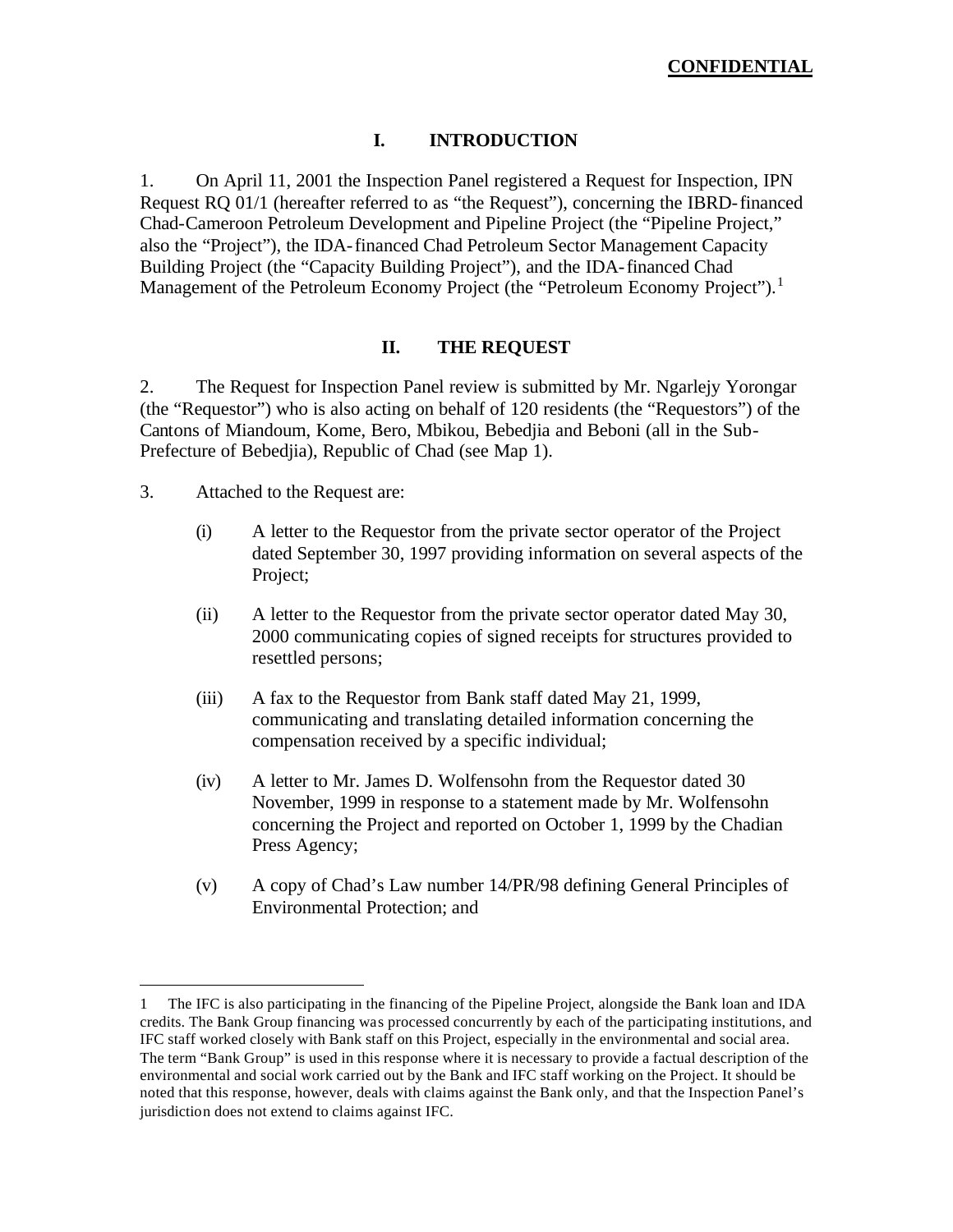**CONFIDENTIAL**

## I. INTRODUCTION

1. On April 11, 2001 the Inspection Panel registered a Request for Inspection, IPN Request RQ 01/1 (hereafter referred to as "the Request"), concerning the IBRD-financed Chad-Cameroon Petroleum Development and Pipeline Project (the "Pipeline Project," also the "Project"), the IDA-financed Chad Petroleum Sector Management Capacity Building Project (the "Capacity Building Project"), and the IDA-financed Chad Management of the Petroleum Economy Project (the "Petroleum Economy Project").[1]

## II. THE REQUEST

2. The Request for Inspection Panel review is submitted by Mr. Ngarlejy Yorongar (the "Requestor") who is also acting on behalf of 120 residents (the "Requestors") of the Cantons of Miandoum, Kome, Bero, Mbikou, Bebedjia and Beboni (all in the Sub-Prefecture of Bebedjia), Republic of Chad (see Map 1).

3. Attached to the Request are:

   (i) A letter to the Requestor from the private sector operator of the Project dated September 30, 1997 providing information on several aspects of the Project;

   (ii) A letter to the Requestor from the private sector operator dated May 30, 2000 communicating copies of signed receipts for structures provided to resettled persons;

   (iii) A fax to the Requestor from Bank staff dated May 21, 1999, communicating and translating detailed information concerning the compensation received by a specific individual;

   (iv) A letter to Mr. James D. Wolfensohn from the Requestor dated 30 November, 1999 in response to a statement made by Mr. Wolfensohn concerning the Project and reported on October 1, 1999 by the Chadian Press Agency;

   (v) A copy of Chad's Law number 14/PR/98 defining General Principles of Environmental Protection; and

---

[1] The IFC is also participating in the financing of the Pipeline Project, alongside the Bank loan and IDA credits. The Bank Group financing was processed concurrently by each of the participating institutions, and IFC staff worked closely with Bank staff on this Project, especially in the environmental and social area. The term "Bank Group" is used in this response where it is necessary to provide a factual description of the environmental and social work carried out by the Bank and IFC staff working on the Project. It should be noted that this response, however, deals with claims against the Bank only, and that the Inspection Panel's jurisdiction does not extend to claims against IFC.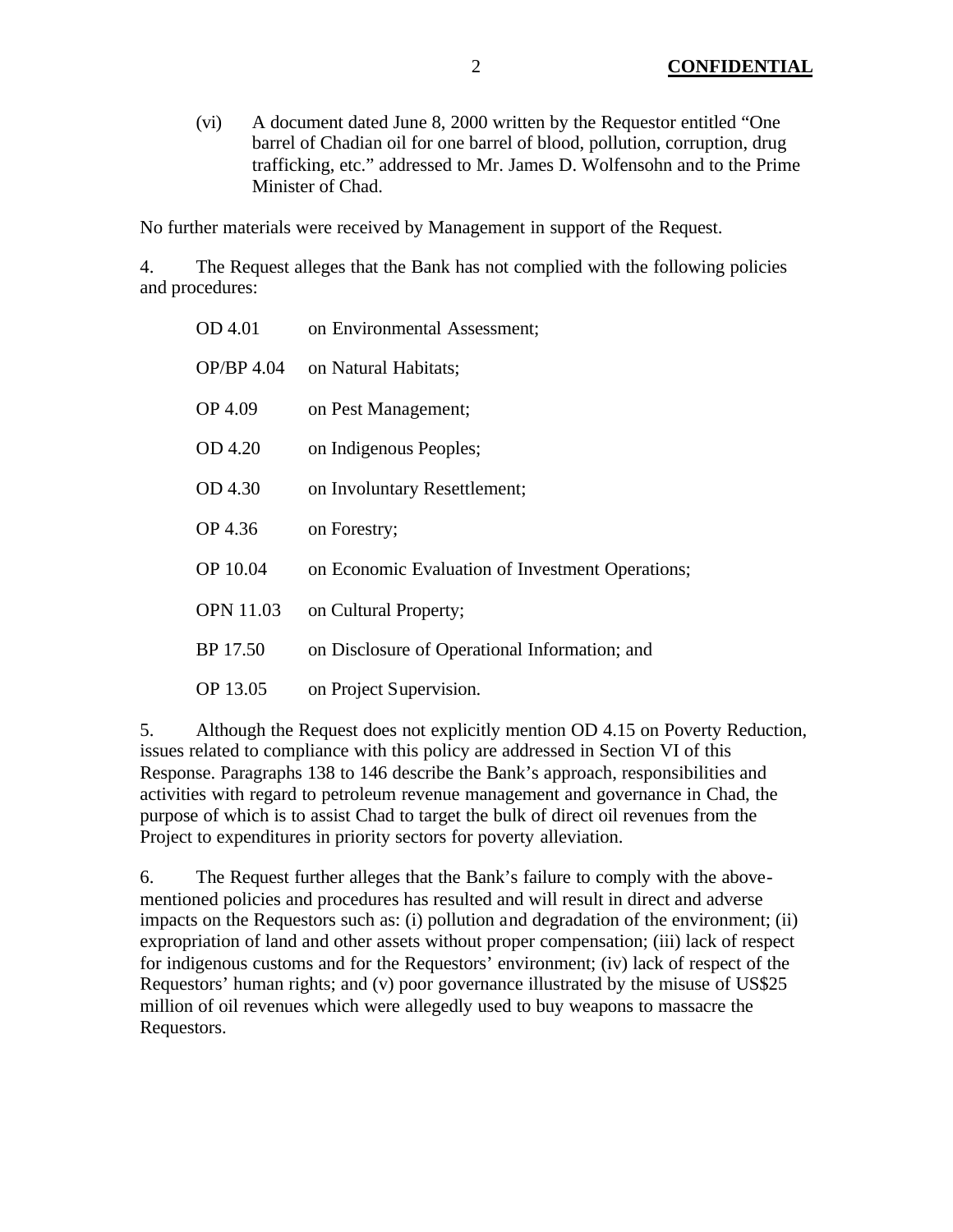(vi) A document dated June 8, 2000 written by the Requestor entitled "One barrel of Chadian oil for one barrel of blood, pollution, corruption, drug trafficking, etc." addressed to Mr. James D. Wolfensohn and to the Prime Minister of Chad.

No further materials were received by Management in support of the Request.

4. The Request alleges that the Bank has not complied with the following policies and procedures:

| | |
|---|---|
| OD 4.01 | on Environmental Assessment; |
| OP/BP 4.04 | on Natural Habitats; |
| OP 4.09 | on Pest Management; |
| OD 4.20 | on Indigenous Peoples; |
| OD 4.30 | on Involuntary Resettlement; |
| OP 4.36 | on Forestry; |
| OP 10.04 | on Economic Evaluation of Investment Operations; |
| OPN 11.03 | on Cultural Property; |
| BP 17.50 | on Disclosure of Operational Information; and |
| OP 13.05 | on Project Supervision. |

5. Although the Request does not explicitly mention OD 4.15 on Poverty Reduction, issues related to compliance with this policy are addressed in Section VI of this Response. Paragraphs 138 to 146 describe the Bank's approach, responsibilities and activities with regard to petroleum revenue management and governance in Chad, the purpose of which is to assist Chad to target the bulk of direct oil revenues from the Project to expenditures in priority sectors for poverty alleviation.

6. The Request further alleges that the Bank's failure to comply with the above-mentioned policies and procedures has resulted and will result in direct and adverse impacts on the Requestors such as: (i) pollution and degradation of the environment; (ii) expropriation of land and other assets without proper compensation; (iii) lack of respect for indigenous customs and for the Requestors' environment; (iv) lack of respect of the Requestors' human rights; and (v) poor governance illustrated by the misuse of US$25 million of oil revenues which were allegedly used to buy weapons to massacre the Requestors.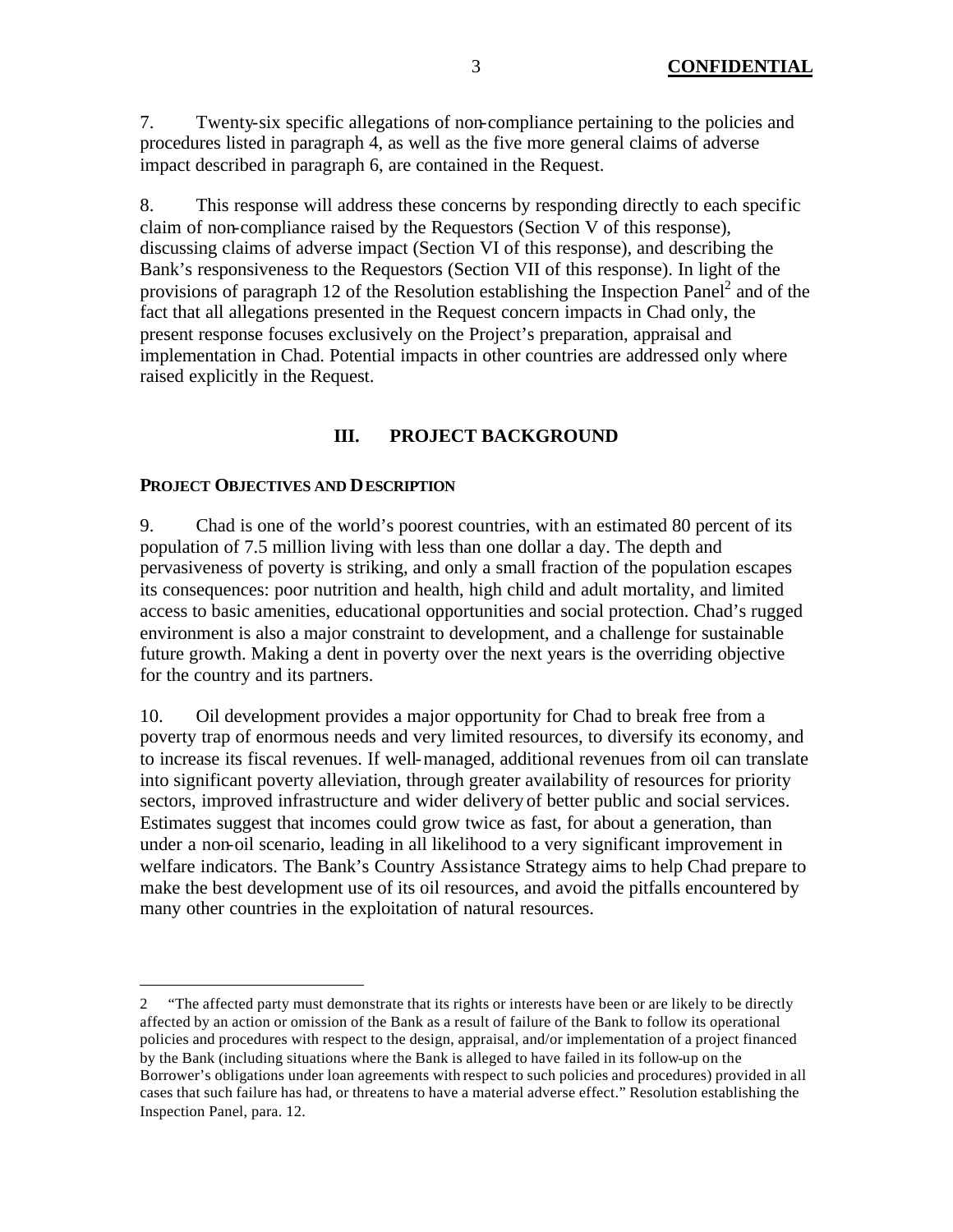7. Twenty-six specific allegations of non-compliance pertaining to the policies and procedures listed in paragraph 4, as well as the five more general claims of adverse impact described in paragraph 6, are contained in the Request.

8. This response will address these concerns by responding directly to each specific claim of non-compliance raised by the Requestors (Section V of this response), discussing claims of adverse impact (Section VI of this response), and describing the Bank's responsiveness to the Requestors (Section VII of this response). In light of the provisions of paragraph 12 of the Resolution establishing the Inspection Panel[2] and of the fact that all allegations presented in the Request concern impacts in Chad only, the present response focuses exclusively on the Project's preparation, appraisal and implementation in Chad. Potential impacts in other countries are addressed only where raised explicitly in the Request.

## III. PROJECT BACKGROUND

### PROJECT OBJECTIVES AND DESCRIPTION

9. Chad is one of the world's poorest countries, with an estimated 80 percent of its population of 7.5 million living with less than one dollar a day. The depth and pervasiveness of poverty is striking, and only a small fraction of the population escapes its consequences: poor nutrition and health, high child and adult mortality, and limited access to basic amenities, educational opportunities and social protection. Chad's rugged environment is also a major constraint to development, and a challenge for sustainable future growth. Making a dent in poverty over the next years is the overriding objective for the country and its partners.

10. Oil development provides a major opportunity for Chad to break free from a poverty trap of enormous needs and very limited resources, to diversify its economy, and to increase its fiscal revenues. If well-managed, additional revenues from oil can translate into significant poverty alleviation, through greater availability of resources for priority sectors, improved infrastructure and wider delivery of better public and social services. Estimates suggest that incomes could grow twice as fast, for about a generation, than under a non-oil scenario, leading in all likelihood to a very significant improvement in welfare indicators. The Bank's Country Assistance Strategy aims to help Chad prepare to make the best development use of its oil resources, and avoid the pitfalls encountered by many other countries in the exploitation of natural resources.

---

2 "The affected party must demonstrate that its rights or interests have been or are likely to be directly affected by an action or omission of the Bank as a result of failure of the Bank to follow its operational policies and procedures with respect to the design, appraisal, and/or implementation of a project financed by the Bank (including situations where the Bank is alleged to have failed in its follow-up on the Borrower's obligations under loan agreements with respect to such policies and procedures) provided in all cases that such failure has had, or threatens to have a material adverse effect." Resolution establishing the Inspection Panel, para. 12.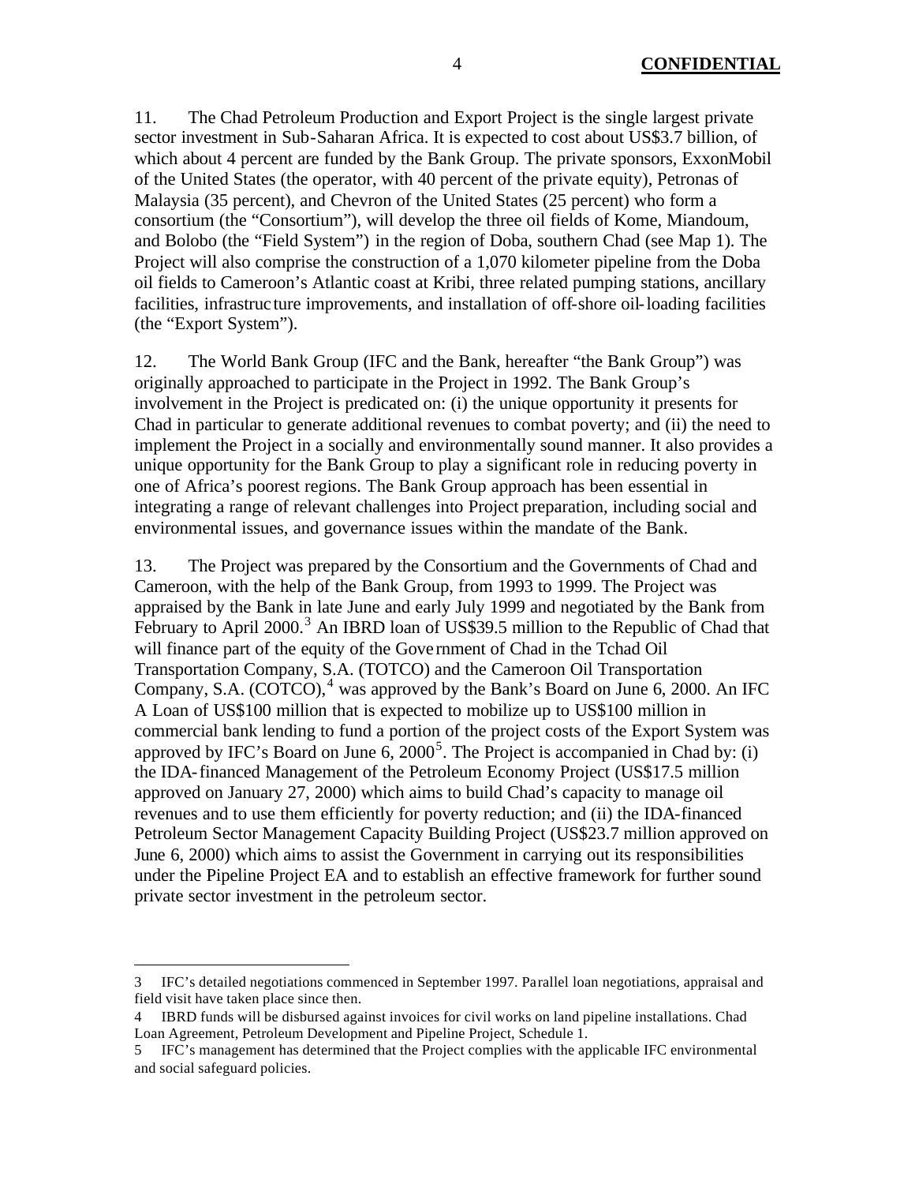11. The Chad Petroleum Production and Export Project is the single largest private sector investment in Sub-Saharan Africa. It is expected to cost about US$3.7 billion, of which about 4 percent are funded by the Bank Group. The private sponsors, ExxonMobil of the United States (the operator, with 40 percent of the private equity), Petronas of Malaysia (35 percent), and Chevron of the United States (25 percent) who form a consortium (the "Consortium"), will develop the three oil fields of Kome, Miandoum, and Bolobo (the "Field System") in the region of Doba, southern Chad (see Map 1). The Project will also comprise the construction of a 1,070 kilometer pipeline from the Doba oil fields to Cameroon's Atlantic coast at Kribi, three related pumping stations, ancillary facilities, infrastructure improvements, and installation of off-shore oil-loading facilities (the "Export System").

12. The World Bank Group (IFC and the Bank, hereafter "the Bank Group") was originally approached to participate in the Project in 1992. The Bank Group's involvement in the Project is predicated on: (i) the unique opportunity it presents for Chad in particular to generate additional revenues to combat poverty; and (ii) the need to implement the Project in a socially and environmentally sound manner. It also provides a unique opportunity for the Bank Group to play a significant role in reducing poverty in one of Africa's poorest regions. The Bank Group approach has been essential in integrating a range of relevant challenges into Project preparation, including social and environmental issues, and governance issues within the mandate of the Bank.

13. The Project was prepared by the Consortium and the Governments of Chad and Cameroon, with the help of the Bank Group, from 1993 to 1999. The Project was appraised by the Bank in late June and early July 1999 and negotiated by the Bank from February to April 2000.[3] An IBRD loan of US$39.5 million to the Republic of Chad that will finance part of the equity of the Government of Chad in the Tchad Oil Transportation Company, S.A. (TOTCO) and the Cameroon Oil Transportation Company, S.A. (COTCO),[4] was approved by the Bank's Board on June 6, 2000. An IFC A Loan of US$100 million that is expected to mobilize up to US$100 million in commercial bank lending to fund a portion of the project costs of the Export System was approved by IFC's Board on June 6, 2000[5]. The Project is accompanied in Chad by: (i) the IDA-financed Management of the Petroleum Economy Project (US$17.5 million approved on January 27, 2000) which aims to build Chad's capacity to manage oil revenues and to use them efficiently for poverty reduction; and (ii) the IDA-financed Petroleum Sector Management Capacity Building Project (US$23.7 million approved on June 6, 2000) which aims to assist the Government in carrying out its responsibilities under the Pipeline Project EA and to establish an effective framework for further sound private sector investment in the petroleum sector.

---

3 IFC's detailed negotiations commenced in September 1997. Parallel loan negotiations, appraisal and field visit have taken place since then.

4 IBRD funds will be disbursed against invoices for civil works on land pipeline installations. Chad Loan Agreement, Petroleum Development and Pipeline Project, Schedule 1.

5 IFC's management has determined that the Project complies with the applicable IFC environmental and social safeguard policies.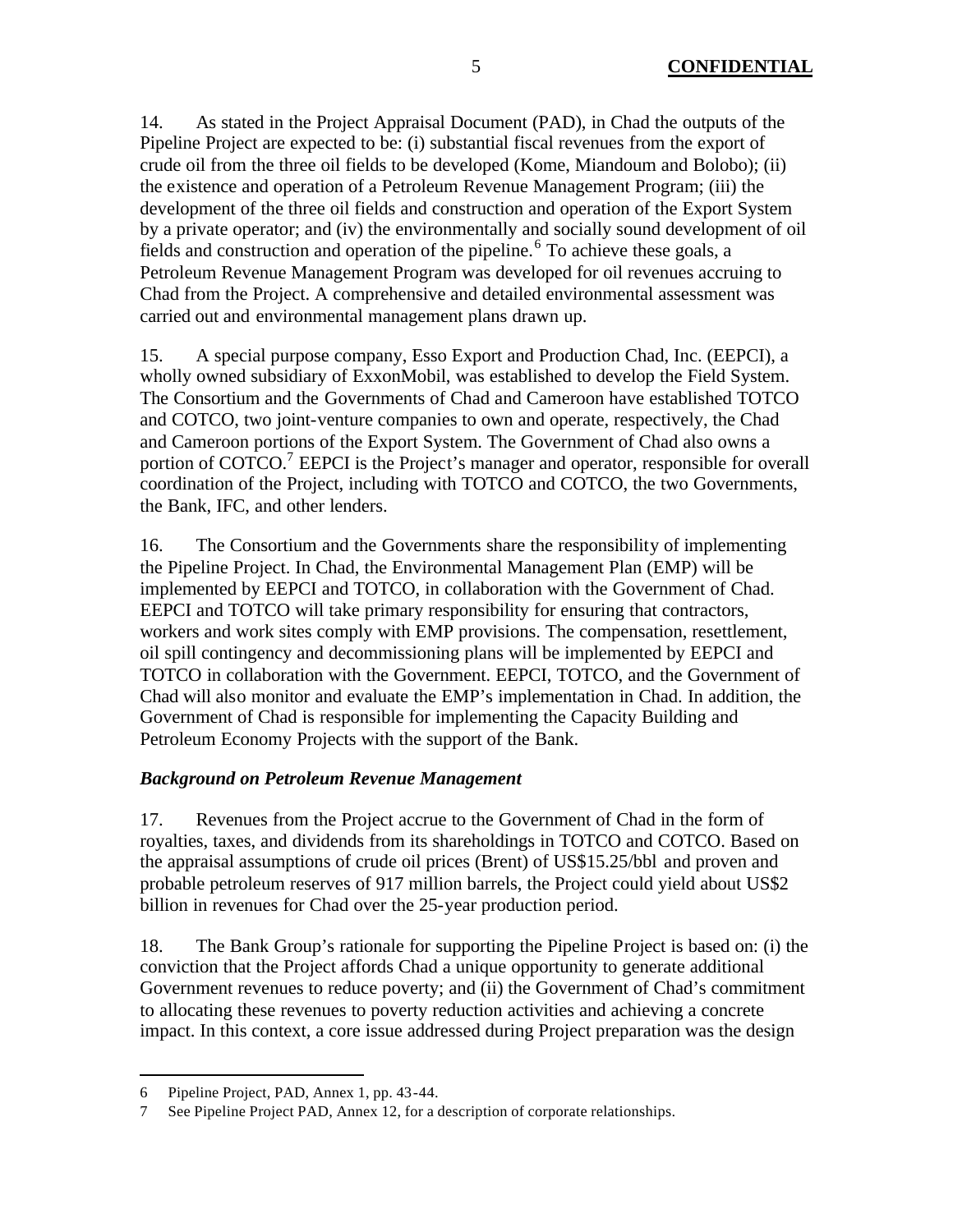14. As stated in the Project Appraisal Document (PAD), in Chad the outputs of the Pipeline Project are expected to be: (i) substantial fiscal revenues from the export of crude oil from the three oil fields to be developed (Kome, Miandoum and Bolobo); (ii) the existence and operation of a Petroleum Revenue Management Program; (iii) the development of the three oil fields and construction and operation of the Export System by a private operator; and (iv) the environmentally and socially sound development of oil fields and construction and operation of the pipeline.[6] To achieve these goals, a Petroleum Revenue Management Program was developed for oil revenues accruing to Chad from the Project. A comprehensive and detailed environmental assessment was carried out and environmental management plans drawn up.

15. A special purpose company, Esso Export and Production Chad, Inc. (EEPCI), a wholly owned subsidiary of ExxonMobil, was established to develop the Field System. The Consortium and the Governments of Chad and Cameroon have established TOTCO and COTCO, two joint-venture companies to own and operate, respectively, the Chad and Cameroon portions of the Export System. The Government of Chad also owns a portion of COTCO.[7] EEPCI is the Project's manager and operator, responsible for overall coordination of the Project, including with TOTCO and COTCO, the two Governments, the Bank, IFC, and other lenders.

16. The Consortium and the Governments share the responsibility of implementing the Pipeline Project. In Chad, the Environmental Management Plan (EMP) will be implemented by EEPCI and TOTCO, in collaboration with the Government of Chad. EEPCI and TOTCO will take primary responsibility for ensuring that contractors, workers and work sites comply with EMP provisions. The compensation, resettlement, oil spill contingency and decommissioning plans will be implemented by EEPCI and TOTCO in collaboration with the Government. EEPCI, TOTCO, and the Government of Chad will also monitor and evaluate the EMP's implementation in Chad. In addition, the Government of Chad is responsible for implementing the Capacity Building and Petroleum Economy Projects with the support of the Bank.

### *Background on Petroleum Revenue Management*

17. Revenues from the Project accrue to the Government of Chad in the form of royalties, taxes, and dividends from its shareholdings in TOTCO and COTCO. Based on the appraisal assumptions of crude oil prices (Brent) of US$15.25/bbl and proven and probable petroleum reserves of 917 million barrels, the Project could yield about US$2 billion in revenues for Chad over the 25-year production period.

18. The Bank Group's rationale for supporting the Pipeline Project is based on: (i) the conviction that the Project affords Chad a unique opportunity to generate additional Government revenues to reduce poverty; and (ii) the Government of Chad's commitment to allocating these revenues to poverty reduction activities and achieving a concrete impact. In this context, a core issue addressed during Project preparation was the design

---

6 Pipeline Project, PAD, Annex 1, pp. 43-44.

7 See Pipeline Project PAD, Annex 12, for a description of corporate relationships.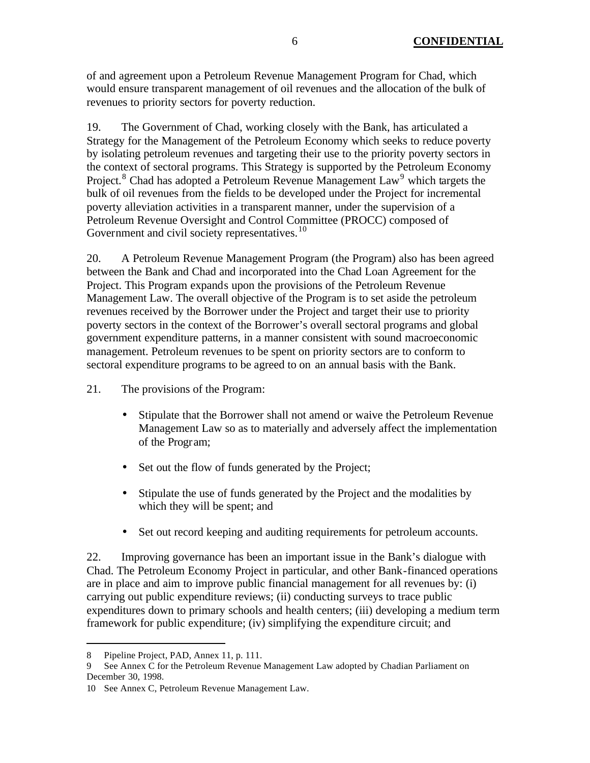of and agreement upon a Petroleum Revenue Management Program for Chad, which would ensure transparent management of oil revenues and the allocation of the bulk of revenues to priority sectors for poverty reduction.

19. The Government of Chad, working closely with the Bank, has articulated a Strategy for the Management of the Petroleum Economy which seeks to reduce poverty by isolating petroleum revenues and targeting their use to the priority poverty sectors in the context of sectoral programs. This Strategy is supported by the Petroleum Economy Project.[8] Chad has adopted a Petroleum Revenue Management Law[9] which targets the bulk of oil revenues from the fields to be developed under the Project for incremental poverty alleviation activities in a transparent manner, under the supervision of a Petroleum Revenue Oversight and Control Committee (PROCC) composed of Government and civil society representatives.[10]

20. A Petroleum Revenue Management Program (the Program) also has been agreed between the Bank and Chad and incorporated into the Chad Loan Agreement for the Project. This Program expands upon the provisions of the Petroleum Revenue Management Law. The overall objective of the Program is to set aside the petroleum revenues received by the Borrower under the Project and target their use to priority poverty sectors in the context of the Borrower's overall sectoral programs and global government expenditure patterns, in a manner consistent with sound macroeconomic management. Petroleum revenues to be spent on priority sectors are to conform to sectoral expenditure programs to be agreed to on an annual basis with the Bank.

21. The provisions of the Program:

- Stipulate that the Borrower shall not amend or waive the Petroleum Revenue Management Law so as to materially and adversely affect the implementation of the Program;
- Set out the flow of funds generated by the Project;
- Stipulate the use of funds generated by the Project and the modalities by which they will be spent; and
- Set out record keeping and auditing requirements for petroleum accounts.

22. Improving governance has been an important issue in the Bank's dialogue with Chad. The Petroleum Economy Project in particular, and other Bank-financed operations are in place and aim to improve public financial management for all revenues by: (i) carrying out public expenditure reviews; (ii) conducting surveys to trace public expenditures down to primary schools and health centers; (iii) developing a medium term framework for public expenditure; (iv) simplifying the expenditure circuit; and

---

8 Pipeline Project, PAD, Annex 11, p. 111.

9 See Annex C for the Petroleum Revenue Management Law adopted by Chadian Parliament on December 30, 1998.

10 See Annex C, Petroleum Revenue Management Law.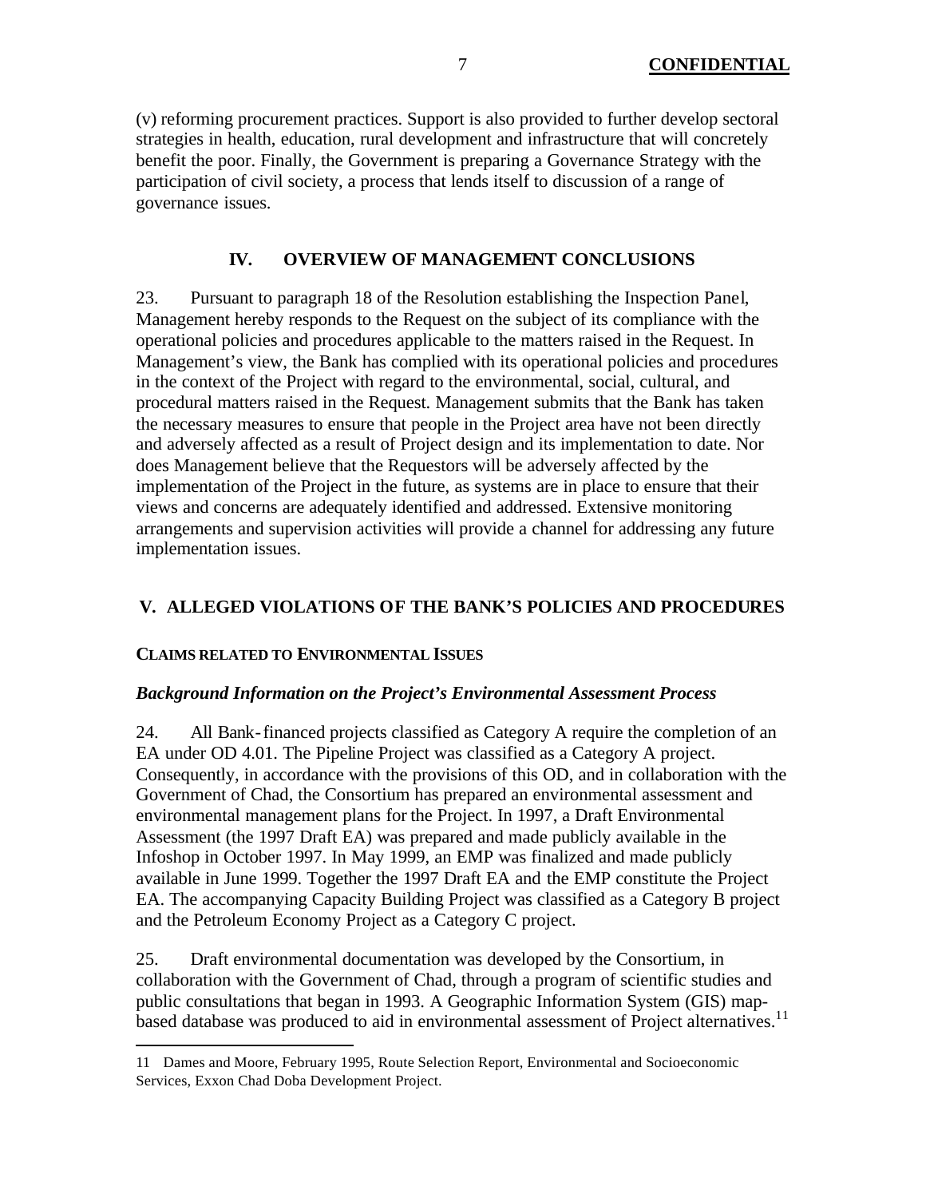(v) reforming procurement practices. Support is also provided to further develop sectoral strategies in health, education, rural development and infrastructure that will concretely benefit the poor. Finally, the Government is preparing a Governance Strategy with the participation of civil society, a process that lends itself to discussion of a range of governance issues.

## IV. OVERVIEW OF MANAGEMENT CONCLUSIONS

23. Pursuant to paragraph 18 of the Resolution establishing the Inspection Panel, Management hereby responds to the Request on the subject of its compliance with the operational policies and procedures applicable to the matters raised in the Request. In Management's view, the Bank has complied with its operational policies and procedures in the context of the Project with regard to the environmental, social, cultural, and procedural matters raised in the Request. Management submits that the Bank has taken the necessary measures to ensure that people in the Project area have not been directly and adversely affected as a result of Project design and its implementation to date. Nor does Management believe that the Requestors will be adversely affected by the implementation of the Project in the future, as systems are in place to ensure that their views and concerns are adequately identified and addressed. Extensive monitoring arrangements and supervision activities will provide a channel for addressing any future implementation issues.

## V. ALLEGED VIOLATIONS OF THE BANK'S POLICIES AND PROCEDURES

### CLAIMS RELATED TO ENVIRONMENTAL ISSUES

#### *Background Information on the Project's Environmental Assessment Process*

24. All Bank-financed projects classified as Category A require the completion of an EA under OD 4.01. The Pipeline Project was classified as a Category A project. Consequently, in accordance with the provisions of this OD, and in collaboration with the Government of Chad, the Consortium has prepared an environmental assessment and environmental management plans for the Project. In 1997, a Draft Environmental Assessment (the 1997 Draft EA) was prepared and made publicly available in the Infoshop in October 1997. In May 1999, an EMP was finalized and made publicly available in June 1999. Together the 1997 Draft EA and the EMP constitute the Project EA. The accompanying Capacity Building Project was classified as a Category B project and the Petroleum Economy Project as a Category C project.

25. Draft environmental documentation was developed by the Consortium, in collaboration with the Government of Chad, through a program of scientific studies and public consultations that began in 1993. A Geographic Information System (GIS) map-based database was produced to aid in environmental assessment of Project alternatives.[11]

11 Dames and Moore, February 1995, Route Selection Report, Environmental and Socioeconomic Services, Exxon Chad Doba Development Project.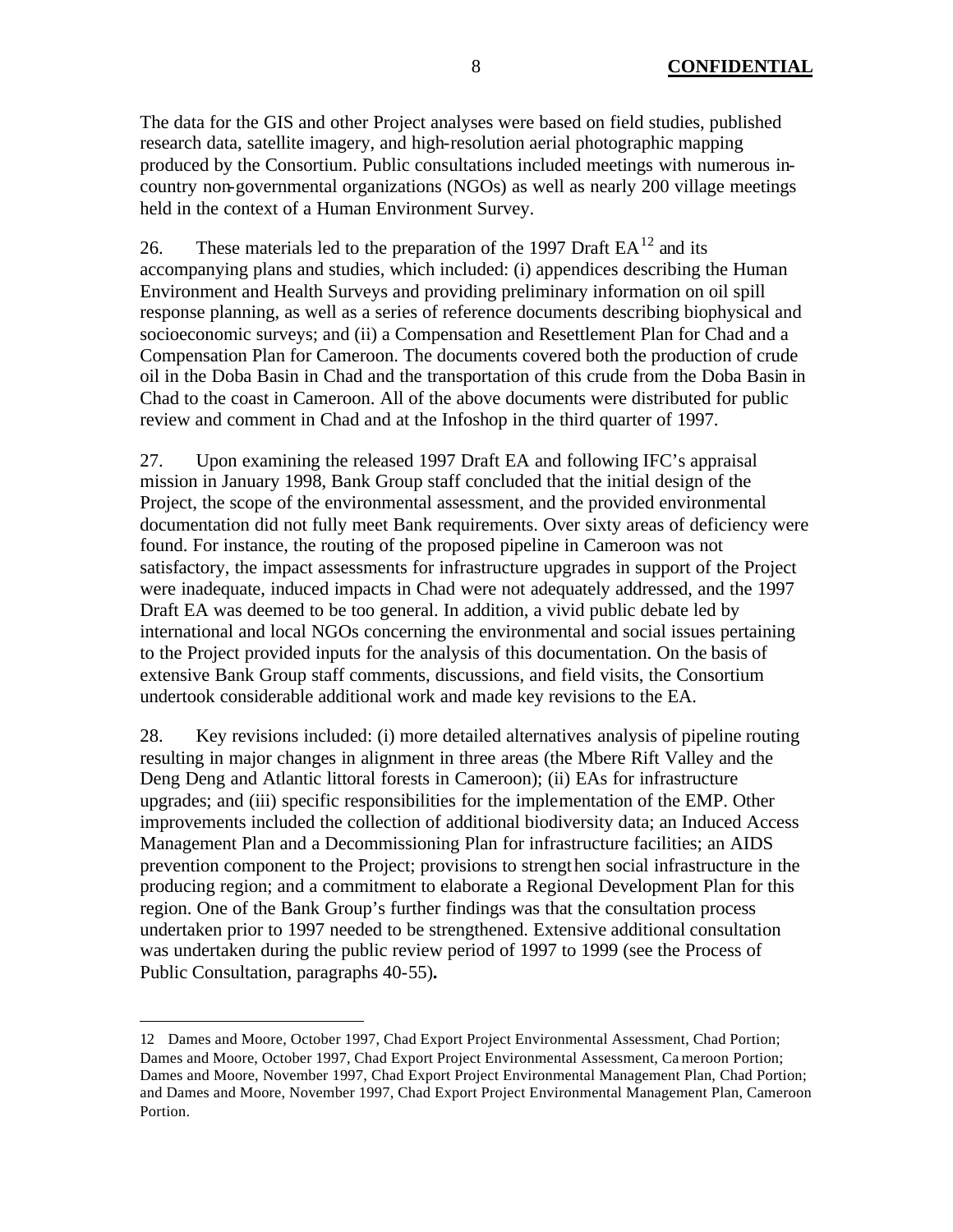The data for the GIS and other Project analyses were based on field studies, published research data, satellite imagery, and high-resolution aerial photographic mapping produced by the Consortium. Public consultations included meetings with numerous in-country non-governmental organizations (NGOs) as well as nearly 200 village meetings held in the context of a Human Environment Survey.

26. These materials led to the preparation of the 1997 Draft EA[12] and its accompanying plans and studies, which included: (i) appendices describing the Human Environment and Health Surveys and providing preliminary information on oil spill response planning, as well as a series of reference documents describing biophysical and socioeconomic surveys; and (ii) a Compensation and Resettlement Plan for Chad and a Compensation Plan for Cameroon. The documents covered both the production of crude oil in the Doba Basin in Chad and the transportation of this crude from the Doba Basin in Chad to the coast in Cameroon. All of the above documents were distributed for public review and comment in Chad and at the Infoshop in the third quarter of 1997.

27. Upon examining the released 1997 Draft EA and following IFC's appraisal mission in January 1998, Bank Group staff concluded that the initial design of the Project, the scope of the environmental assessment, and the provided environmental documentation did not fully meet Bank requirements. Over sixty areas of deficiency were found. For instance, the routing of the proposed pipeline in Cameroon was not satisfactory, the impact assessments for infrastructure upgrades in support of the Project were inadequate, induced impacts in Chad were not adequately addressed, and the 1997 Draft EA was deemed to be too general. In addition, a vivid public debate led by international and local NGOs concerning the environmental and social issues pertaining to the Project provided inputs for the analysis of this documentation. On the basis of extensive Bank Group staff comments, discussions, and field visits, the Consortium undertook considerable additional work and made key revisions to the EA.

28. Key revisions included: (i) more detailed alternatives analysis of pipeline routing resulting in major changes in alignment in three areas (the Mbere Rift Valley and the Deng Deng and Atlantic littoral forests in Cameroon); (ii) EAs for infrastructure upgrades; and (iii) specific responsibilities for the implementation of the EMP. Other improvements included the collection of additional biodiversity data; an Induced Access Management Plan and a Decommissioning Plan for infrastructure facilities; an AIDS prevention component to the Project; provisions to strengthen social infrastructure in the producing region; and a commitment to elaborate a Regional Development Plan for this region. One of the Bank Group's further findings was that the consultation process undertaken prior to 1997 needed to be strengthened. Extensive additional consultation was undertaken during the public review period of 1997 to 1999 (see the Process of Public Consultation, paragraphs 40-55).

---

12 Dames and Moore, October 1997, Chad Export Project Environmental Assessment, Chad Portion; Dames and Moore, October 1997, Chad Export Project Environmental Assessment, Cameroon Portion; Dames and Moore, November 1997, Chad Export Project Environmental Management Plan, Chad Portion; and Dames and Moore, November 1997, Chad Export Project Environmental Management Plan, Cameroon Portion.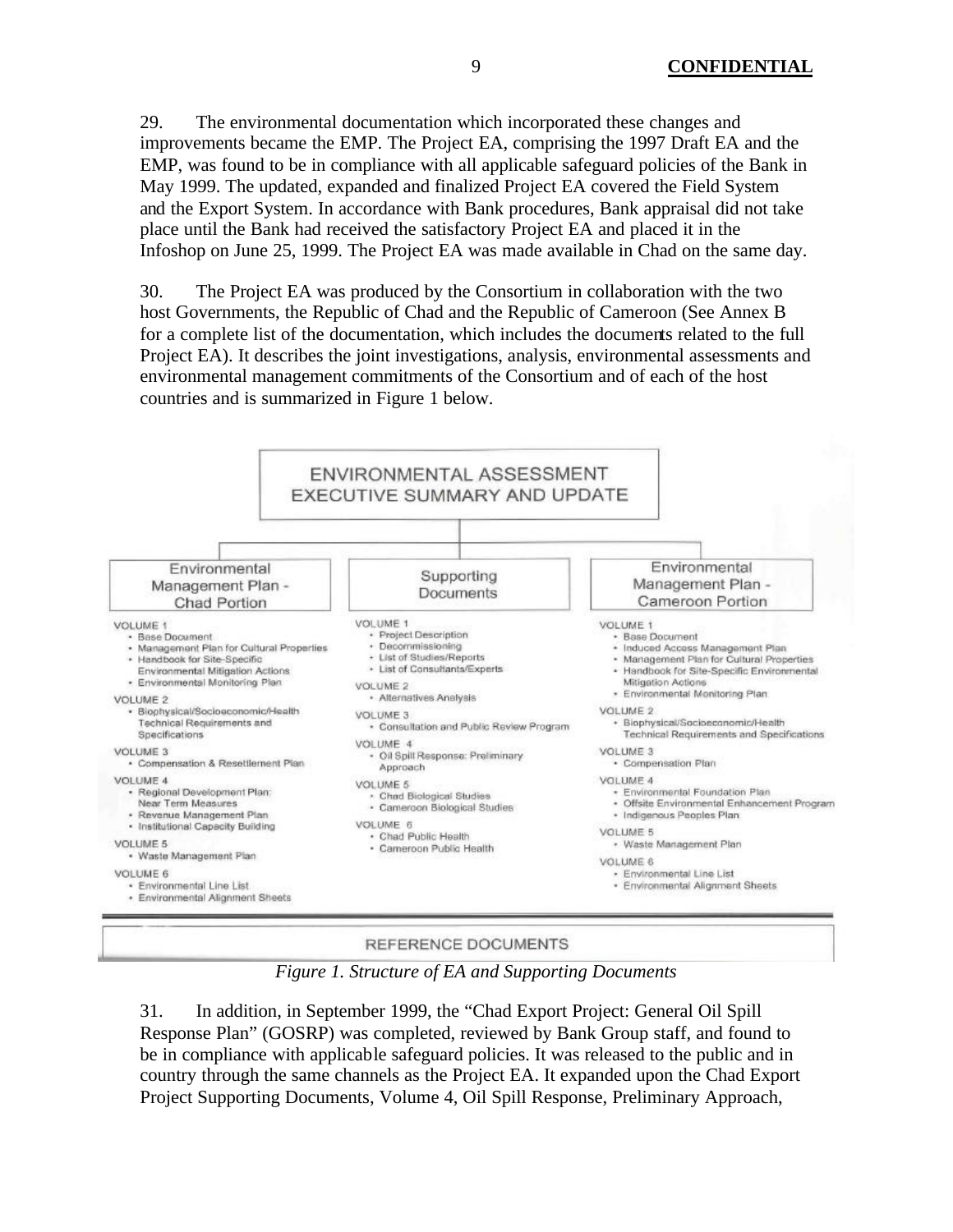29. The environmental documentation which incorporated these changes and improvements became the EMP. The Project EA, comprising the 1997 Draft EA and the EMP, was found to be in compliance with all applicable safeguard policies of the Bank in May 1999. The updated, expanded and finalized Project EA covered the Field System and the Export System. In accordance with Bank procedures, Bank appraisal did not take place until the Bank had received the satisfactory Project EA and placed it in the Infoshop on June 25, 1999. The Project EA was made available in Chad on the same day.

30. The Project EA was produced by the Consortium in collaboration with the two host Governments, the Republic of Chad and the Republic of Cameroon (See Annex B for a complete list of the documentation, which includes the documents related to the full Project EA). It describes the joint investigations, analysis, environmental assessments and environmental management commitments of the Consortium and of each of the host countries and is summarized in Figure 1 below.

**ENVIRONMENTAL ASSESSMENT EXECUTIVE SUMMARY AND UPDATE**

**Environmental Management Plan - Chad Portion**

VOLUME 1
- Base Document
- Management Plan for Cultural Properties
- Handbook for Site-Specific Environmental Mitigation Actions
- Environmental Monitoring Plan

VOLUME 2
- Biophysical/Socioeconomic/Health Technical Requirements and Specifications

VOLUME 3
- Compensation & Resettlement Plan

VOLUME 4
- Regional Development Plan: Near Term Measures
- Revenue Management Plan
- Institutional Capacity Building

VOLUME 5
- Waste Management Plan

VOLUME 6
- Environmental Line List
- Environmental Alignment Sheets

**Supporting Documents**

VOLUME 1
- Project Description
- Decommissioning
- List of Studies/Reports
- List of Consultants/Experts

VOLUME 2
- Alternatives Analysis

VOLUME 3
- Consultation and Public Review Program

VOLUME 4
- Oil Spill Response: Preliminary Approach

VOLUME 5
- Chad Biological Studies
- Cameroon Biological Studies

VOLUME 6
- Chad Public Health
- Cameroon Public Health

**Environmental Management Plan - Cameroon Portion**

VOLUME 1
- Base Document
- Induced Access Management Plan
- Management Plan for Cultural Properties
- Handbook for Site-Specific Environmental Mitigation Actions
- Environmental Monitoring Plan

VOLUME 2
- Biophysical/Socioeconomic/Health Technical Requirements and Specifications

VOLUME 3
- Compensation Plan

VOLUME 4
- Environmental Foundation Plan
- Offsite Environmental Enhancement Program
- Indigenous Peoples Plan

VOLUME 5
- Waste Management Plan

VOLUME 6
- Environmental Line List
- Environmental Alignment Sheets

**REFERENCE DOCUMENTS**

*Figure 1. Structure of EA and Supporting Documents*

31. In addition, in September 1999, the "Chad Export Project: General Oil Spill Response Plan" (GOSRP) was completed, reviewed by Bank Group staff, and found to be in compliance with applicable safeguard policies. It was released to the public and in country through the same channels as the Project EA. It expanded upon the Chad Export Project Supporting Documents, Volume 4, Oil Spill Response, Preliminary Approach,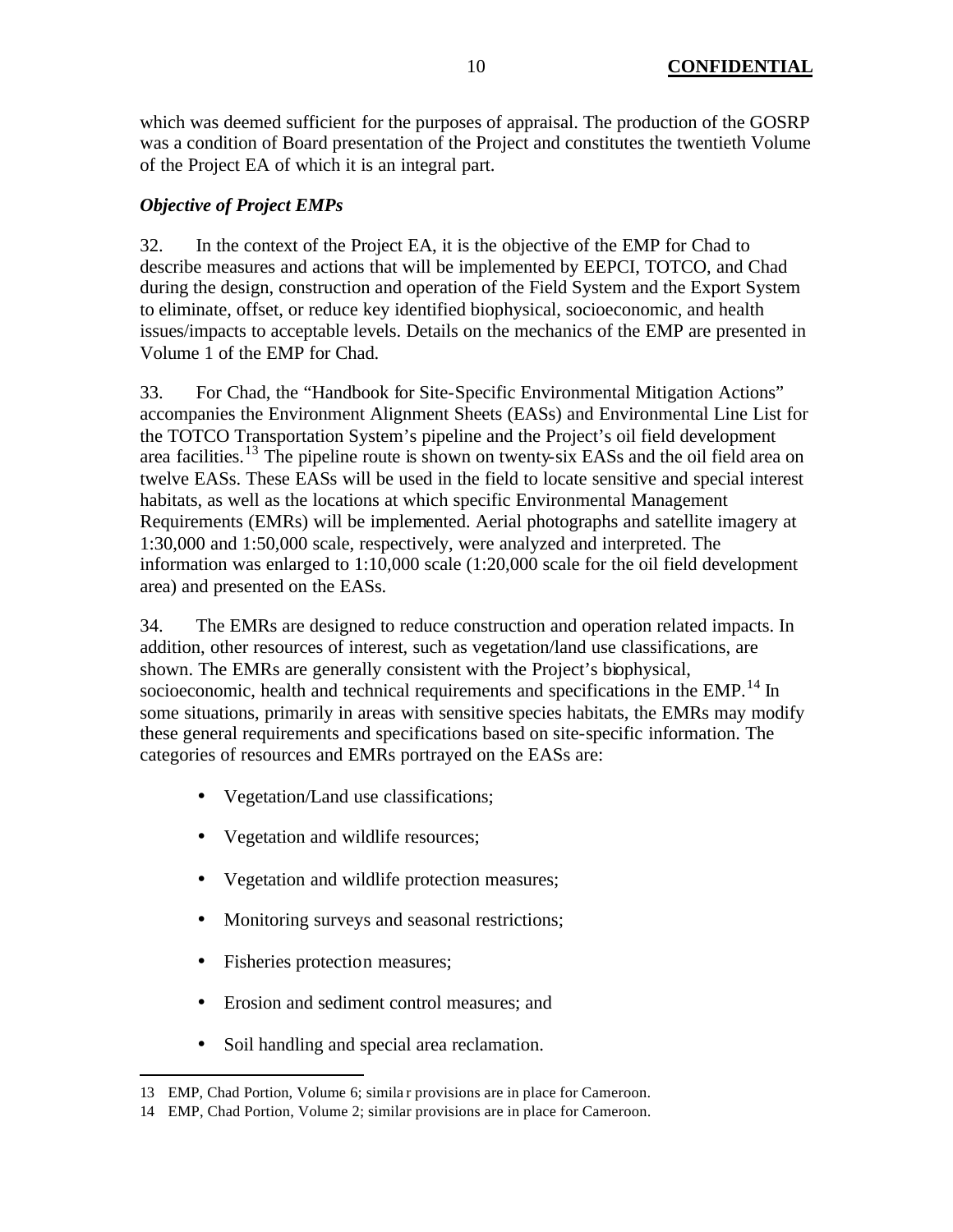which was deemed sufficient for the purposes of appraisal. The production of the GOSRP was a condition of Board presentation of the Project and constitutes the twentieth Volume of the Project EA of which it is an integral part.

***Objective of Project EMPs***

32. In the context of the Project EA, it is the objective of the EMP for Chad to describe measures and actions that will be implemented by EEPCI, TOTCO, and Chad during the design, construction and operation of the Field System and the Export System to eliminate, offset, or reduce key identified biophysical, socioeconomic, and health issues/impacts to acceptable levels. Details on the mechanics of the EMP are presented in Volume 1 of the EMP for Chad.

33. For Chad, the "Handbook for Site-Specific Environmental Mitigation Actions" accompanies the Environment Alignment Sheets (EASs) and Environmental Line List for the TOTCO Transportation System's pipeline and the Project's oil field development area facilities.[13] The pipeline route is shown on twenty-six EASs and the oil field area on twelve EASs. These EASs will be used in the field to locate sensitive and special interest habitats, as well as the locations at which specific Environmental Management Requirements (EMRs) will be implemented. Aerial photographs and satellite imagery at 1:30,000 and 1:50,000 scale, respectively, were analyzed and interpreted. The information was enlarged to 1:10,000 scale (1:20,000 scale for the oil field development area) and presented on the EASs.

34. The EMRs are designed to reduce construction and operation related impacts. In addition, other resources of interest, such as vegetation/land use classifications, are shown. The EMRs are generally consistent with the Project's biophysical, socioeconomic, health and technical requirements and specifications in the EMP.[14] In some situations, primarily in areas with sensitive species habitats, the EMRs may modify these general requirements and specifications based on site-specific information. The categories of resources and EMRs portrayed on the EASs are:

- Vegetation/Land use classifications;
- Vegetation and wildlife resources;
- Vegetation and wildlife protection measures;
- Monitoring surveys and seasonal restrictions;
- Fisheries protection measures;
- Erosion and sediment control measures; and
- Soil handling and special area reclamation.

---

13 EMP, Chad Portion, Volume 6; similar provisions are in place for Cameroon.

14 EMP, Chad Portion, Volume 2; similar provisions are in place for Cameroon.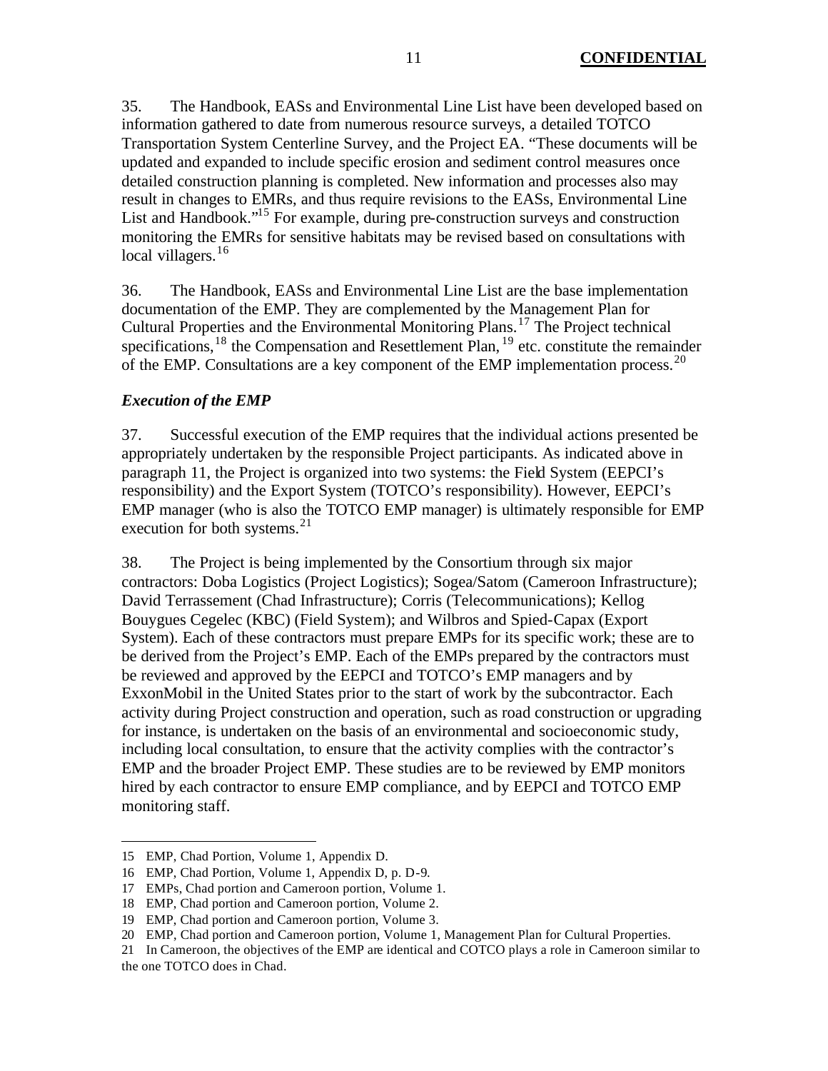35. The Handbook, EASs and Environmental Line List have been developed based on information gathered to date from numerous resource surveys, a detailed TOTCO Transportation System Centerline Survey, and the Project EA. "These documents will be updated and expanded to include specific erosion and sediment control measures once detailed construction planning is completed. New information and processes also may result in changes to EMRs, and thus require revisions to the EASs, Environmental Line List and Handbook."[15] For example, during pre-construction surveys and construction monitoring the EMRs for sensitive habitats may be revised based on consultations with local villagers.[16]

36. The Handbook, EASs and Environmental Line List are the base implementation documentation of the EMP. They are complemented by the Management Plan for Cultural Properties and the Environmental Monitoring Plans.[17] The Project technical specifications,[18] the Compensation and Resettlement Plan,[19] etc. constitute the remainder of the EMP. Consultations are a key component of the EMP implementation process.[20]

### *Execution of the EMP*

37. Successful execution of the EMP requires that the individual actions presented be appropriately undertaken by the responsible Project participants. As indicated above in paragraph 11, the Project is organized into two systems: the Field System (EEPCI's responsibility) and the Export System (TOTCO's responsibility). However, EEPCI's EMP manager (who is also the TOTCO EMP manager) is ultimately responsible for EMP execution for both systems.[21]

38. The Project is being implemented by the Consortium through six major contractors: Doba Logistics (Project Logistics); Sogea/Satom (Cameroon Infrastructure); David Terrassement (Chad Infrastructure); Corris (Telecommunications); Kellog Bouygues Cegelec (KBC) (Field System); and Wilbros and Spied-Capax (Export System). Each of these contractors must prepare EMPs for its specific work; these are to be derived from the Project's EMP. Each of the EMPs prepared by the contractors must be reviewed and approved by the EEPCI and TOTCO's EMP managers and by ExxonMobil in the United States prior to the start of work by the subcontractor. Each activity during Project construction and operation, such as road construction or upgrading for instance, is undertaken on the basis of an environmental and socioeconomic study, including local consultation, to ensure that the activity complies with the contractor's EMP and the broader Project EMP. These studies are to be reviewed by EMP monitors hired by each contractor to ensure EMP compliance, and by EEPCI and TOTCO EMP monitoring staff.

---

15 EMP, Chad Portion, Volume 1, Appendix D.

16 EMP, Chad Portion, Volume 1, Appendix D, p. D-9.

17 EMPs, Chad portion and Cameroon portion, Volume 1.

18 EMP, Chad portion and Cameroon portion, Volume 2.

19 EMP, Chad portion and Cameroon portion, Volume 3.

20 EMP, Chad portion and Cameroon portion, Volume 1, Management Plan for Cultural Properties.

21 In Cameroon, the objectives of the EMP are identical and COTCO plays a role in Cameroon similar to the one TOTCO does in Chad.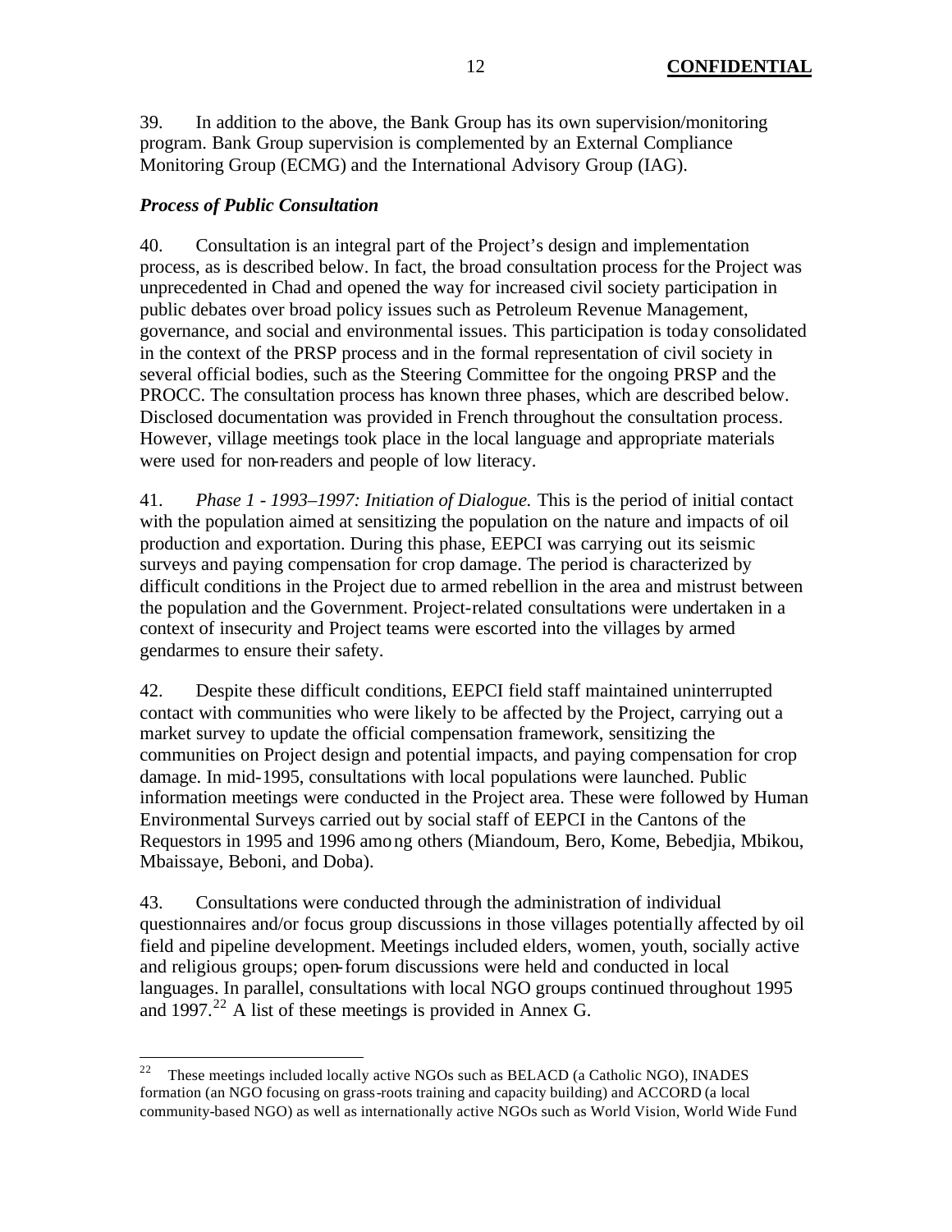39. In addition to the above, the Bank Group has its own supervision/monitoring program. Bank Group supervision is complemented by an External Compliance Monitoring Group (ECMG) and the International Advisory Group (IAG).

***Process of Public Consultation***

40. Consultation is an integral part of the Project's design and implementation process, as is described below. In fact, the broad consultation process for the Project was unprecedented in Chad and opened the way for increased civil society participation in public debates over broad policy issues such as Petroleum Revenue Management, governance, and social and environmental issues. This participation is today consolidated in the context of the PRSP process and in the formal representation of civil society in several official bodies, such as the Steering Committee for the ongoing PRSP and the PROCC. The consultation process has known three phases, which are described below. Disclosed documentation was provided in French throughout the consultation process. However, village meetings took place in the local language and appropriate materials were used for non-readers and people of low literacy.

41. *Phase 1 - 1993–1997: Initiation of Dialogue.* This is the period of initial contact with the population aimed at sensitizing the population on the nature and impacts of oil production and exportation. During this phase, EEPCI was carrying out its seismic surveys and paying compensation for crop damage. The period is characterized by difficult conditions in the Project due to armed rebellion in the area and mistrust between the population and the Government. Project-related consultations were undertaken in a context of insecurity and Project teams were escorted into the villages by armed gendarmes to ensure their safety.

42. Despite these difficult conditions, EEPCI field staff maintained uninterrupted contact with communities who were likely to be affected by the Project, carrying out a market survey to update the official compensation framework, sensitizing the communities on Project design and potential impacts, and paying compensation for crop damage. In mid-1995, consultations with local populations were launched. Public information meetings were conducted in the Project area. These were followed by Human Environmental Surveys carried out by social staff of EEPCI in the Cantons of the Requestors in 1995 and 1996 among others (Miandoum, Bero, Kome, Bebedjia, Mbikou, Mbaissaye, Beboni, and Doba).

43. Consultations were conducted through the administration of individual questionnaires and/or focus group discussions in those villages potentially affected by oil field and pipeline development. Meetings included elders, women, youth, socially active and religious groups; open-forum discussions were held and conducted in local languages. In parallel, consultations with local NGO groups continued throughout 1995 and 1997.[22] A list of these meetings is provided in Annex G.

---

[22] These meetings included locally active NGOs such as BELACD (a Catholic NGO), INADES formation (an NGO focusing on grass-roots training and capacity building) and ACCORD (a local community-based NGO) as well as internationally active NGOs such as World Vision, World Wide Fund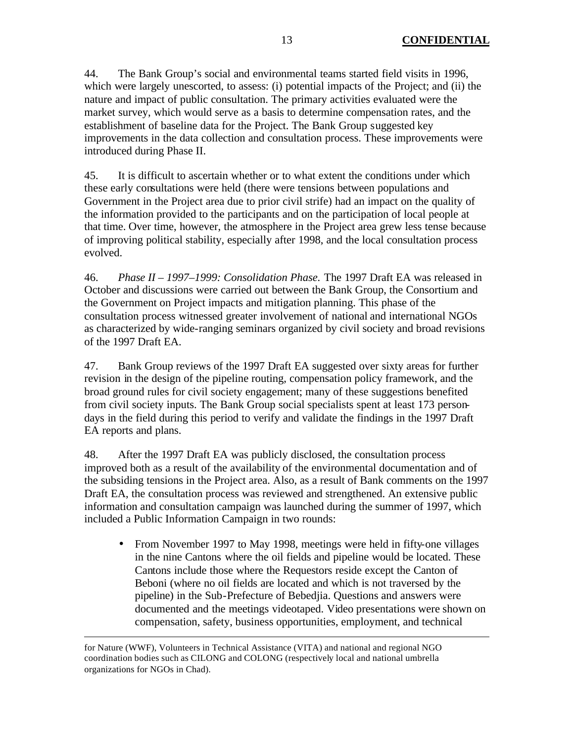44. The Bank Group's social and environmental teams started field visits in 1996, which were largely unescorted, to assess: (i) potential impacts of the Project; and (ii) the nature and impact of public consultation. The primary activities evaluated were the market survey, which would serve as a basis to determine compensation rates, and the establishment of baseline data for the Project. The Bank Group suggested key improvements in the data collection and consultation process. These improvements were introduced during Phase II.

45. It is difficult to ascertain whether or to what extent the conditions under which these early consultations were held (there were tensions between populations and Government in the Project area due to prior civil strife) had an impact on the quality of the information provided to the participants and on the participation of local people at that time. Over time, however, the atmosphere in the Project area grew less tense because of improving political stability, especially after 1998, and the local consultation process evolved.

46. *Phase II – 1997–1999: Consolidation Phase.* The 1997 Draft EA was released in October and discussions were carried out between the Bank Group, the Consortium and the Government on Project impacts and mitigation planning. This phase of the consultation process witnessed greater involvement of national and international NGOs as characterized by wide-ranging seminars organized by civil society and broad revisions of the 1997 Draft EA.

47. Bank Group reviews of the 1997 Draft EA suggested over sixty areas for further revision in the design of the pipeline routing, compensation policy framework, and the broad ground rules for civil society engagement; many of these suggestions benefited from civil society inputs. The Bank Group social specialists spent at least 173 person-days in the field during this period to verify and validate the findings in the 1997 Draft EA reports and plans.

48. After the 1997 Draft EA was publicly disclosed, the consultation process improved both as a result of the availability of the environmental documentation and of the subsiding tensions in the Project area. Also, as a result of Bank comments on the 1997 Draft EA, the consultation process was reviewed and strengthened. An extensive public information and consultation campaign was launched during the summer of 1997, which included a Public Information Campaign in two rounds:

- From November 1997 to May 1998, meetings were held in fifty-one villages in the nine Cantons where the oil fields and pipeline would be located. These Cantons include those where the Requestors reside except the Canton of Beboni (where no oil fields are located and which is not traversed by the pipeline) in the Sub-Prefecture of Bebedjia. Questions and answers were documented and the meetings videotaped. Video presentations were shown on compensation, safety, business opportunities, employment, and technical

---

for Nature (WWF), Volunteers in Technical Assistance (VITA) and national and regional NGO coordination bodies such as CILONG and COLONG (respectively local and national umbrella organizations for NGOs in Chad).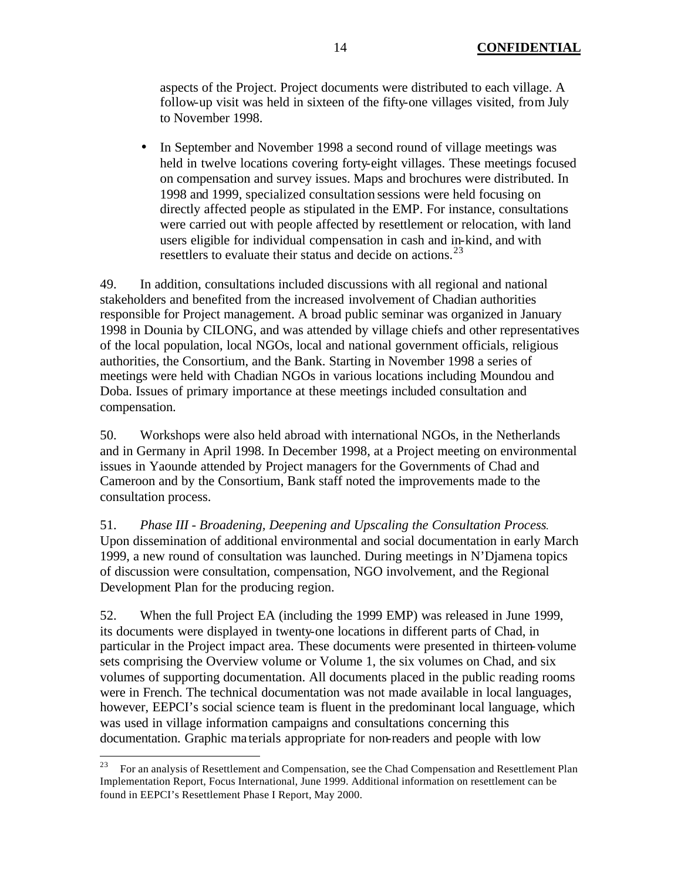aspects of the Project. Project documents were distributed to each village. A follow-up visit was held in sixteen of the fifty-one villages visited, from July to November 1998.

- In September and November 1998 a second round of village meetings was held in twelve locations covering forty-eight villages. These meetings focused on compensation and survey issues. Maps and brochures were distributed. In 1998 and 1999, specialized consultation sessions were held focusing on directly affected people as stipulated in the EMP. For instance, consultations were carried out with people affected by resettlement or relocation, with land users eligible for individual compensation in cash and in-kind, and with resettlers to evaluate their status and decide on actions.[23]

49. In addition, consultations included discussions with all regional and national stakeholders and benefited from the increased involvement of Chadian authorities responsible for Project management. A broad public seminar was organized in January 1998 in Dounia by CILONG, and was attended by village chiefs and other representatives of the local population, local NGOs, local and national government officials, religious authorities, the Consortium, and the Bank. Starting in November 1998 a series of meetings were held with Chadian NGOs in various locations including Moundou and Doba. Issues of primary importance at these meetings included consultation and compensation.

50. Workshops were also held abroad with international NGOs, in the Netherlands and in Germany in April 1998. In December 1998, at a Project meeting on environmental issues in Yaounde attended by Project managers for the Governments of Chad and Cameroon and by the Consortium, Bank staff noted the improvements made to the consultation process.

51. *Phase III - Broadening, Deepening and Upscaling the Consultation Process.* Upon dissemination of additional environmental and social documentation in early March 1999, a new round of consultation was launched. During meetings in N'Djamena topics of discussion were consultation, compensation, NGO involvement, and the Regional Development Plan for the producing region.

52. When the full Project EA (including the 1999 EMP) was released in June 1999, its documents were displayed in twenty-one locations in different parts of Chad, in particular in the Project impact area. These documents were presented in thirteen-volume sets comprising the Overview volume or Volume 1, the six volumes on Chad, and six volumes of supporting documentation. All documents placed in the public reading rooms were in French. The technical documentation was not made available in local languages, however, EEPCI's social science team is fluent in the predominant local language, which was used in village information campaigns and consultations concerning this documentation. Graphic materials appropriate for non-readers and people with low

---

[23] For an analysis of Resettlement and Compensation, see the Chad Compensation and Resettlement Plan Implementation Report, Focus International, June 1999. Additional information on resettlement can be found in EEPCI's Resettlement Phase I Report, May 2000.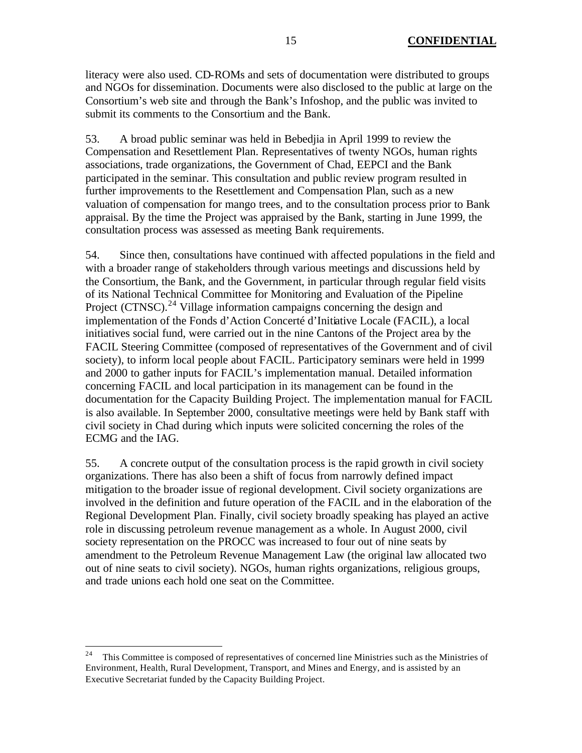literacy were also used. CD-ROMs and sets of documentation were distributed to groups and NGOs for dissemination. Documents were also disclosed to the public at large on the Consortium's web site and through the Bank's Infoshop, and the public was invited to submit its comments to the Consortium and the Bank.

53. A broad public seminar was held in Bebedjia in April 1999 to review the Compensation and Resettlement Plan. Representatives of twenty NGOs, human rights associations, trade organizations, the Government of Chad, EEPCI and the Bank participated in the seminar. This consultation and public review program resulted in further improvements to the Resettlement and Compensation Plan, such as a new valuation of compensation for mango trees, and to the consultation process prior to Bank appraisal. By the time the Project was appraised by the Bank, starting in June 1999, the consultation process was assessed as meeting Bank requirements.

54. Since then, consultations have continued with affected populations in the field and with a broader range of stakeholders through various meetings and discussions held by the Consortium, the Bank, and the Government, in particular through regular field visits of its National Technical Committee for Monitoring and Evaluation of the Pipeline Project (CTNSC).[24] Village information campaigns concerning the design and implementation of the Fonds d'Action Concerté d'Initiative Locale (FACIL), a local initiatives social fund, were carried out in the nine Cantons of the Project area by the FACIL Steering Committee (composed of representatives of the Government and of civil society), to inform local people about FACIL. Participatory seminars were held in 1999 and 2000 to gather inputs for FACIL's implementation manual. Detailed information concerning FACIL and local participation in its management can be found in the documentation for the Capacity Building Project. The implementation manual for FACIL is also available. In September 2000, consultative meetings were held by Bank staff with civil society in Chad during which inputs were solicited concerning the roles of the ECMG and the IAG.

55. A concrete output of the consultation process is the rapid growth in civil society organizations. There has also been a shift of focus from narrowly defined impact mitigation to the broader issue of regional development. Civil society organizations are involved in the definition and future operation of the FACIL and in the elaboration of the Regional Development Plan. Finally, civil society broadly speaking has played an active role in discussing petroleum revenue management as a whole. In August 2000, civil society representation on the PROCC was increased to four out of nine seats by amendment to the Petroleum Revenue Management Law (the original law allocated two out of nine seats to civil society). NGOs, human rights organizations, religious groups, and trade unions each hold one seat on the Committee.

[24] This Committee is composed of representatives of concerned line Ministries such as the Ministries of Environment, Health, Rural Development, Transport, and Mines and Energy, and is assisted by an Executive Secretariat funded by the Capacity Building Project.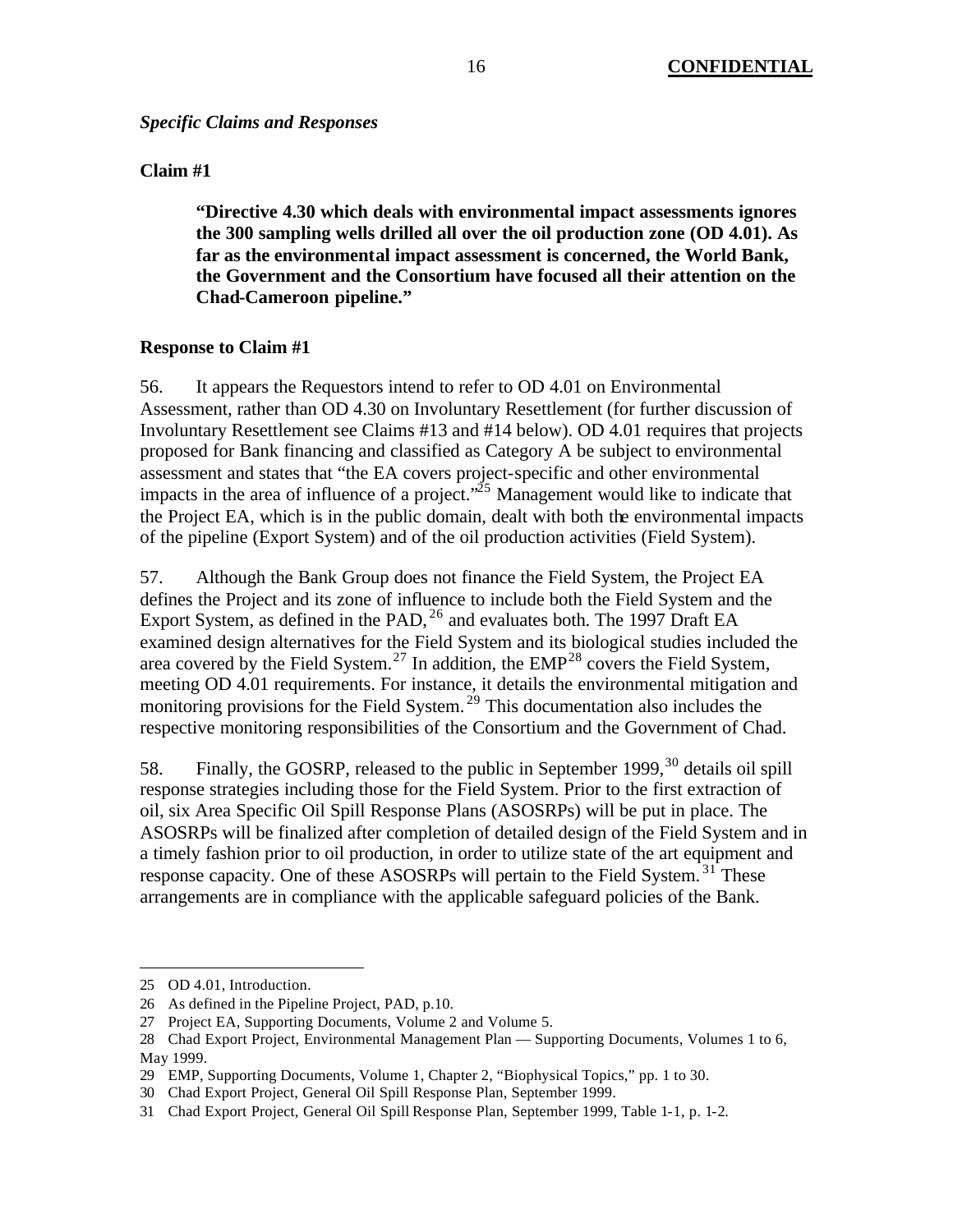*Specific Claims and Responses*

**Claim #1**

> **"Directive 4.30 which deals with environmental impact assessments ignores the 300 sampling wells drilled all over the oil production zone (OD 4.01). As far as the environmental impact assessment is concerned, the World Bank, the Government and the Consortium have focused all their attention on the Chad-Cameroon pipeline."**

**Response to Claim #1**

56. It appears the Requestors intend to refer to OD 4.01 on Environmental Assessment, rather than OD 4.30 on Involuntary Resettlement (for further discussion of Involuntary Resettlement see Claims #13 and #14 below). OD 4.01 requires that projects proposed for Bank financing and classified as Category A be subject to environmental assessment and states that "the EA covers project-specific and other environmental impacts in the area of influence of a project."[25] Management would like to indicate that the Project EA, which is in the public domain, dealt with both the environmental impacts of the pipeline (Export System) and of the oil production activities (Field System).

57. Although the Bank Group does not finance the Field System, the Project EA defines the Project and its zone of influence to include both the Field System and the Export System, as defined in the PAD,[26] and evaluates both. The 1997 Draft EA examined design alternatives for the Field System and its biological studies included the area covered by the Field System.[27] In addition, the EMP[28] covers the Field System, meeting OD 4.01 requirements. For instance, it details the environmental mitigation and monitoring provisions for the Field System.[29] This documentation also includes the respective monitoring responsibilities of the Consortium and the Government of Chad.

58. Finally, the GOSRP, released to the public in September 1999,[30] details oil spill response strategies including those for the Field System. Prior to the first extraction of oil, six Area Specific Oil Spill Response Plans (ASOSRPs) will be put in place. The ASOSRPs will be finalized after completion of detailed design of the Field System and in a timely fashion prior to oil production, in order to utilize state of the art equipment and response capacity. One of these ASOSRPs will pertain to the Field System.[31] These arrangements are in compliance with the applicable safeguard policies of the Bank.

---

25 OD 4.01, Introduction.

26 As defined in the Pipeline Project, PAD, p.10.

27 Project EA, Supporting Documents, Volume 2 and Volume 5.

28 Chad Export Project, Environmental Management Plan — Supporting Documents, Volumes 1 to 6, May 1999.

29 EMP, Supporting Documents, Volume 1, Chapter 2, "Biophysical Topics," pp. 1 to 30.

30 Chad Export Project, General Oil Spill Response Plan, September 1999.

31 Chad Export Project, General Oil Spill Response Plan, September 1999, Table 1-1, p. 1-2.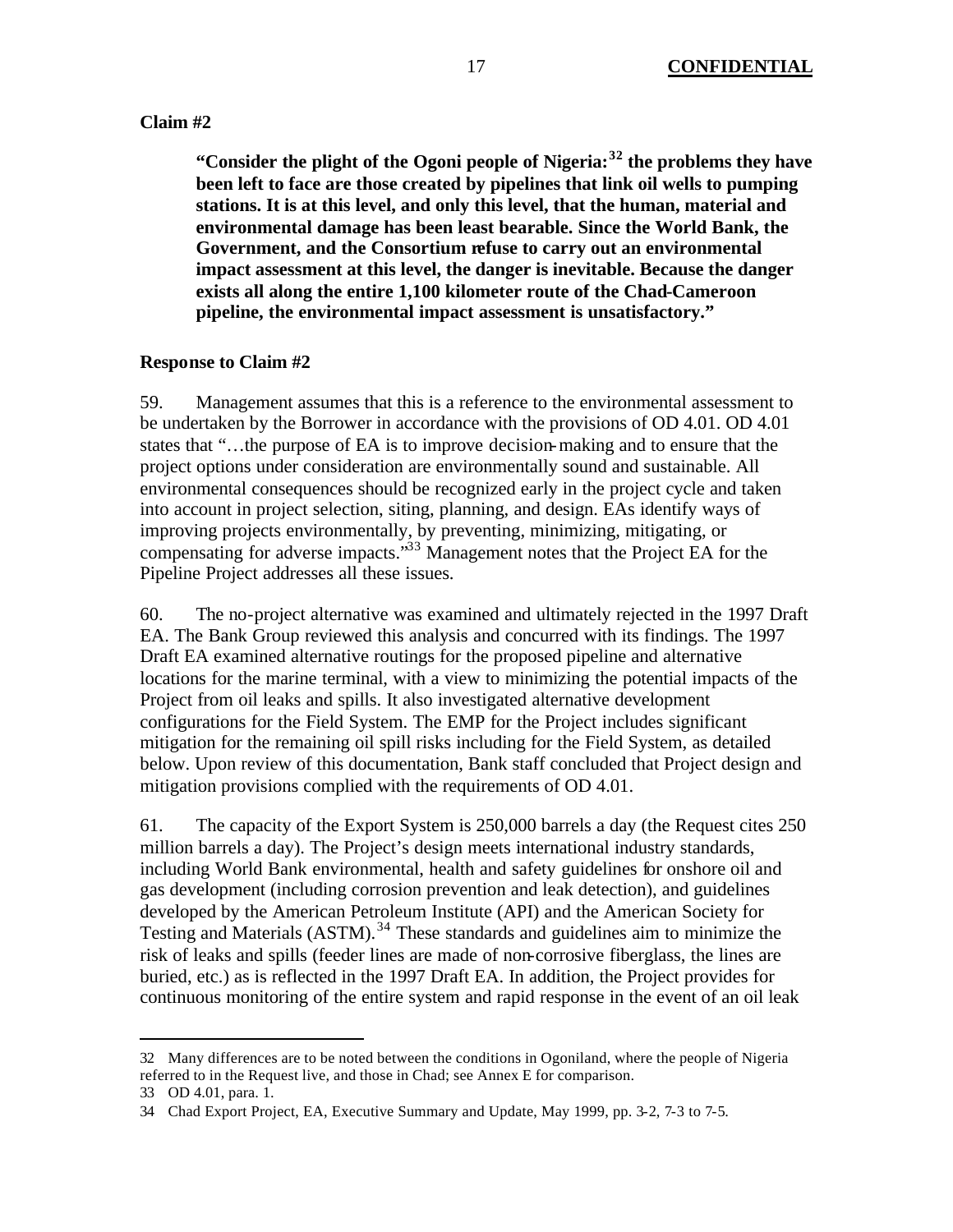**Claim #2**

> **"Consider the plight of the Ogoni people of Nigeria:[32] the problems they have been left to face are those created by pipelines that link oil wells to pumping stations. It is at this level, and only this level, that the human, material and environmental damage has been least bearable. Since the World Bank, the Government, and the Consortium refuse to carry out an environmental impact assessment at this level, the danger is inevitable. Because the danger exists all along the entire 1,100 kilometer route of the Chad-Cameroon pipeline, the environmental impact assessment is unsatisfactory."**

**Response to Claim #2**

59. Management assumes that this is a reference to the environmental assessment to be undertaken by the Borrower in accordance with the provisions of OD 4.01. OD 4.01 states that "…the purpose of EA is to improve decision-making and to ensure that the project options under consideration are environmentally sound and sustainable. All environmental consequences should be recognized early in the project cycle and taken into account in project selection, siting, planning, and design. EAs identify ways of improving projects environmentally, by preventing, minimizing, mitigating, or compensating for adverse impacts."[33] Management notes that the Project EA for the Pipeline Project addresses all these issues.

60. The no-project alternative was examined and ultimately rejected in the 1997 Draft EA. The Bank Group reviewed this analysis and concurred with its findings. The 1997 Draft EA examined alternative routings for the proposed pipeline and alternative locations for the marine terminal, with a view to minimizing the potential impacts of the Project from oil leaks and spills. It also investigated alternative development configurations for the Field System. The EMP for the Project includes significant mitigation for the remaining oil spill risks including for the Field System, as detailed below. Upon review of this documentation, Bank staff concluded that Project design and mitigation provisions complied with the requirements of OD 4.01.

61. The capacity of the Export System is 250,000 barrels a day (the Request cites 250 million barrels a day). The Project's design meets international industry standards, including World Bank environmental, health and safety guidelines for onshore oil and gas development (including corrosion prevention and leak detection), and guidelines developed by the American Petroleum Institute (API) and the American Society for Testing and Materials (ASTM).[34] These standards and guidelines aim to minimize the risk of leaks and spills (feeder lines are made of non-corrosive fiberglass, the lines are buried, etc.) as is reflected in the 1997 Draft EA. In addition, the Project provides for continuous monitoring of the entire system and rapid response in the event of an oil leak

---

32 Many differences are to be noted between the conditions in Ogoniland, where the people of Nigeria referred to in the Request live, and those in Chad; see Annex E for comparison.

33 OD 4.01, para. 1.

34 Chad Export Project, EA, Executive Summary and Update, May 1999, pp. 3-2, 7-3 to 7-5.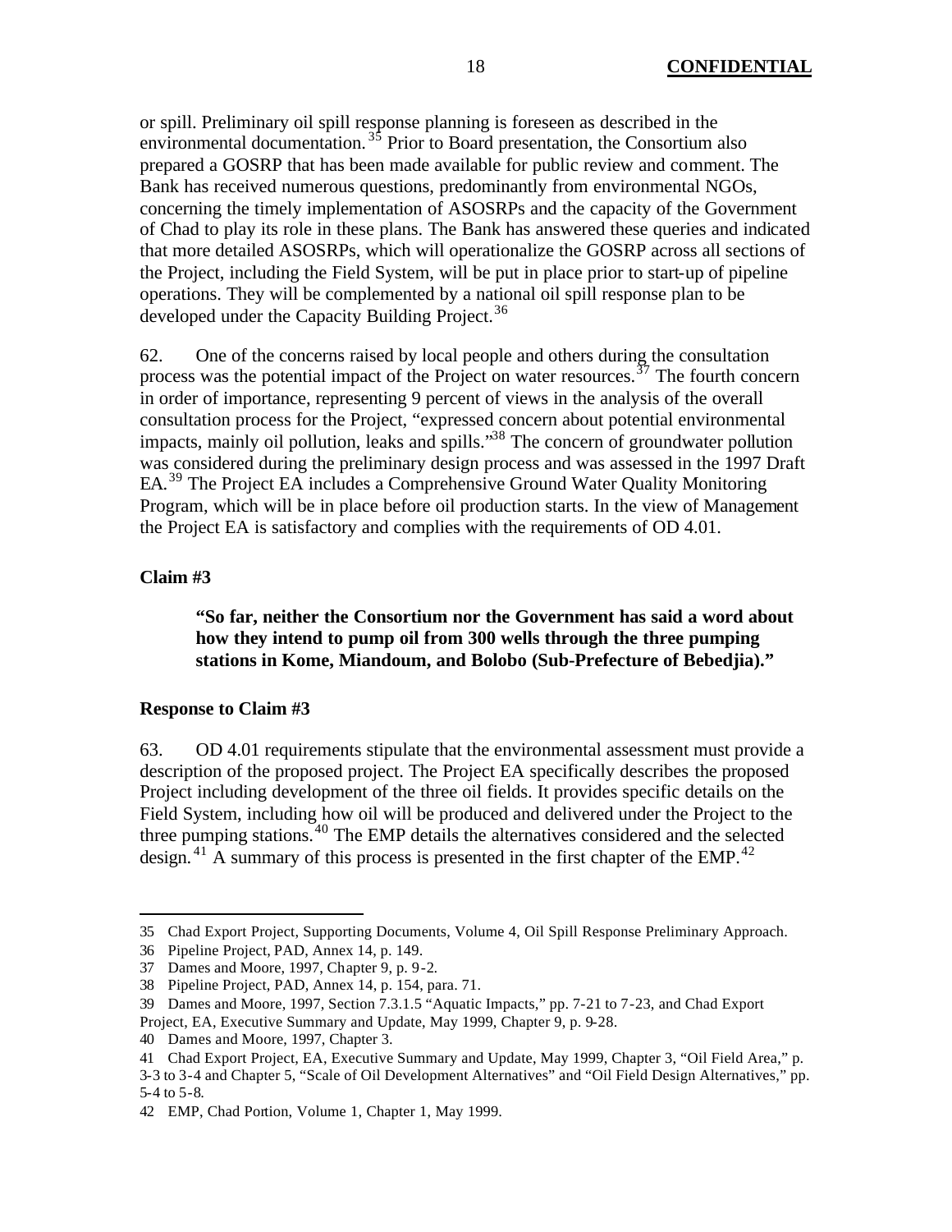or spill. Preliminary oil spill response planning is foreseen as described in the environmental documentation.[35] Prior to Board presentation, the Consortium also prepared a GOSRP that has been made available for public review and comment. The Bank has received numerous questions, predominantly from environmental NGOs, concerning the timely implementation of ASOSRPs and the capacity of the Government of Chad to play its role in these plans. The Bank has answered these queries and indicated that more detailed ASOSRPs, which will operationalize the GOSRP across all sections of the Project, including the Field System, will be put in place prior to start-up of pipeline operations. They will be complemented by a national oil spill response plan to be developed under the Capacity Building Project.[36]

62. One of the concerns raised by local people and others during the consultation process was the potential impact of the Project on water resources.[37] The fourth concern in order of importance, representing 9 percent of views in the analysis of the overall consultation process for the Project, "expressed concern about potential environmental impacts, mainly oil pollution, leaks and spills."[38] The concern of groundwater pollution was considered during the preliminary design process and was assessed in the 1997 Draft EA.[39] The Project EA includes a Comprehensive Ground Water Quality Monitoring Program, which will be in place before oil production starts. In the view of Management the Project EA is satisfactory and complies with the requirements of OD 4.01.

**Claim #3**

> **"So far, neither the Consortium nor the Government has said a word about how they intend to pump oil from 300 wells through the three pumping stations in Kome, Miandoum, and Bolobo (Sub-Prefecture of Bebedjia)."**

**Response to Claim #3**

63. OD 4.01 requirements stipulate that the environmental assessment must provide a description of the proposed project. The Project EA specifically describes the proposed Project including development of the three oil fields. It provides specific details on the Field System, including how oil will be produced and delivered under the Project to the three pumping stations.[40] The EMP details the alternatives considered and the selected design.[41] A summary of this process is presented in the first chapter of the EMP.[42]

---

35 Chad Export Project, Supporting Documents, Volume 4, Oil Spill Response Preliminary Approach.

36 Pipeline Project, PAD, Annex 14, p. 149.

37 Dames and Moore, 1997, Chapter 9, p. 9-2.

38 Pipeline Project, PAD, Annex 14, p. 154, para. 71.

39 Dames and Moore, 1997, Section 7.3.1.5 "Aquatic Impacts," pp. 7-21 to 7-23, and Chad Export Project, EA, Executive Summary and Update, May 1999, Chapter 9, p. 9-28.

40 Dames and Moore, 1997, Chapter 3.

41 Chad Export Project, EA, Executive Summary and Update, May 1999, Chapter 3, "Oil Field Area," p. 3-3 to 3-4 and Chapter 5, "Scale of Oil Development Alternatives" and "Oil Field Design Alternatives," pp. 5-4 to 5-8.

42 EMP, Chad Portion, Volume 1, Chapter 1, May 1999.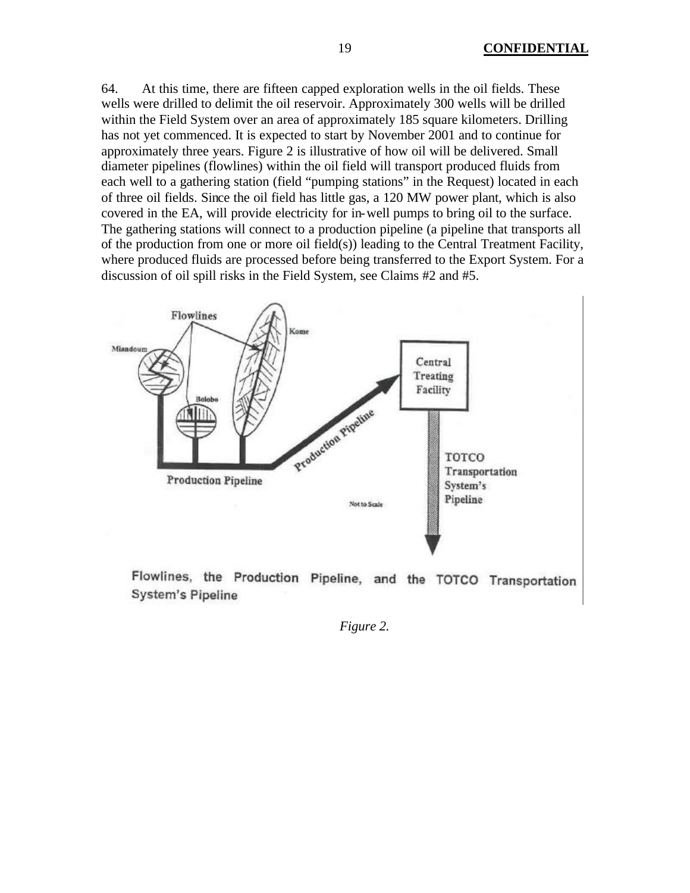64. At this time, there are fifteen capped exploration wells in the oil fields. These wells were drilled to delimit the oil reservoir. Approximately 300 wells will be drilled within the Field System over an area of approximately 185 square kilometers. Drilling has not yet commenced. It is expected to start by November 2001 and to continue for approximately three years. Figure 2 is illustrative of how oil will be delivered. Small diameter pipelines (flowlines) within the oil field will transport produced fluids from each well to a gathering station (field "pumping stations" in the Request) located in each of three oil fields. Since the oil field has little gas, a 120 MW power plant, which is also covered in the EA, will provide electricity for in-well pumps to bring oil to the surface. The gathering stations will connect to a production pipeline (a pipeline that transports all of the production from one or more oil field(s)) leading to the Central Treatment Facility, where produced fluids are processed before being transferred to the Export System. For a discussion of oil spill risks in the Field System, see Claims #2 and #5.

Flowlines, the Production Pipeline, and the TOTCO Transportation System's Pipeline

*Figure 2.*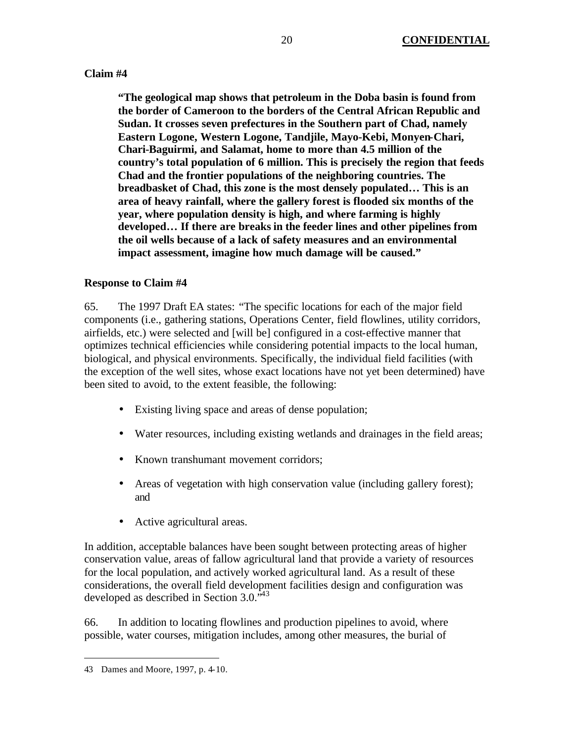**Claim #4**

> **"The geological map shows that petroleum in the Doba basin is found from the border of Cameroon to the borders of the Central African Republic and Sudan. It crosses seven prefectures in the Southern part of Chad, namely Eastern Logone, Western Logone, Tandjile, Mayo-Kebi, Monyen-Chari, Chari-Baguirmi, and Salamat, home to more than 4.5 million of the country's total population of 6 million. This is precisely the region that feeds Chad and the frontier populations of the neighboring countries. The breadbasket of Chad, this zone is the most densely populated… This is an area of heavy rainfall, where the gallery forest is flooded six months of the year, where population density is high, and where farming is highly developed… If there are breaks in the feeder lines and other pipelines from the oil wells because of a lack of safety measures and an environmental impact assessment, imagine how much damage will be caused."**

**Response to Claim #4**

65. The 1997 Draft EA states: "The specific locations for each of the major field components (i.e., gathering stations, Operations Center, field flowlines, utility corridors, airfields, etc.) were selected and [will be] configured in a cost-effective manner that optimizes technical efficiencies while considering potential impacts to the local human, biological, and physical environments. Specifically, the individual field facilities (with the exception of the well sites, whose exact locations have not yet been determined) have been sited to avoid, to the extent feasible, the following:

- Existing living space and areas of dense population;
- Water resources, including existing wetlands and drainages in the field areas;
- Known transhumant movement corridors;
- Areas of vegetation with high conservation value (including gallery forest); and
- Active agricultural areas.

In addition, acceptable balances have been sought between protecting areas of higher conservation value, areas of fallow agricultural land that provide a variety of resources for the local population, and actively worked agricultural land. As a result of these considerations, the overall field development facilities design and configuration was developed as described in Section 3.0."[43]

66. In addition to locating flowlines and production pipelines to avoid, where possible, water courses, mitigation includes, among other measures, the burial of

[43] Dames and Moore, 1997, p. 4-10.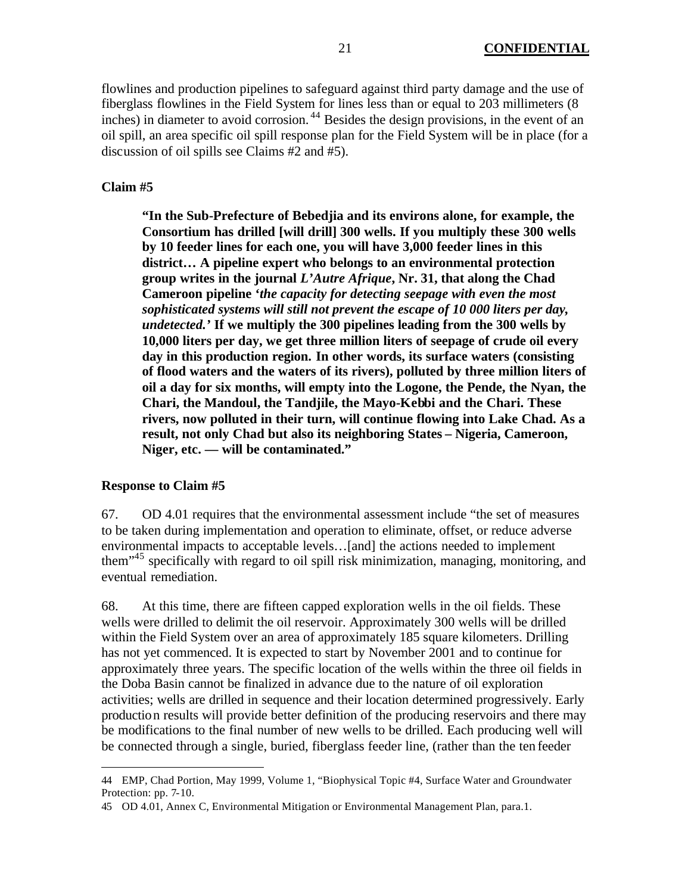flowlines and production pipelines to safeguard against third party damage and the use of fiberglass flowlines in the Field System for lines less than or equal to 203 millimeters (8 inches) in diameter to avoid corrosion.[44] Besides the design provisions, in the event of an oil spill, an area specific oil spill response plan for the Field System will be in place (for a discussion of oil spills see Claims #2 and #5).

**Claim #5**

> **"In the Sub-Prefecture of Bebedjia and its environs alone, for example, the Consortium has drilled [will drill] 300 wells. If you multiply these 300 wells by 10 feeder lines for each one, you will have 3,000 feeder lines in this district… A pipeline expert who belongs to an environmental protection group writes in the journal *L'Autre Afrique*, Nr. 31, that along the Chad Cameroon pipeline '*the capacity for detecting seepage with even the most sophisticated systems will still not prevent the escape of 10 000 liters per day, undetected.*' If we multiply the 300 pipelines leading from the 300 wells by 10,000 liters per day, we get three million liters of seepage of crude oil every day in this production region. In other words, its surface waters (consisting of flood waters and the waters of its rivers), polluted by three million liters of oil a day for six months, will empty into the Logone, the Pende, the Nyan, the Chari, the Mandoul, the Tandjile, the Mayo-Kebbi and the Chari. These rivers, now polluted in their turn, will continue flowing into Lake Chad. As a result, not only Chad but also its neighboring States – Nigeria, Cameroon, Niger, etc. — will be contaminated."**

**Response to Claim #5**

67. OD 4.01 requires that the environmental assessment include "the set of measures to be taken during implementation and operation to eliminate, offset, or reduce adverse environmental impacts to acceptable levels…[and] the actions needed to implement them"[45] specifically with regard to oil spill risk minimization, managing, monitoring, and eventual remediation.

68. At this time, there are fifteen capped exploration wells in the oil fields. These wells were drilled to delimit the oil reservoir. Approximately 300 wells will be drilled within the Field System over an area of approximately 185 square kilometers. Drilling has not yet commenced. It is expected to start by November 2001 and to continue for approximately three years. The specific location of the wells within the three oil fields in the Doba Basin cannot be finalized in advance due to the nature of oil exploration activities; wells are drilled in sequence and their location determined progressively. Early production results will provide better definition of the producing reservoirs and there may be modifications to the final number of new wells to be drilled. Each producing well will be connected through a single, buried, fiberglass feeder line, (rather than the ten feeder

---

44 EMP, Chad Portion, May 1999, Volume 1, "Biophysical Topic #4, Surface Water and Groundwater Protection: pp. 7-10.

45 OD 4.01, Annex C, Environmental Mitigation or Environmental Management Plan, para.1.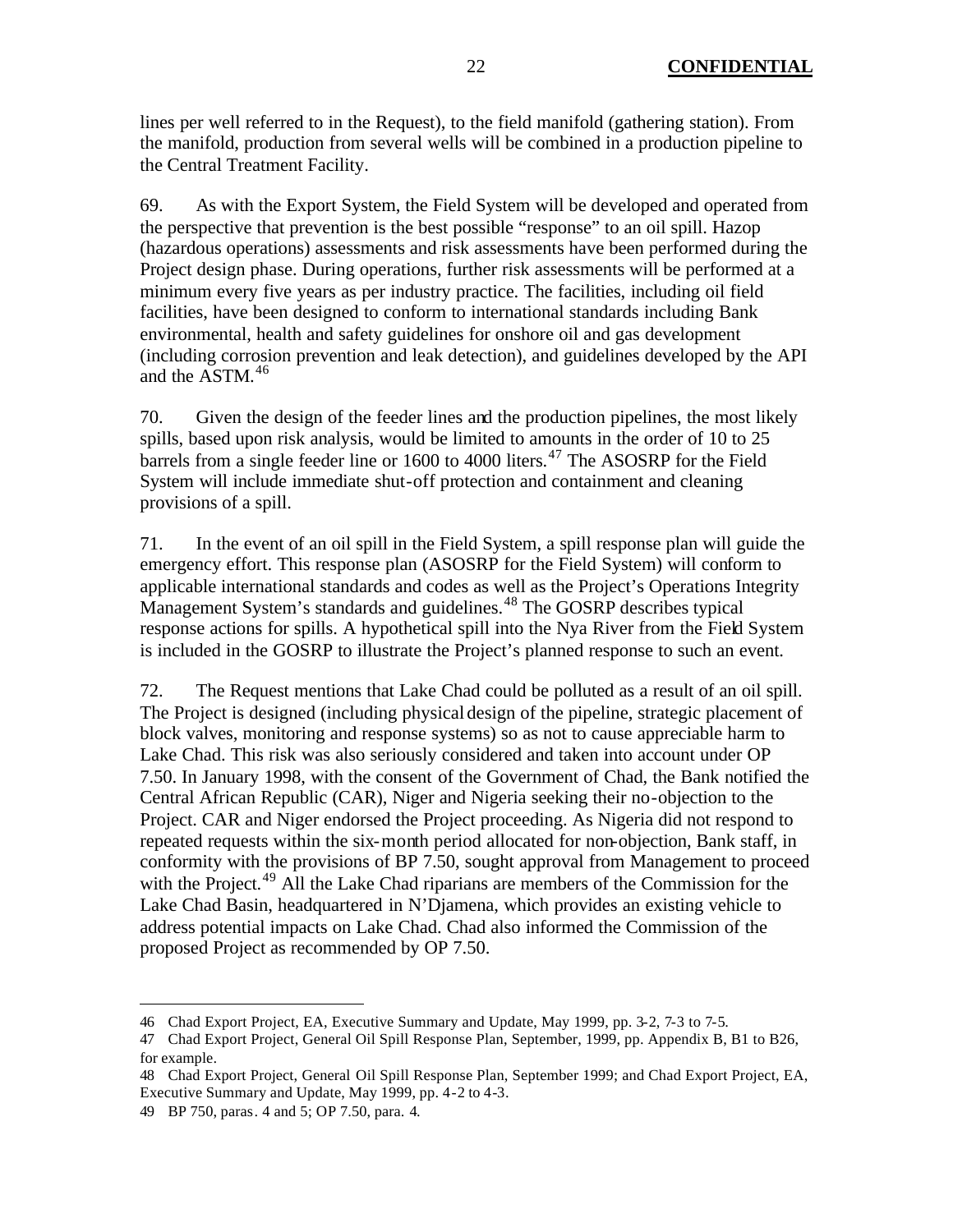lines per well referred to in the Request), to the field manifold (gathering station). From the manifold, production from several wells will be combined in a production pipeline to the Central Treatment Facility.

69. As with the Export System, the Field System will be developed and operated from the perspective that prevention is the best possible "response" to an oil spill. Hazop (hazardous operations) assessments and risk assessments have been performed during the Project design phase. During operations, further risk assessments will be performed at a minimum every five years as per industry practice. The facilities, including oil field facilities, have been designed to conform to international standards including Bank environmental, health and safety guidelines for onshore oil and gas development (including corrosion prevention and leak detection), and guidelines developed by the API and the ASTM.[46]

70. Given the design of the feeder lines and the production pipelines, the most likely spills, based upon risk analysis, would be limited to amounts in the order of 10 to 25 barrels from a single feeder line or 1600 to 4000 liters.[47] The ASOSRP for the Field System will include immediate shut-off protection and containment and cleaning provisions of a spill.

71. In the event of an oil spill in the Field System, a spill response plan will guide the emergency effort. This response plan (ASOSRP for the Field System) will conform to applicable international standards and codes as well as the Project's Operations Integrity Management System's standards and guidelines.[48] The GOSRP describes typical response actions for spills. A hypothetical spill into the Nya River from the Field System is included in the GOSRP to illustrate the Project's planned response to such an event.

72. The Request mentions that Lake Chad could be polluted as a result of an oil spill. The Project is designed (including physical design of the pipeline, strategic placement of block valves, monitoring and response systems) so as not to cause appreciable harm to Lake Chad. This risk was also seriously considered and taken into account under OP 7.50. In January 1998, with the consent of the Government of Chad, the Bank notified the Central African Republic (CAR), Niger and Nigeria seeking their no-objection to the Project. CAR and Niger endorsed the Project proceeding. As Nigeria did not respond to repeated requests within the six-month period allocated for non-objection, Bank staff, in conformity with the provisions of BP 7.50, sought approval from Management to proceed with the Project.[49] All the Lake Chad riparians are members of the Commission for the Lake Chad Basin, headquartered in N'Djamena, which provides an existing vehicle to address potential impacts on Lake Chad. Chad also informed the Commission of the proposed Project as recommended by OP 7.50.

---

46 Chad Export Project, EA, Executive Summary and Update, May 1999, pp. 3-2, 7-3 to 7-5.

47 Chad Export Project, General Oil Spill Response Plan, September, 1999, pp. Appendix B, B1 to B26, for example.

48 Chad Export Project, General Oil Spill Response Plan, September 1999; and Chad Export Project, EA, Executive Summary and Update, May 1999, pp. 4-2 to 4-3.

49 BP 750, paras. 4 and 5; OP 7.50, para. 4.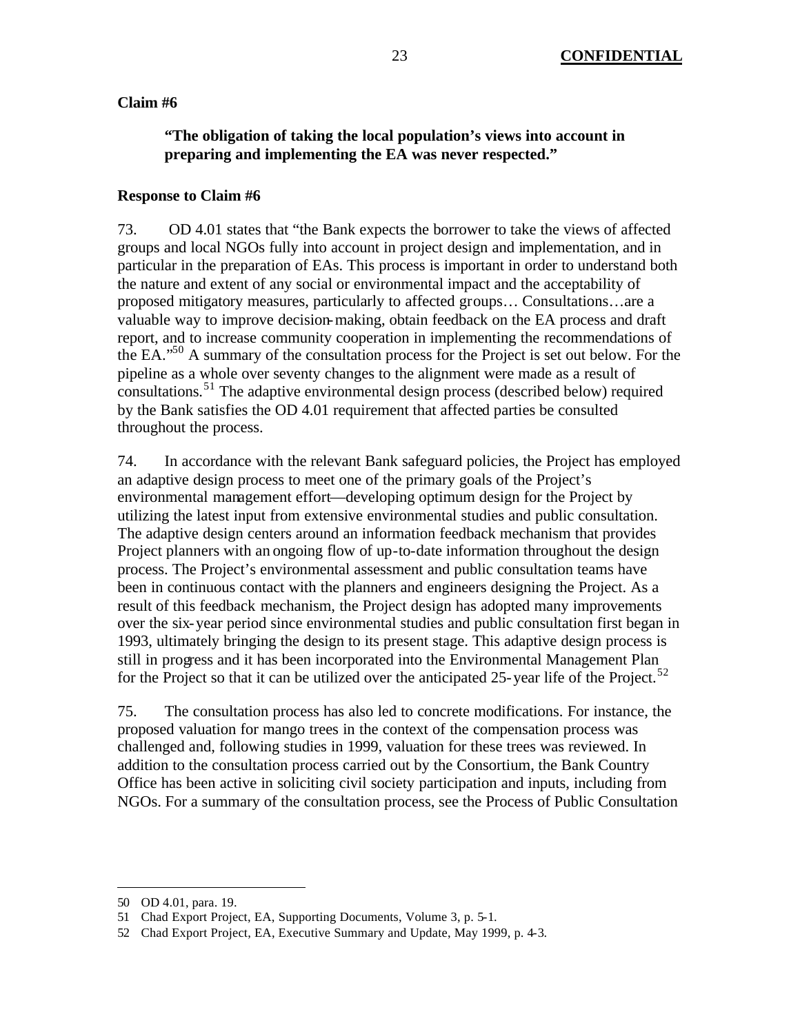**Claim #6**

> **"The obligation of taking the local population's views into account in preparing and implementing the EA was never respected."**

**Response to Claim #6**

73. OD 4.01 states that "the Bank expects the borrower to take the views of affected groups and local NGOs fully into account in project design and implementation, and in particular in the preparation of EAs. This process is important in order to understand both the nature and extent of any social or environmental impact and the acceptability of proposed mitigatory measures, particularly to affected groups… Consultations…are a valuable way to improve decision-making, obtain feedback on the EA process and draft report, and to increase community cooperation in implementing the recommendations of the EA."[50] A summary of the consultation process for the Project is set out below. For the pipeline as a whole over seventy changes to the alignment were made as a result of consultations.[51] The adaptive environmental design process (described below) required by the Bank satisfies the OD 4.01 requirement that affected parties be consulted throughout the process.

74. In accordance with the relevant Bank safeguard policies, the Project has employed an adaptive design process to meet one of the primary goals of the Project's environmental management effort—developing optimum design for the Project by utilizing the latest input from extensive environmental studies and public consultation. The adaptive design centers around an information feedback mechanism that provides Project planners with an ongoing flow of up-to-date information throughout the design process. The Project's environmental assessment and public consultation teams have been in continuous contact with the planners and engineers designing the Project. As a result of this feedback mechanism, the Project design has adopted many improvements over the six-year period since environmental studies and public consultation first began in 1993, ultimately bringing the design to its present stage. This adaptive design process is still in progress and it has been incorporated into the Environmental Management Plan for the Project so that it can be utilized over the anticipated 25-year life of the Project.[52]

75. The consultation process has also led to concrete modifications. For instance, the proposed valuation for mango trees in the context of the compensation process was challenged and, following studies in 1999, valuation for these trees was reviewed. In addition to the consultation process carried out by the Consortium, the Bank Country Office has been active in soliciting civil society participation and inputs, including from NGOs. For a summary of the consultation process, see the Process of Public Consultation

---

50 OD 4.01, para. 19.

51 Chad Export Project, EA, Supporting Documents, Volume 3, p. 5-1.

52 Chad Export Project, EA, Executive Summary and Update, May 1999, p. 4-3.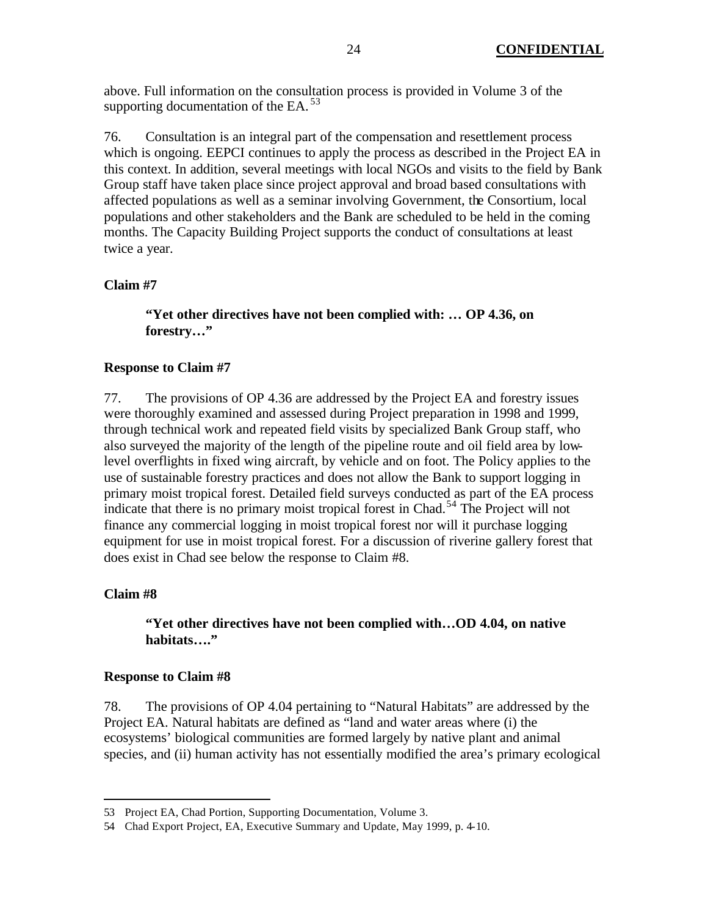above. Full information on the consultation process is provided in Volume 3 of the supporting documentation of the EA.[53]

76. Consultation is an integral part of the compensation and resettlement process which is ongoing. EEPCI continues to apply the process as described in the Project EA in this context. In addition, several meetings with local NGOs and visits to the field by Bank Group staff have taken place since project approval and broad based consultations with affected populations as well as a seminar involving Government, the Consortium, local populations and other stakeholders and the Bank are scheduled to be held in the coming months. The Capacity Building Project supports the conduct of consultations at least twice a year.

**Claim #7**

> **"Yet other directives have not been complied with: … OP 4.36, on forestry…"**

**Response to Claim #7**

77. The provisions of OP 4.36 are addressed by the Project EA and forestry issues were thoroughly examined and assessed during Project preparation in 1998 and 1999, through technical work and repeated field visits by specialized Bank Group staff, who also surveyed the majority of the length of the pipeline route and oil field area by low-level overflights in fixed wing aircraft, by vehicle and on foot. The Policy applies to the use of sustainable forestry practices and does not allow the Bank to support logging in primary moist tropical forest. Detailed field surveys conducted as part of the EA process indicate that there is no primary moist tropical forest in Chad.[54] The Project will not finance any commercial logging in moist tropical forest nor will it purchase logging equipment for use in moist tropical forest. For a discussion of riverine gallery forest that does exist in Chad see below the response to Claim #8.

**Claim #8**

> **"Yet other directives have not been complied with…OD 4.04, on native habitats…."**

**Response to Claim #8**

78. The provisions of OP 4.04 pertaining to "Natural Habitats" are addressed by the Project EA. Natural habitats are defined as "land and water areas where (i) the ecosystems' biological communities are formed largely by native plant and animal species, and (ii) human activity has not essentially modified the area's primary ecological

---

53 Project EA, Chad Portion, Supporting Documentation, Volume 3.

54 Chad Export Project, EA, Executive Summary and Update, May 1999, p. 4-10.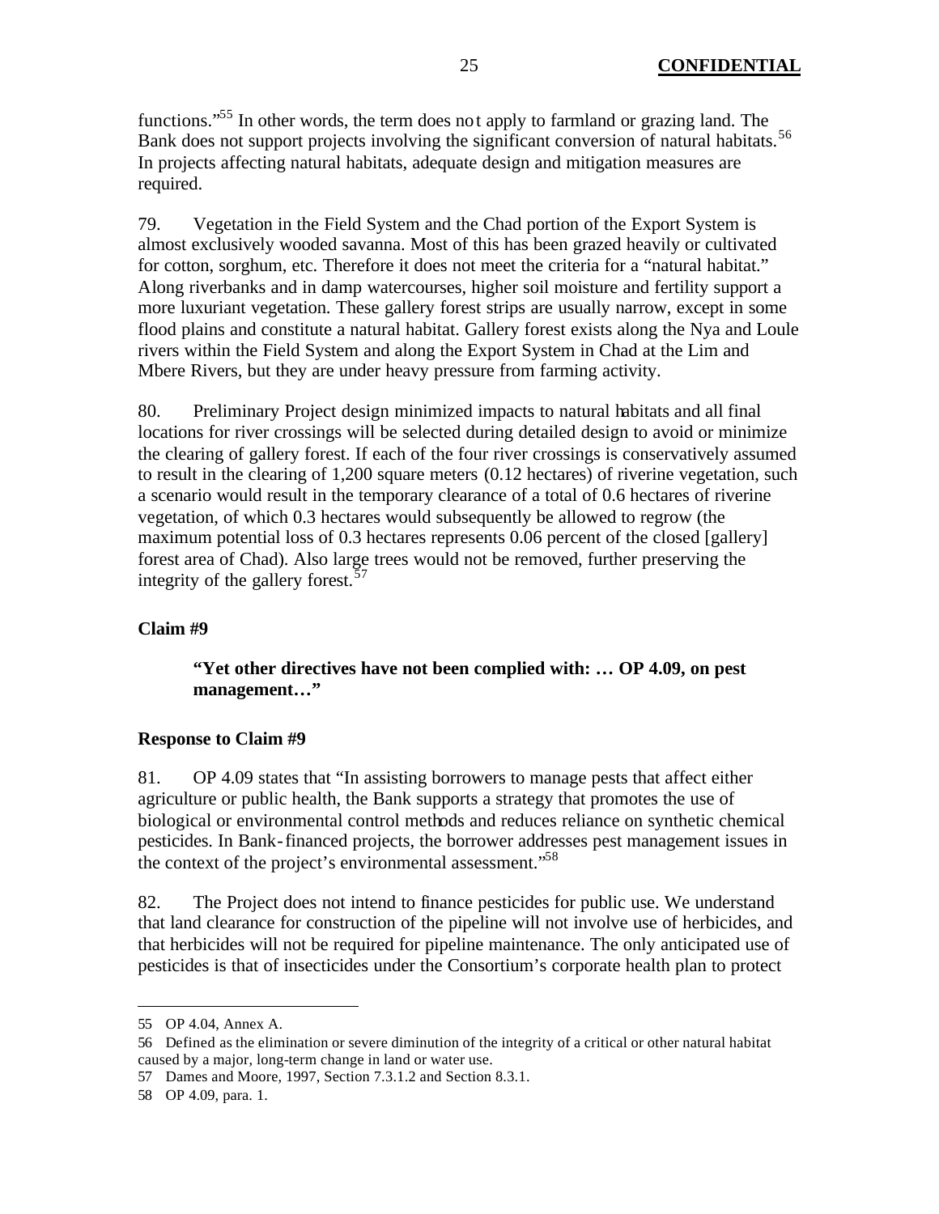functions."[55] In other words, the term does not apply to farmland or grazing land. The Bank does not support projects involving the significant conversion of natural habitats.[56] In projects affecting natural habitats, adequate design and mitigation measures are required.

79. Vegetation in the Field System and the Chad portion of the Export System is almost exclusively wooded savanna. Most of this has been grazed heavily or cultivated for cotton, sorghum, etc. Therefore it does not meet the criteria for a "natural habitat." Along riverbanks and in damp watercourses, higher soil moisture and fertility support a more luxuriant vegetation. These gallery forest strips are usually narrow, except in some flood plains and constitute a natural habitat. Gallery forest exists along the Nya and Loule rivers within the Field System and along the Export System in Chad at the Lim and Mbere Rivers, but they are under heavy pressure from farming activity.

80. Preliminary Project design minimized impacts to natural habitats and all final locations for river crossings will be selected during detailed design to avoid or minimize the clearing of gallery forest. If each of the four river crossings is conservatively assumed to result in the clearing of 1,200 square meters (0.12 hectares) of riverine vegetation, such a scenario would result in the temporary clearance of a total of 0.6 hectares of riverine vegetation, of which 0.3 hectares would subsequently be allowed to regrow (the maximum potential loss of 0.3 hectares represents 0.06 percent of the closed [gallery] forest area of Chad). Also large trees would not be removed, further preserving the integrity of the gallery forest.[57]

**Claim #9**

> **"Yet other directives have not been complied with: … OP 4.09, on pest management…"**

**Response to Claim #9**

81. OP 4.09 states that "In assisting borrowers to manage pests that affect either agriculture or public health, the Bank supports a strategy that promotes the use of biological or environmental control methods and reduces reliance on synthetic chemical pesticides. In Bank-financed projects, the borrower addresses pest management issues in the context of the project's environmental assessment."[58]

82. The Project does not intend to finance pesticides for public use. We understand that land clearance for construction of the pipeline will not involve use of herbicides, and that herbicides will not be required for pipeline maintenance. The only anticipated use of pesticides is that of insecticides under the Consortium's corporate health plan to protect

---

55 OP 4.04, Annex A.

56 Defined as the elimination or severe diminution of the integrity of a critical or other natural habitat caused by a major, long-term change in land or water use.

57 Dames and Moore, 1997, Section 7.3.1.2 and Section 8.3.1.

58 OP 4.09, para. 1.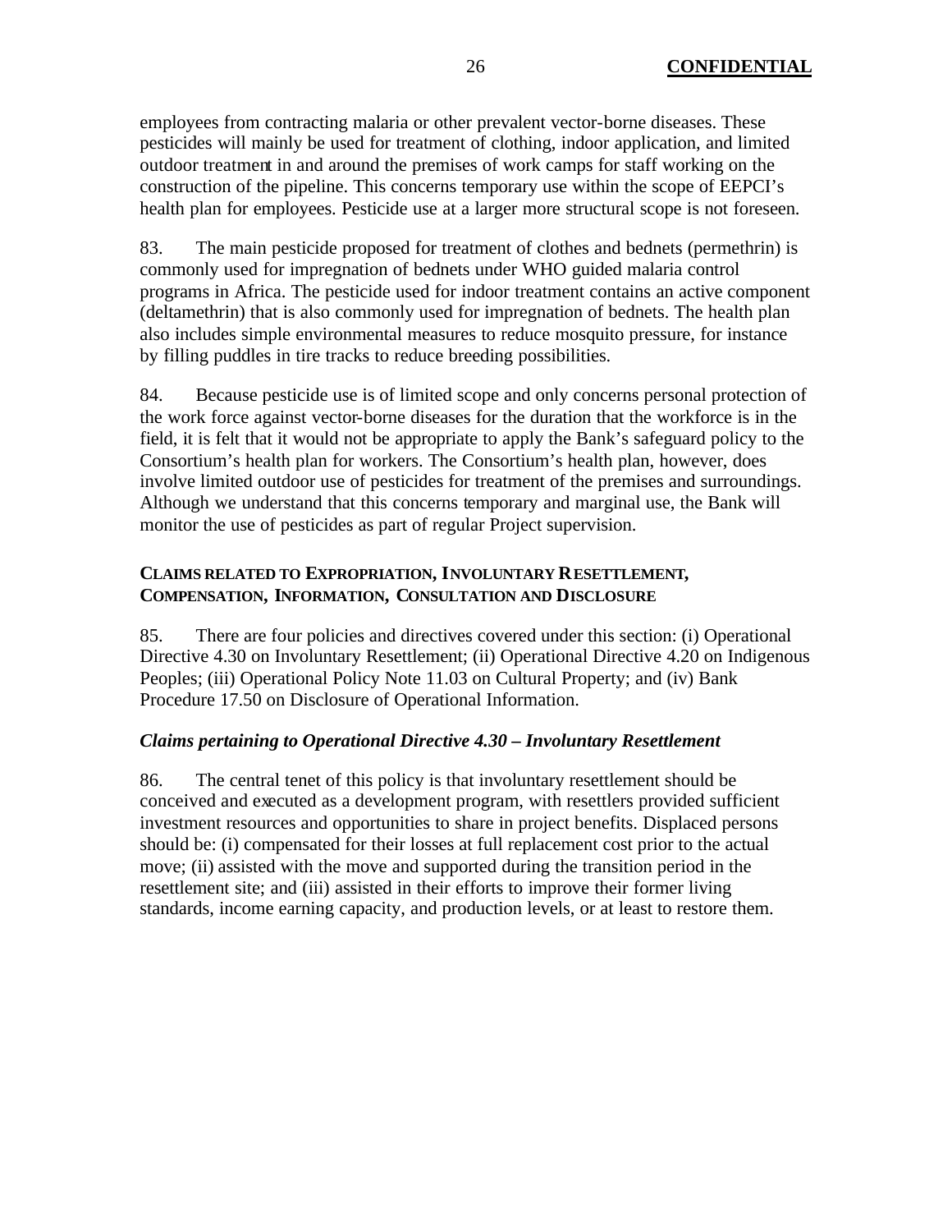employees from contracting malaria or other prevalent vector-borne diseases. These pesticides will mainly be used for treatment of clothing, indoor application, and limited outdoor treatment in and around the premises of work camps for staff working on the construction of the pipeline. This concerns temporary use within the scope of EEPCI's health plan for employees. Pesticide use at a larger more structural scope is not foreseen.

83. The main pesticide proposed for treatment of clothes and bednets (permethrin) is commonly used for impregnation of bednets under WHO guided malaria control programs in Africa. The pesticide used for indoor treatment contains an active component (deltamethrin) that is also commonly used for impregnation of bednets. The health plan also includes simple environmental measures to reduce mosquito pressure, for instance by filling puddles in tire tracks to reduce breeding possibilities.

84. Because pesticide use is of limited scope and only concerns personal protection of the work force against vector-borne diseases for the duration that the workforce is in the field, it is felt that it would not be appropriate to apply the Bank's safeguard policy to the Consortium's health plan for workers. The Consortium's health plan, however, does involve limited outdoor use of pesticides for treatment of the premises and surroundings. Although we understand that this concerns temporary and marginal use, the Bank will monitor the use of pesticides as part of regular Project supervision.

### CLAIMS RELATED TO EXPROPRIATION, INVOLUNTARY RESETTLEMENT, COMPENSATION, INFORMATION, CONSULTATION AND DISCLOSURE

85. There are four policies and directives covered under this section: (i) Operational Directive 4.30 on Involuntary Resettlement; (ii) Operational Directive 4.20 on Indigenous Peoples; (iii) Operational Policy Note 11.03 on Cultural Property; and (iv) Bank Procedure 17.50 on Disclosure of Operational Information.

#### *Claims pertaining to Operational Directive 4.30 – Involuntary Resettlement*

86. The central tenet of this policy is that involuntary resettlement should be conceived and executed as a development program, with resettlers provided sufficient investment resources and opportunities to share in project benefits. Displaced persons should be: (i) compensated for their losses at full replacement cost prior to the actual move; (ii) assisted with the move and supported during the transition period in the resettlement site; and (iii) assisted in their efforts to improve their former living standards, income earning capacity, and production levels, or at least to restore them.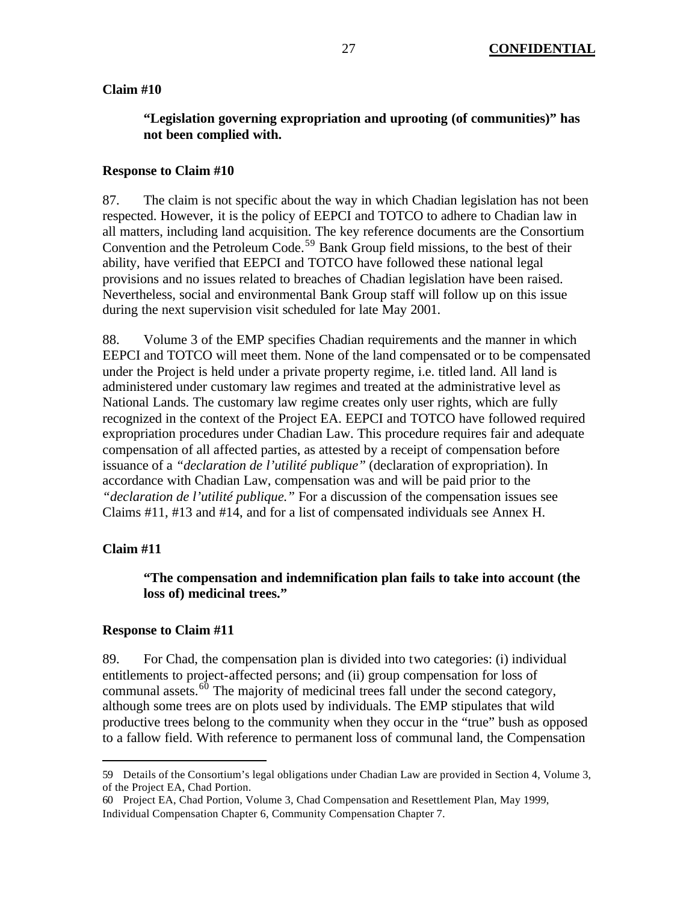**Claim #10**

> **"Legislation governing expropriation and uprooting (of communities)" has not been complied with.**

**Response to Claim #10**

87. The claim is not specific about the way in which Chadian legislation has not been respected. However, it is the policy of EEPCI and TOTCO to adhere to Chadian law in all matters, including land acquisition. The key reference documents are the Consortium Convention and the Petroleum Code.[59] Bank Group field missions, to the best of their ability, have verified that EEPCI and TOTCO have followed these national legal provisions and no issues related to breaches of Chadian legislation have been raised. Nevertheless, social and environmental Bank Group staff will follow up on this issue during the next supervision visit scheduled for late May 2001.

88. Volume 3 of the EMP specifies Chadian requirements and the manner in which EEPCI and TOTCO will meet them. None of the land compensated or to be compensated under the Project is held under a private property regime, i.e. titled land. All land is administered under customary law regimes and treated at the administrative level as National Lands. The customary law regime creates only user rights, which are fully recognized in the context of the Project EA. EEPCI and TOTCO have followed required expropriation procedures under Chadian Law. This procedure requires fair and adequate compensation of all affected parties, as attested by a receipt of compensation before issuance of a *"declaration de l'utilité publique"* (declaration of expropriation). In accordance with Chadian Law, compensation was and will be paid prior to the *"declaration de l'utilité publique."* For a discussion of the compensation issues see Claims #11, #13 and #14, and for a list of compensated individuals see Annex H.

**Claim #11**

> **"The compensation and indemnification plan fails to take into account (the loss of) medicinal trees."**

**Response to Claim #11**

89. For Chad, the compensation plan is divided into two categories: (i) individual entitlements to project-affected persons; and (ii) group compensation for loss of communal assets.[60] The majority of medicinal trees fall under the second category, although some trees are on plots used by individuals. The EMP stipulates that wild productive trees belong to the community when they occur in the "true" bush as opposed to a fallow field. With reference to permanent loss of communal land, the Compensation

---

59 Details of the Consortium's legal obligations under Chadian Law are provided in Section 4, Volume 3, of the Project EA, Chad Portion.

60 Project EA, Chad Portion, Volume 3, Chad Compensation and Resettlement Plan, May 1999, Individual Compensation Chapter 6, Community Compensation Chapter 7.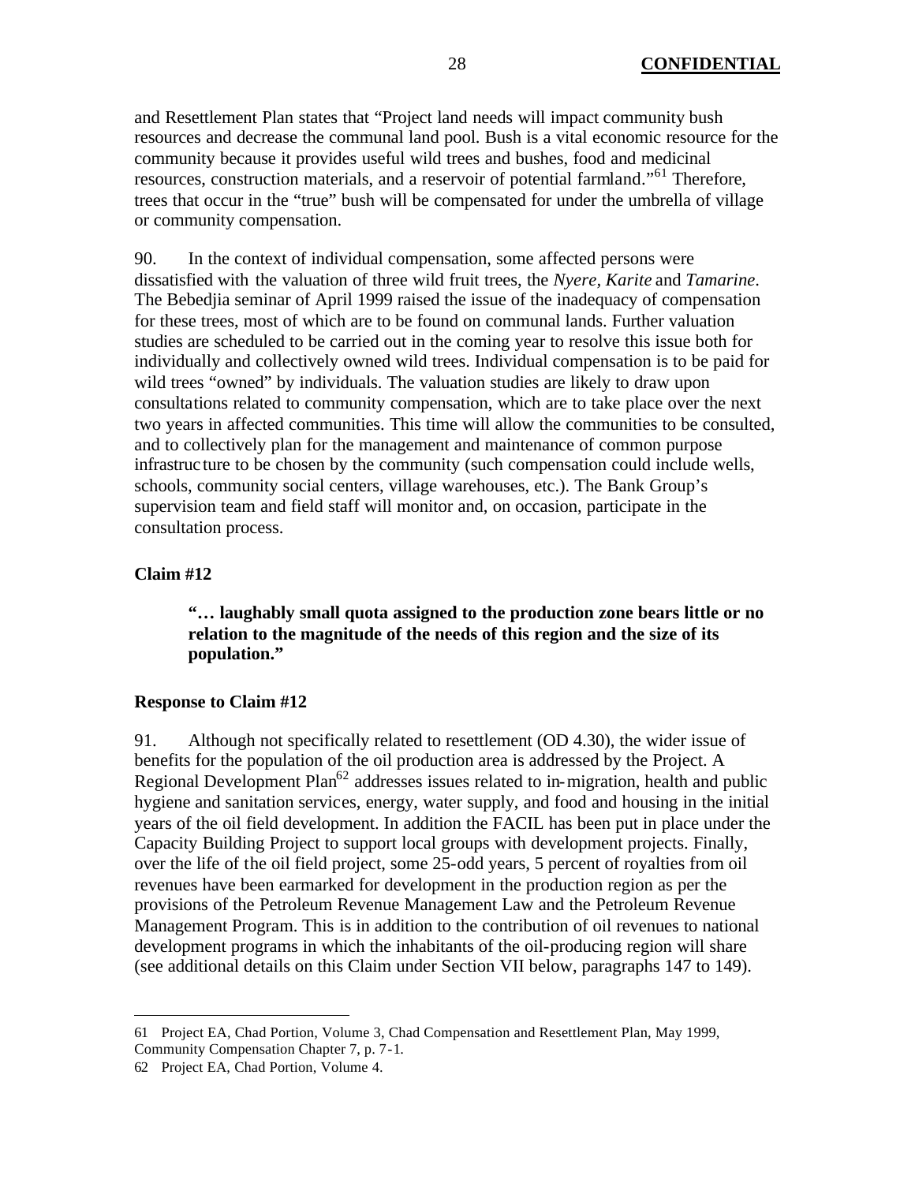and Resettlement Plan states that "Project land needs will impact community bush resources and decrease the communal land pool. Bush is a vital economic resource for the community because it provides useful wild trees and bushes, food and medicinal resources, construction materials, and a reservoir of potential farmland."[61] Therefore, trees that occur in the "true" bush will be compensated for under the umbrella of village or community compensation.

90. In the context of individual compensation, some affected persons were dissatisfied with the valuation of three wild fruit trees, the *Nyere*, *Karite* and *Tamarine*. The Bebedjia seminar of April 1999 raised the issue of the inadequacy of compensation for these trees, most of which are to be found on communal lands. Further valuation studies are scheduled to be carried out in the coming year to resolve this issue both for individually and collectively owned wild trees. Individual compensation is to be paid for wild trees "owned" by individuals. The valuation studies are likely to draw upon consultations related to community compensation, which are to take place over the next two years in affected communities. This time will allow the communities to be consulted, and to collectively plan for the management and maintenance of common purpose infrastructure to be chosen by the community (such compensation could include wells, schools, community social centers, village warehouses, etc.). The Bank Group's supervision team and field staff will monitor and, on occasion, participate in the consultation process.

**Claim #12**

> **"… laughably small quota assigned to the production zone bears little or no relation to the magnitude of the needs of this region and the size of its population."**

**Response to Claim #12**

91. Although not specifically related to resettlement (OD 4.30), the wider issue of benefits for the population of the oil production area is addressed by the Project. A Regional Development Plan[62] addresses issues related to in-migration, health and public hygiene and sanitation services, energy, water supply, and food and housing in the initial years of the oil field development. In addition the FACIL has been put in place under the Capacity Building Project to support local groups with development projects. Finally, over the life of the oil field project, some 25-odd years, 5 percent of royalties from oil revenues have been earmarked for development in the production region as per the provisions of the Petroleum Revenue Management Law and the Petroleum Revenue Management Program. This is in addition to the contribution of oil revenues to national development programs in which the inhabitants of the oil-producing region will share (see additional details on this Claim under Section VII below, paragraphs 147 to 149).

---

61 Project EA, Chad Portion, Volume 3, Chad Compensation and Resettlement Plan, May 1999, Community Compensation Chapter 7, p. 7-1.

62 Project EA, Chad Portion, Volume 4.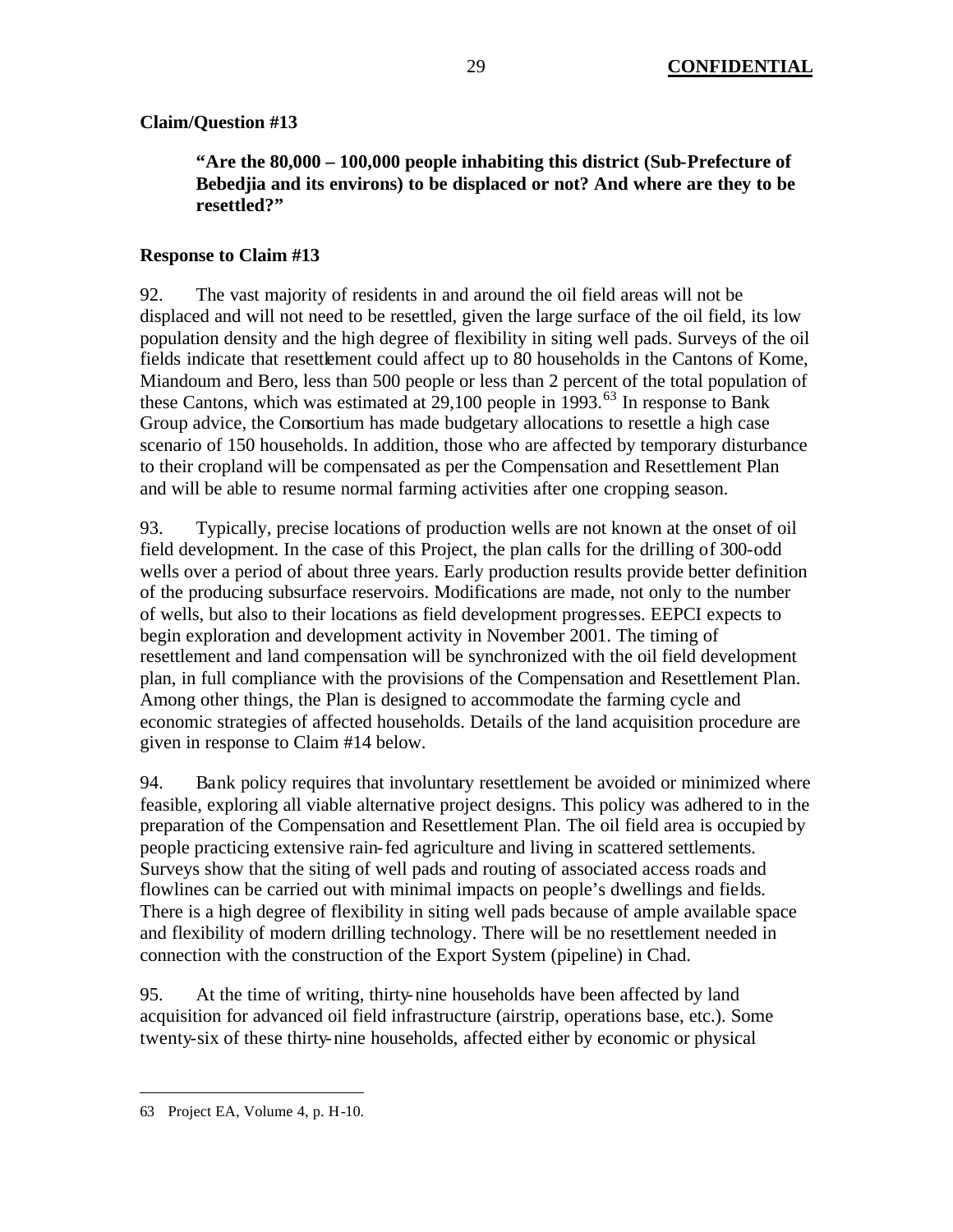**Claim/Question #13**

> **"Are the 80,000 – 100,000 people inhabiting this district (Sub-Prefecture of Bebedjia and its environs) to be displaced or not? And where are they to be resettled?"**

**Response to Claim #13**

92. The vast majority of residents in and around the oil field areas will not be displaced and will not need to be resettled, given the large surface of the oil field, its low population density and the high degree of flexibility in siting well pads. Surveys of the oil fields indicate that resettlement could affect up to 80 households in the Cantons of Kome, Miandoum and Bero, less than 500 people or less than 2 percent of the total population of these Cantons, which was estimated at 29,100 people in 1993.[63] In response to Bank Group advice, the Consortium has made budgetary allocations to resettle a high case scenario of 150 households. In addition, those who are affected by temporary disturbance to their cropland will be compensated as per the Compensation and Resettlement Plan and will be able to resume normal farming activities after one cropping season.

93. Typically, precise locations of production wells are not known at the onset of oil field development. In the case of this Project, the plan calls for the drilling of 300-odd wells over a period of about three years. Early production results provide better definition of the producing subsurface reservoirs. Modifications are made, not only to the number of wells, but also to their locations as field development progresses. EEPCI expects to begin exploration and development activity in November 2001. The timing of resettlement and land compensation will be synchronized with the oil field development plan, in full compliance with the provisions of the Compensation and Resettlement Plan. Among other things, the Plan is designed to accommodate the farming cycle and economic strategies of affected households. Details of the land acquisition procedure are given in response to Claim #14 below.

94. Bank policy requires that involuntary resettlement be avoided or minimized where feasible, exploring all viable alternative project designs. This policy was adhered to in the preparation of the Compensation and Resettlement Plan. The oil field area is occupied by people practicing extensive rain-fed agriculture and living in scattered settlements. Surveys show that the siting of well pads and routing of associated access roads and flowlines can be carried out with minimal impacts on people's dwellings and fields. There is a high degree of flexibility in siting well pads because of ample available space and flexibility of modern drilling technology. There will be no resettlement needed in connection with the construction of the Export System (pipeline) in Chad.

95. At the time of writing, thirty-nine households have been affected by land acquisition for advanced oil field infrastructure (airstrip, operations base, etc.). Some twenty-six of these thirty-nine households, affected either by economic or physical

---

63 Project EA, Volume 4, p. H-10.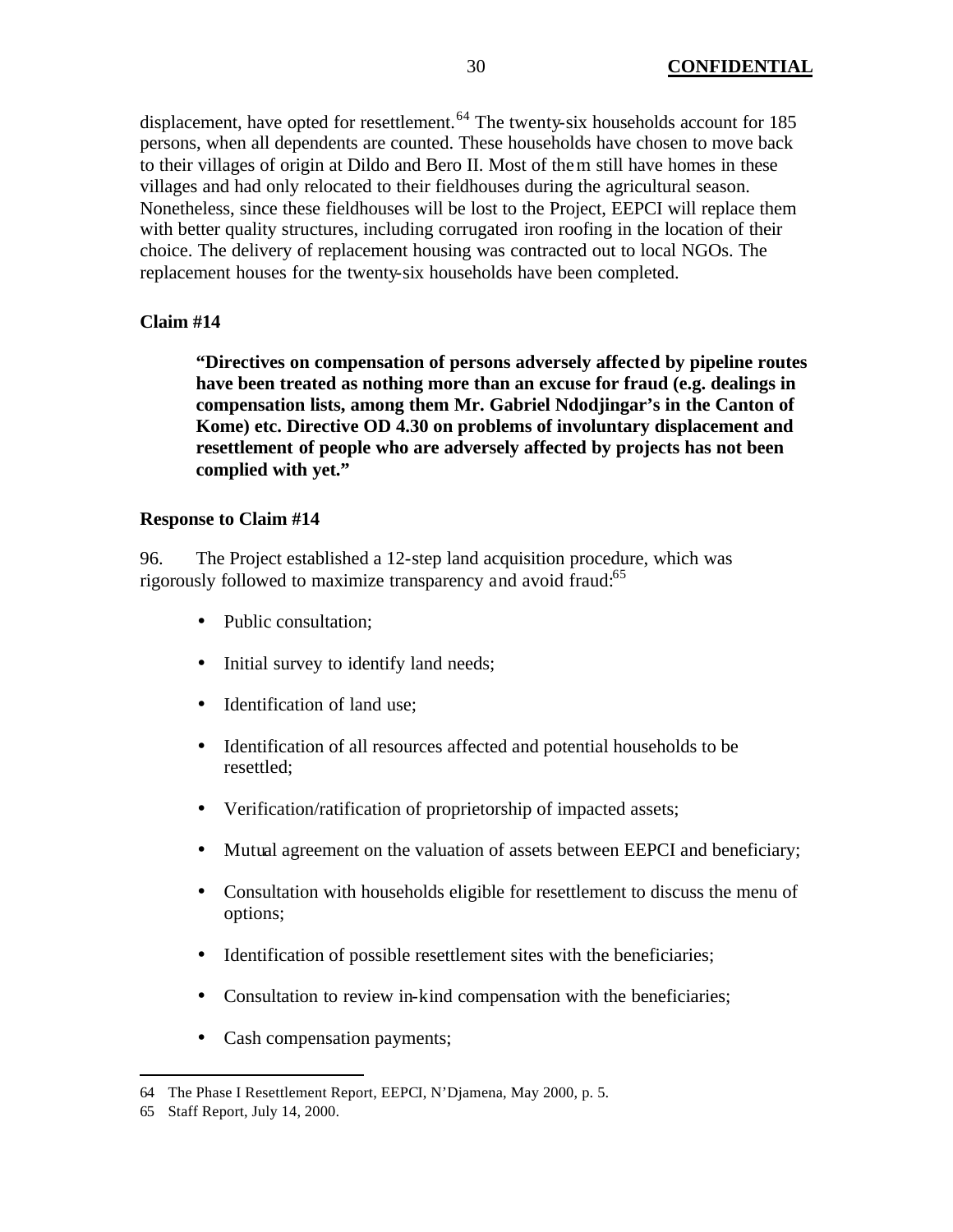displacement, have opted for resettlement.[64] The twenty-six households account for 185 persons, when all dependents are counted. These households have chosen to move back to their villages of origin at Dildo and Bero II. Most of them still have homes in these villages and had only relocated to their fieldhouses during the agricultural season. Nonetheless, since these fieldhouses will be lost to the Project, EEPCI will replace them with better quality structures, including corrugated iron roofing in the location of their choice. The delivery of replacement housing was contracted out to local NGOs. The replacement houses for the twenty-six households have been completed.

**Claim #14**

> **"Directives on compensation of persons adversely affected by pipeline routes have been treated as nothing more than an excuse for fraud (e.g. dealings in compensation lists, among them Mr. Gabriel Ndodjingar's in the Canton of Kome) etc. Directive OD 4.30 on problems of involuntary displacement and resettlement of people who are adversely affected by projects has not been complied with yet."**

**Response to Claim #14**

96. The Project established a 12-step land acquisition procedure, which was rigorously followed to maximize transparency and avoid fraud:[65]

- Public consultation;
- Initial survey to identify land needs;
- Identification of land use;
- Identification of all resources affected and potential households to be resettled;
- Verification/ratification of proprietorship of impacted assets;
- Mutual agreement on the valuation of assets between EEPCI and beneficiary;
- Consultation with households eligible for resettlement to discuss the menu of options;
- Identification of possible resettlement sites with the beneficiaries;
- Consultation to review in-kind compensation with the beneficiaries;
- Cash compensation payments;

---

64 The Phase I Resettlement Report, EEPCI, N'Djamena, May 2000, p. 5.

65 Staff Report, July 14, 2000.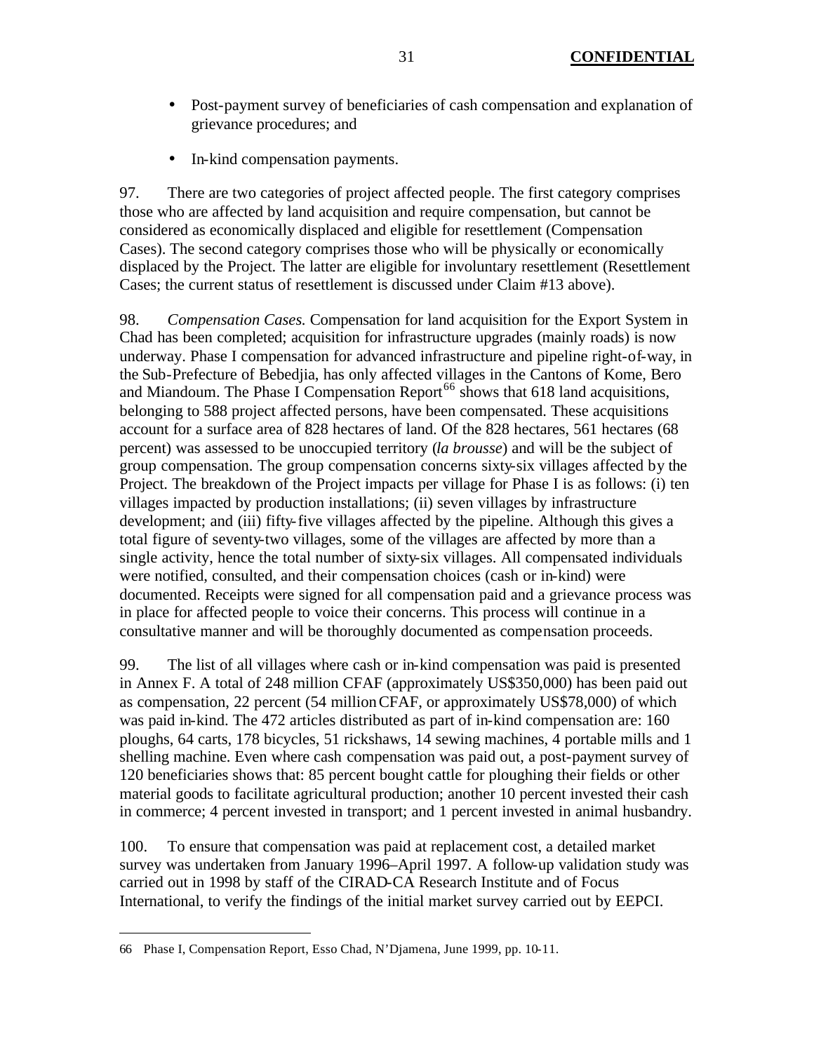- Post-payment survey of beneficiaries of cash compensation and explanation of grievance procedures; and
- In-kind compensation payments.

97. There are two categories of project affected people. The first category comprises those who are affected by land acquisition and require compensation, but cannot be considered as economically displaced and eligible for resettlement (Compensation Cases). The second category comprises those who will be physically or economically displaced by the Project. The latter are eligible for involuntary resettlement (Resettlement Cases; the current status of resettlement is discussed under Claim #13 above).

98. *Compensation Cases.* Compensation for land acquisition for the Export System in Chad has been completed; acquisition for infrastructure upgrades (mainly roads) is now underway. Phase I compensation for advanced infrastructure and pipeline right-of-way, in the Sub-Prefecture of Bebedjia, has only affected villages in the Cantons of Kome, Bero and Miandoum. The Phase I Compensation Report[66] shows that 618 land acquisitions, belonging to 588 project affected persons, have been compensated. These acquisitions account for a surface area of 828 hectares of land. Of the 828 hectares, 561 hectares (68 percent) was assessed to be unoccupied territory (*la brousse*) and will be the subject of group compensation. The group compensation concerns sixty-six villages affected by the Project. The breakdown of the Project impacts per village for Phase I is as follows: (i) ten villages impacted by production installations; (ii) seven villages by infrastructure development; and (iii) fifty-five villages affected by the pipeline. Although this gives a total figure of seventy-two villages, some of the villages are affected by more than a single activity, hence the total number of sixty-six villages. All compensated individuals were notified, consulted, and their compensation choices (cash or in-kind) were documented. Receipts were signed for all compensation paid and a grievance process was in place for affected people to voice their concerns. This process will continue in a consultative manner and will be thoroughly documented as compensation proceeds.

99. The list of all villages where cash or in-kind compensation was paid is presented in Annex F. A total of 248 million CFAF (approximately US$350,000) has been paid out as compensation, 22 percent (54 million CFAF, or approximately US$78,000) of which was paid in-kind. The 472 articles distributed as part of in-kind compensation are: 160 ploughs, 64 carts, 178 bicycles, 51 rickshaws, 14 sewing machines, 4 portable mills and 1 shelling machine. Even where cash compensation was paid out, a post-payment survey of 120 beneficiaries shows that: 85 percent bought cattle for ploughing their fields or other material goods to facilitate agricultural production; another 10 percent invested their cash in commerce; 4 percent invested in transport; and 1 percent invested in animal husbandry.

100. To ensure that compensation was paid at replacement cost, a detailed market survey was undertaken from January 1996–April 1997. A follow-up validation study was carried out in 1998 by staff of the CIRAD-CA Research Institute and of Focus International, to verify the findings of the initial market survey carried out by EEPCI.

---

66 Phase I, Compensation Report, Esso Chad, N'Djamena, June 1999, pp. 10-11.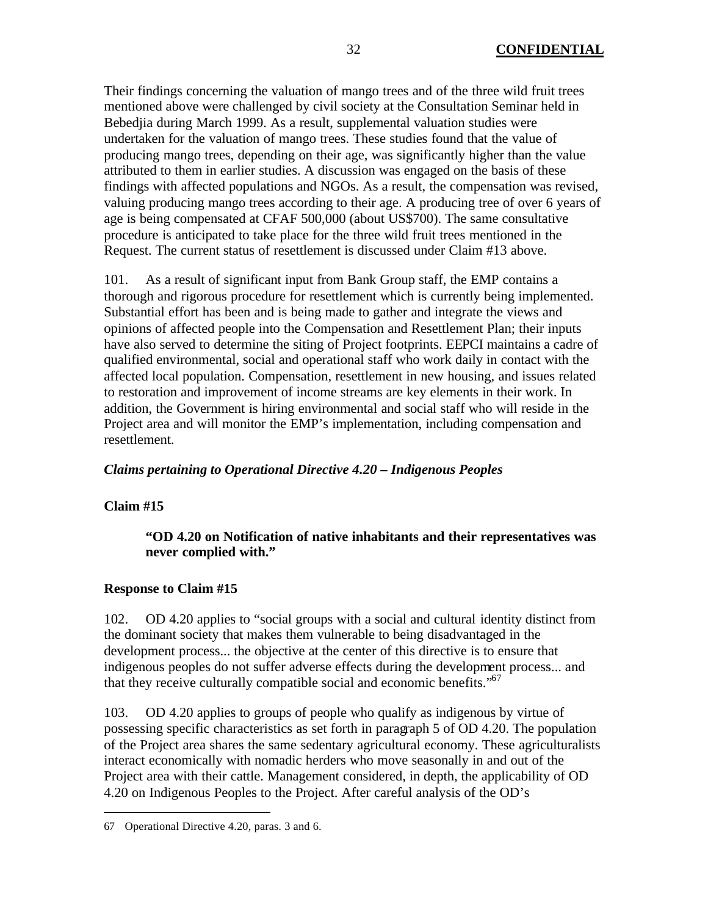Their findings concerning the valuation of mango trees and of the three wild fruit trees mentioned above were challenged by civil society at the Consultation Seminar held in Bebedjia during March 1999. As a result, supplemental valuation studies were undertaken for the valuation of mango trees. These studies found that the value of producing mango trees, depending on their age, was significantly higher than the value attributed to them in earlier studies. A discussion was engaged on the basis of these findings with affected populations and NGOs. As a result, the compensation was revised, valuing producing mango trees according to their age. A producing tree of over 6 years of age is being compensated at CFAF 500,000 (about US$700). The same consultative procedure is anticipated to take place for the three wild fruit trees mentioned in the Request. The current status of resettlement is discussed under Claim #13 above.

101. As a result of significant input from Bank Group staff, the EMP contains a thorough and rigorous procedure for resettlement which is currently being implemented. Substantial effort has been and is being made to gather and integrate the views and opinions of affected people into the Compensation and Resettlement Plan; their inputs have also served to determine the siting of Project footprints. EEPCI maintains a cadre of qualified environmental, social and operational staff who work daily in contact with the affected local population. Compensation, resettlement in new housing, and issues related to restoration and improvement of income streams are key elements in their work. In addition, the Government is hiring environmental and social staff who will reside in the Project area and will monitor the EMP's implementation, including compensation and resettlement.

***Claims pertaining to Operational Directive 4.20 – Indigenous Peoples***

**Claim #15**

> **"OD 4.20 on Notification of native inhabitants and their representatives was never complied with."**

**Response to Claim #15**

102. OD 4.20 applies to "social groups with a social and cultural identity distinct from the dominant society that makes them vulnerable to being disadvantaged in the development process... the objective at the center of this directive is to ensure that indigenous peoples do not suffer adverse effects during the development process... and that they receive culturally compatible social and economic benefits."[67]

103. OD 4.20 applies to groups of people who qualify as indigenous by virtue of possessing specific characteristics as set forth in paragraph 5 of OD 4.20. The population of the Project area shares the same sedentary agricultural economy. These agriculturalists interact economically with nomadic herders who move seasonally in and out of the Project area with their cattle. Management considered, in depth, the applicability of OD 4.20 on Indigenous Peoples to the Project. After careful analysis of the OD's

67 Operational Directive 4.20, paras. 3 and 6.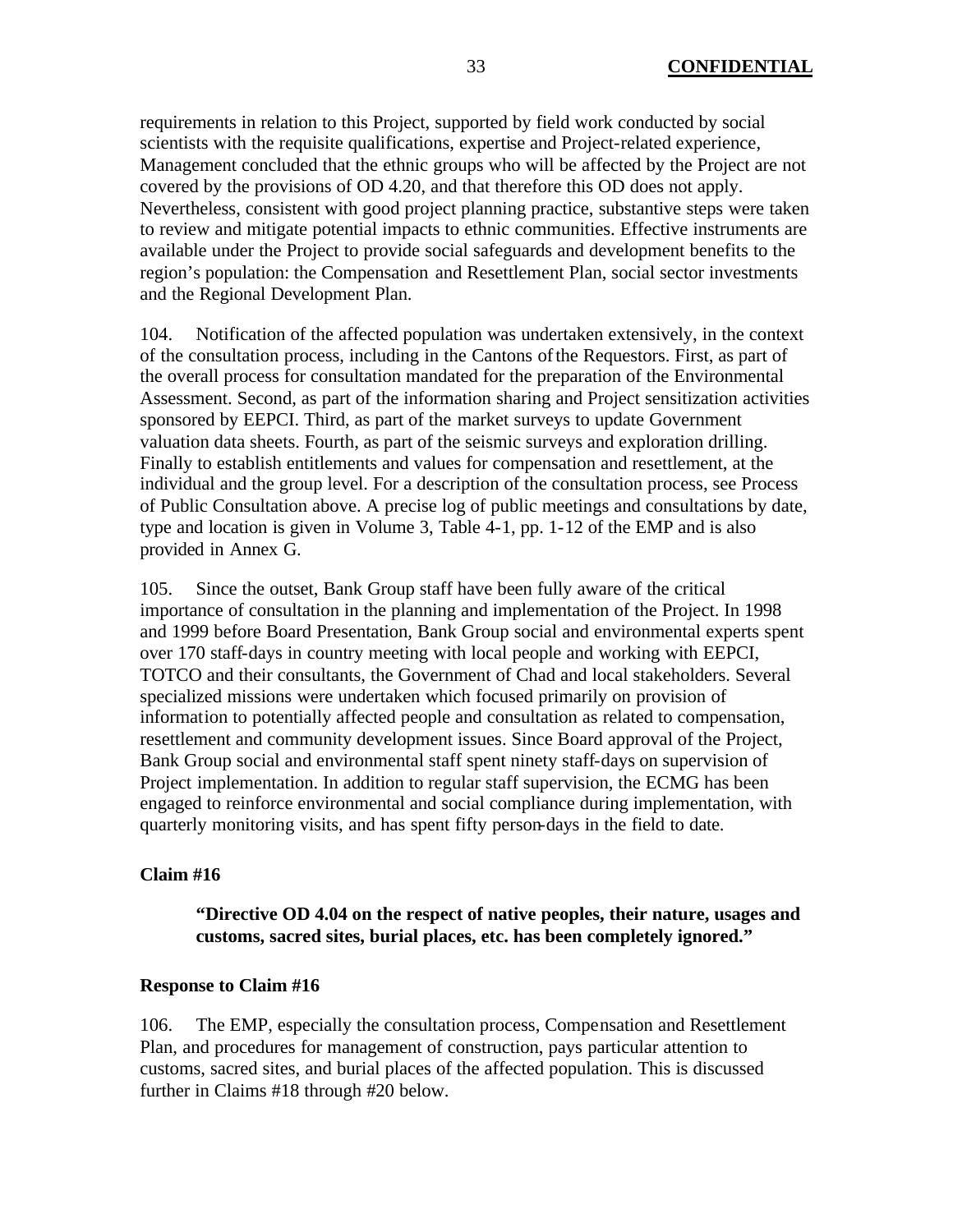requirements in relation to this Project, supported by field work conducted by social scientists with the requisite qualifications, expertise and Project-related experience, Management concluded that the ethnic groups who will be affected by the Project are not covered by the provisions of OD 4.20, and that therefore this OD does not apply. Nevertheless, consistent with good project planning practice, substantive steps were taken to review and mitigate potential impacts to ethnic communities. Effective instruments are available under the Project to provide social safeguards and development benefits to the region's population: the Compensation and Resettlement Plan, social sector investments and the Regional Development Plan.

104. Notification of the affected population was undertaken extensively, in the context of the consultation process, including in the Cantons of the Requestors. First, as part of the overall process for consultation mandated for the preparation of the Environmental Assessment. Second, as part of the information sharing and Project sensitization activities sponsored by EEPCI. Third, as part of the market surveys to update Government valuation data sheets. Fourth, as part of the seismic surveys and exploration drilling. Finally to establish entitlements and values for compensation and resettlement, at the individual and the group level. For a description of the consultation process, see Process of Public Consultation above. A precise log of public meetings and consultations by date, type and location is given in Volume 3, Table 4-1, pp. 1-12 of the EMP and is also provided in Annex G.

105. Since the outset, Bank Group staff have been fully aware of the critical importance of consultation in the planning and implementation of the Project. In 1998 and 1999 before Board Presentation, Bank Group social and environmental experts spent over 170 staff-days in country meeting with local people and working with EEPCI, TOTCO and their consultants, the Government of Chad and local stakeholders. Several specialized missions were undertaken which focused primarily on provision of information to potentially affected people and consultation as related to compensation, resettlement and community development issues. Since Board approval of the Project, Bank Group social and environmental staff spent ninety staff-days on supervision of Project implementation. In addition to regular staff supervision, the ECMG has been engaged to reinforce environmental and social compliance during implementation, with quarterly monitoring visits, and has spent fifty person-days in the field to date.

**Claim #16**

> **"Directive OD 4.04 on the respect of native peoples, their nature, usages and customs, sacred sites, burial places, etc. has been completely ignored."**

**Response to Claim #16**

106. The EMP, especially the consultation process, Compensation and Resettlement Plan, and procedures for management of construction, pays particular attention to customs, sacred sites, and burial places of the affected population. This is discussed further in Claims #18 through #20 below.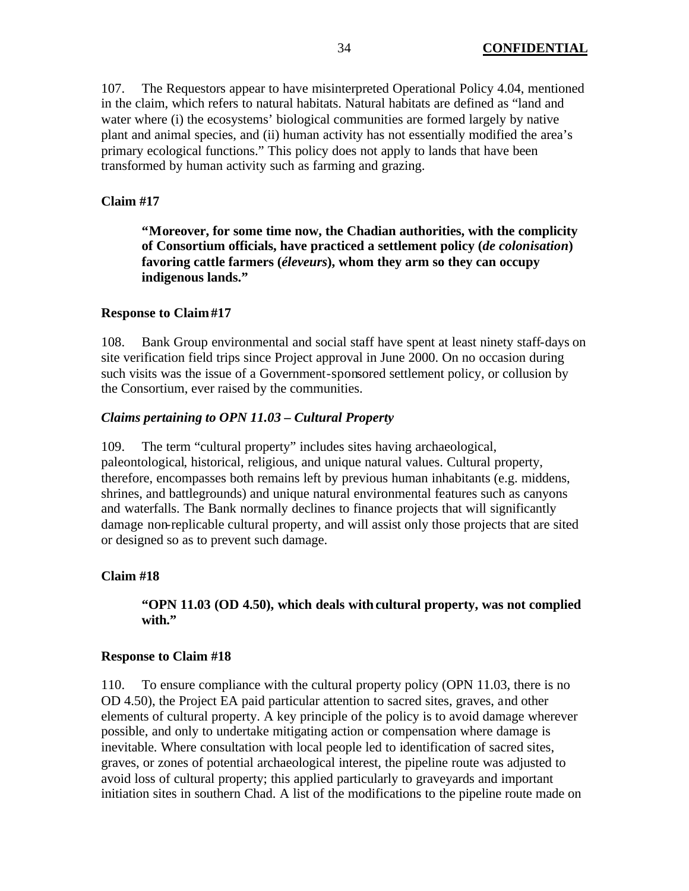107. The Requestors appear to have misinterpreted Operational Policy 4.04, mentioned in the claim, which refers to natural habitats. Natural habitats are defined as "land and water where (i) the ecosystems' biological communities are formed largely by native plant and animal species, and (ii) human activity has not essentially modified the area's primary ecological functions." This policy does not apply to lands that have been transformed by human activity such as farming and grazing.

**Claim #17**

> **"Moreover, for some time now, the Chadian authorities, with the complicity of Consortium officials, have practiced a settlement policy (*de colonisation*) favoring cattle farmers (*éleveurs*), whom they arm so they can occupy indigenous lands."**

**Response to Claim #17**

108. Bank Group environmental and social staff have spent at least ninety staff-days on site verification field trips since Project approval in June 2000. On no occasion during such visits was the issue of a Government-sponsored settlement policy, or collusion by the Consortium, ever raised by the communities.

***Claims pertaining to OPN 11.03 – Cultural Property***

109. The term "cultural property" includes sites having archaeological, paleontological, historical, religious, and unique natural values. Cultural property, therefore, encompasses both remains left by previous human inhabitants (e.g. middens, shrines, and battlegrounds) and unique natural environmental features such as canyons and waterfalls. The Bank normally declines to finance projects that will significantly damage non-replicable cultural property, and will assist only those projects that are sited or designed so as to prevent such damage.

**Claim #18**

> **"OPN 11.03 (OD 4.50), which deals with cultural property, was not complied with."**

**Response to Claim #18**

110. To ensure compliance with the cultural property policy (OPN 11.03, there is no OD 4.50), the Project EA paid particular attention to sacred sites, graves, and other elements of cultural property. A key principle of the policy is to avoid damage wherever possible, and only to undertake mitigating action or compensation where damage is inevitable. Where consultation with local people led to identification of sacred sites, graves, or zones of potential archaeological interest, the pipeline route was adjusted to avoid loss of cultural property; this applied particularly to graveyards and important initiation sites in southern Chad. A list of the modifications to the pipeline route made on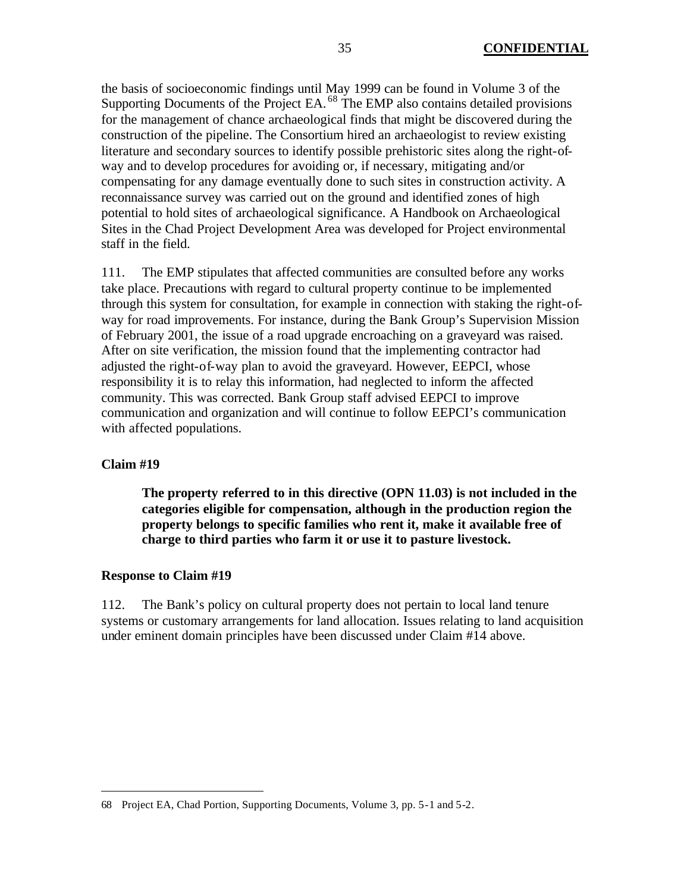the basis of socioeconomic findings until May 1999 can be found in Volume 3 of the Supporting Documents of the Project EA.[68] The EMP also contains detailed provisions for the management of chance archaeological finds that might be discovered during the construction of the pipeline. The Consortium hired an archaeologist to review existing literature and secondary sources to identify possible prehistoric sites along the right-of-way and to develop procedures for avoiding or, if necessary, mitigating and/or compensating for any damage eventually done to such sites in construction activity. A reconnaissance survey was carried out on the ground and identified zones of high potential to hold sites of archaeological significance. A Handbook on Archaeological Sites in the Chad Project Development Area was developed for Project environmental staff in the field.

111. The EMP stipulates that affected communities are consulted before any works take place. Precautions with regard to cultural property continue to be implemented through this system for consultation, for example in connection with staking the right-of-way for road improvements. For instance, during the Bank Group's Supervision Mission of February 2001, the issue of a road upgrade encroaching on a graveyard was raised. After on site verification, the mission found that the implementing contractor had adjusted the right-of-way plan to avoid the graveyard. However, EEPCI, whose responsibility it is to relay this information, had neglected to inform the affected community. This was corrected. Bank Group staff advised EEPCI to improve communication and organization and will continue to follow EEPCI's communication with affected populations.

**Claim #19**

> **The property referred to in this directive (OPN 11.03) is not included in the categories eligible for compensation, although in the production region the property belongs to specific families who rent it, make it available free of charge to third parties who farm it or use it to pasture livestock.**

**Response to Claim #19**

112. The Bank's policy on cultural property does not pertain to local land tenure systems or customary arrangements for land allocation. Issues relating to land acquisition under eminent domain principles have been discussed under Claim #14 above.

---

68 Project EA, Chad Portion, Supporting Documents, Volume 3, pp. 5-1 and 5-2.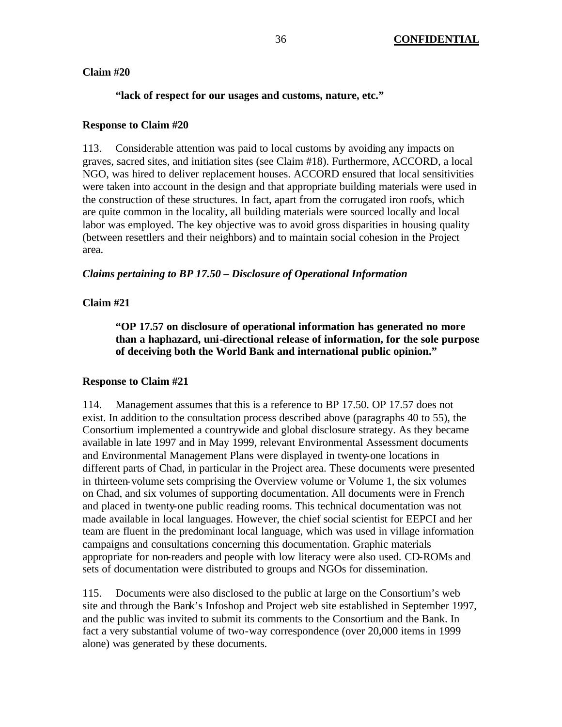**Claim #20**

**"lack of respect for our usages and customs, nature, etc."**

**Response to Claim #20**

113. Considerable attention was paid to local customs by avoiding any impacts on graves, sacred sites, and initiation sites (see Claim #18). Furthermore, ACCORD, a local NGO, was hired to deliver replacement houses. ACCORD ensured that local sensitivities were taken into account in the design and that appropriate building materials were used in the construction of these structures. In fact, apart from the corrugated iron roofs, which are quite common in the locality, all building materials were sourced locally and local labor was employed. The key objective was to avoid gross disparities in housing quality (between resettlers and their neighbors) and to maintain social cohesion in the Project area.

***Claims pertaining to BP 17.50 – Disclosure of Operational Information***

**Claim #21**

**"OP 17.57 on disclosure of operational information has generated no more than a haphazard, uni-directional release of information, for the sole purpose of deceiving both the World Bank and international public opinion."**

**Response to Claim #21**

114. Management assumes that this is a reference to BP 17.50. OP 17.57 does not exist. In addition to the consultation process described above (paragraphs 40 to 55), the Consortium implemented a countrywide and global disclosure strategy. As they became available in late 1997 and in May 1999, relevant Environmental Assessment documents and Environmental Management Plans were displayed in twenty-one locations in different parts of Chad, in particular in the Project area. These documents were presented in thirteen-volume sets comprising the Overview volume or Volume 1, the six volumes on Chad, and six volumes of supporting documentation. All documents were in French and placed in twenty-one public reading rooms. This technical documentation was not made available in local languages. However, the chief social scientist for EEPCI and her team are fluent in the predominant local language, which was used in village information campaigns and consultations concerning this documentation. Graphic materials appropriate for non-readers and people with low literacy were also used. CD-ROMs and sets of documentation were distributed to groups and NGOs for dissemination.

115. Documents were also disclosed to the public at large on the Consortium's web site and through the Bank's Infoshop and Project web site established in September 1997, and the public was invited to submit its comments to the Consortium and the Bank. In fact a very substantial volume of two-way correspondence (over 20,000 items in 1999 alone) was generated by these documents.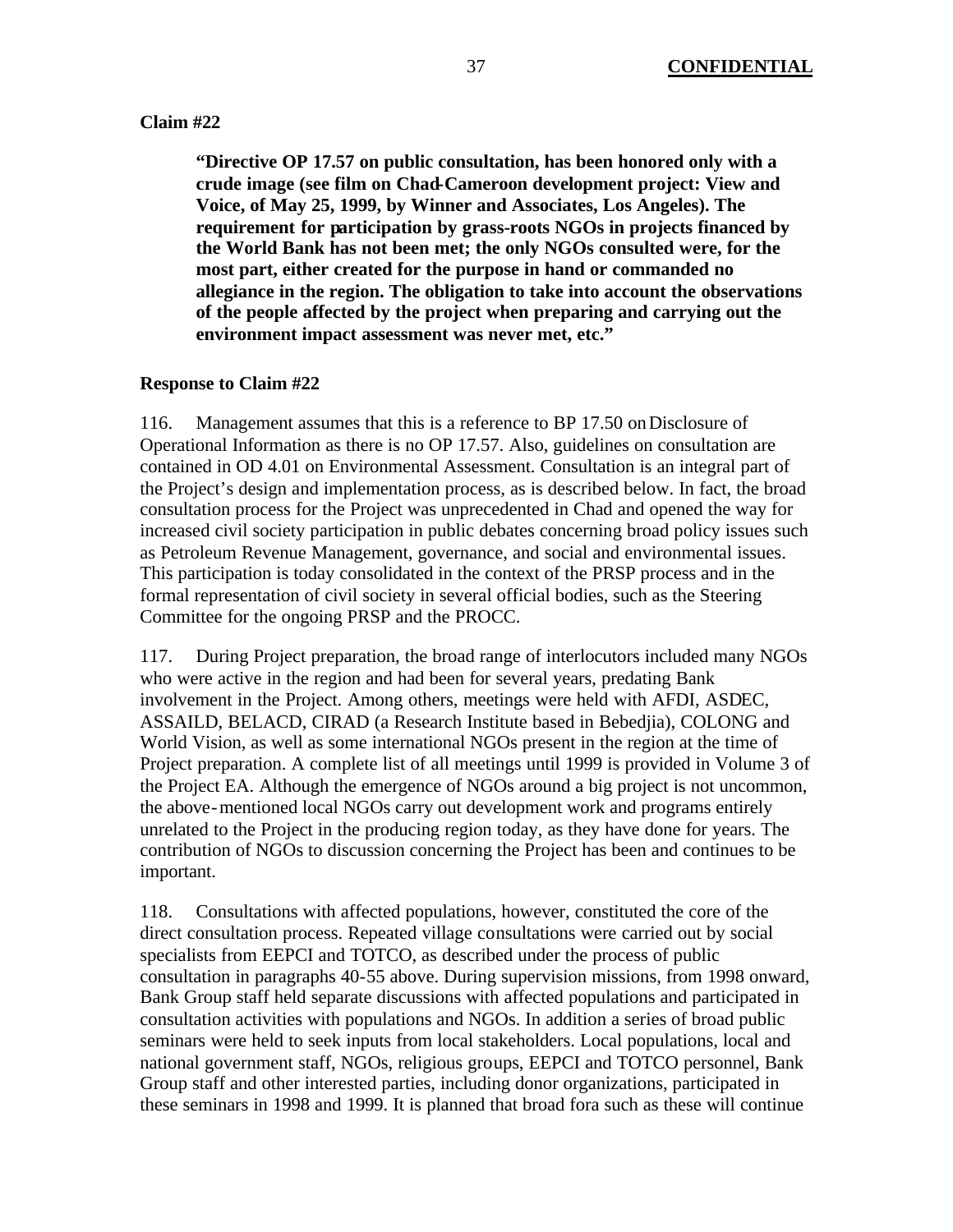**Claim #22**

> **"Directive OP 17.57 on public consultation, has been honored only with a crude image (see film on Chad-Cameroon development project: View and Voice, of May 25, 1999, by Winner and Associates, Los Angeles). The requirement for participation by grass-roots NGOs in projects financed by the World Bank has not been met; the only NGOs consulted were, for the most part, either created for the purpose in hand or commanded no allegiance in the region. The obligation to take into account the observations of the people affected by the project when preparing and carrying out the environment impact assessment was never met, etc."**

**Response to Claim #22**

116. Management assumes that this is a reference to BP 17.50 on Disclosure of Operational Information as there is no OP 17.57. Also, guidelines on consultation are contained in OD 4.01 on Environmental Assessment. Consultation is an integral part of the Project's design and implementation process, as is described below. In fact, the broad consultation process for the Project was unprecedented in Chad and opened the way for increased civil society participation in public debates concerning broad policy issues such as Petroleum Revenue Management, governance, and social and environmental issues. This participation is today consolidated in the context of the PRSP process and in the formal representation of civil society in several official bodies, such as the Steering Committee for the ongoing PRSP and the PROCC.

117. During Project preparation, the broad range of interlocutors included many NGOs who were active in the region and had been for several years, predating Bank involvement in the Project. Among others, meetings were held with AFDI, ASDEC, ASSAILD, BELACD, CIRAD (a Research Institute based in Bebedjia), COLONG and World Vision, as well as some international NGOs present in the region at the time of Project preparation. A complete list of all meetings until 1999 is provided in Volume 3 of the Project EA. Although the emergence of NGOs around a big project is not uncommon, the above-mentioned local NGOs carry out development work and programs entirely unrelated to the Project in the producing region today, as they have done for years. The contribution of NGOs to discussion concerning the Project has been and continues to be important.

118. Consultations with affected populations, however, constituted the core of the direct consultation process. Repeated village consultations were carried out by social specialists from EEPCI and TOTCO, as described under the process of public consultation in paragraphs 40-55 above. During supervision missions, from 1998 onward, Bank Group staff held separate discussions with affected populations and participated in consultation activities with populations and NGOs. In addition a series of broad public seminars were held to seek inputs from local stakeholders. Local populations, local and national government staff, NGOs, religious groups, EEPCI and TOTCO personnel, Bank Group staff and other interested parties, including donor organizations, participated in these seminars in 1998 and 1999. It is planned that broad fora such as these will continue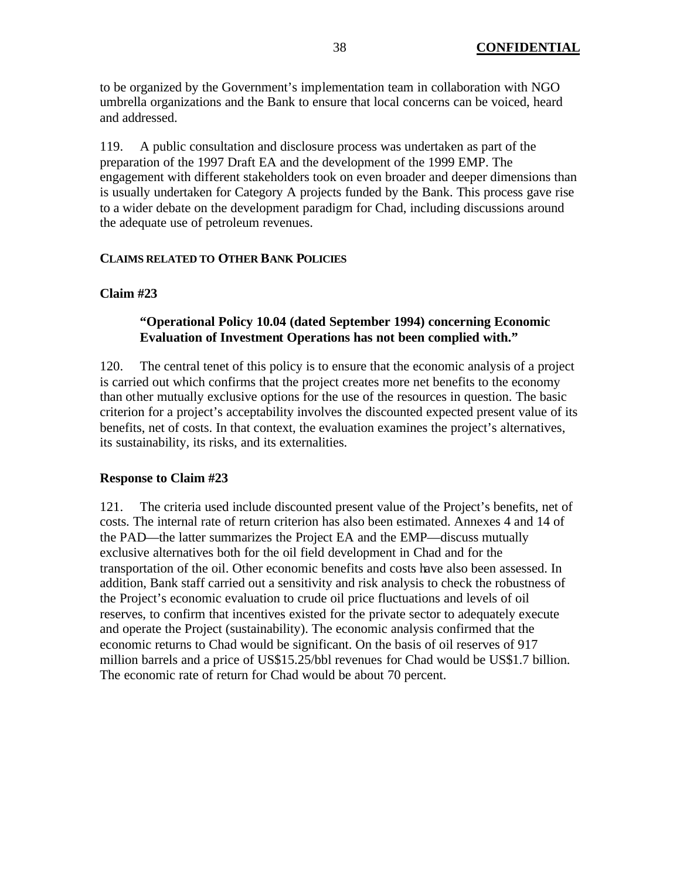to be organized by the Government's implementation team in collaboration with NGO umbrella organizations and the Bank to ensure that local concerns can be voiced, heard and addressed.

119. A public consultation and disclosure process was undertaken as part of the preparation of the 1997 Draft EA and the development of the 1999 EMP. The engagement with different stakeholders took on even broader and deeper dimensions than is usually undertaken for Category A projects funded by the Bank. This process gave rise to a wider debate on the development paradigm for Chad, including discussions around the adequate use of petroleum revenues.

#### CLAIMS RELATED TO OTHER BANK POLICIES

#### Claim #23

> **"Operational Policy 10.04 (dated September 1994) concerning Economic Evaluation of Investment Operations has not been complied with."**

120. The central tenet of this policy is to ensure that the economic analysis of a project is carried out which confirms that the project creates more net benefits to the economy than other mutually exclusive options for the use of the resources in question. The basic criterion for a project's acceptability involves the discounted expected present value of its benefits, net of costs. In that context, the evaluation examines the project's alternatives, its sustainability, its risks, and its externalities.

#### Response to Claim #23

121. The criteria used include discounted present value of the Project's benefits, net of costs. The internal rate of return criterion has also been estimated. Annexes 4 and 14 of the PAD—the latter summarizes the Project EA and the EMP—discuss mutually exclusive alternatives both for the oil field development in Chad and for the transportation of the oil. Other economic benefits and costs have also been assessed. In addition, Bank staff carried out a sensitivity and risk analysis to check the robustness of the Project's economic evaluation to crude oil price fluctuations and levels of oil reserves, to confirm that incentives existed for the private sector to adequately execute and operate the Project (sustainability). The economic analysis confirmed that the economic returns to Chad would be significant. On the basis of oil reserves of 917 million barrels and a price of US$15.25/bbl revenues for Chad would be US$1.7 billion. The economic rate of return for Chad would be about 70 percent.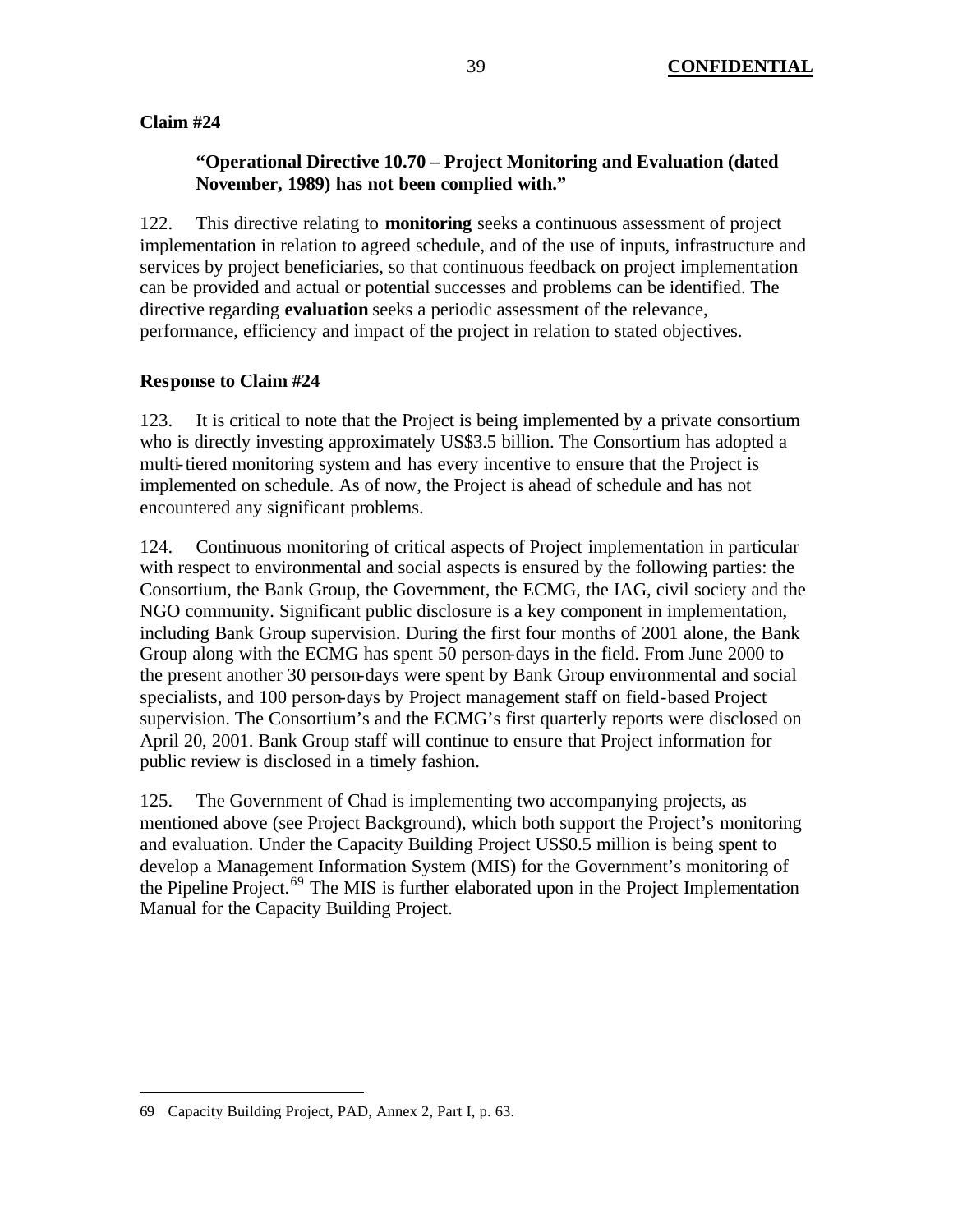**Claim #24**

> **"Operational Directive 10.70 – Project Monitoring and Evaluation (dated November, 1989) has not been complied with."**

122. This directive relating to **monitoring** seeks a continuous assessment of project implementation in relation to agreed schedule, and of the use of inputs, infrastructure and services by project beneficiaries, so that continuous feedback on project implementation can be provided and actual or potential successes and problems can be identified. The directive regarding **evaluation** seeks a periodic assessment of the relevance, performance, efficiency and impact of the project in relation to stated objectives.

**Response to Claim #24**

123. It is critical to note that the Project is being implemented by a private consortium who is directly investing approximately US$3.5 billion. The Consortium has adopted a multi-tiered monitoring system and has every incentive to ensure that the Project is implemented on schedule. As of now, the Project is ahead of schedule and has not encountered any significant problems.

124. Continuous monitoring of critical aspects of Project implementation in particular with respect to environmental and social aspects is ensured by the following parties: the Consortium, the Bank Group, the Government, the ECMG, the IAG, civil society and the NGO community. Significant public disclosure is a key component in implementation, including Bank Group supervision. During the first four months of 2001 alone, the Bank Group along with the ECMG has spent 50 person-days in the field. From June 2000 to the present another 30 person-days were spent by Bank Group environmental and social specialists, and 100 person-days by Project management staff on field-based Project supervision. The Consortium's and the ECMG's first quarterly reports were disclosed on April 20, 2001. Bank Group staff will continue to ensure that Project information for public review is disclosed in a timely fashion.

125. The Government of Chad is implementing two accompanying projects, as mentioned above (see Project Background), which both support the Project's monitoring and evaluation. Under the Capacity Building Project US$0.5 million is being spent to develop a Management Information System (MIS) for the Government's monitoring of the Pipeline Project.[69] The MIS is further elaborated upon in the Project Implementation Manual for the Capacity Building Project.

---

69 Capacity Building Project, PAD, Annex 2, Part I, p. 63.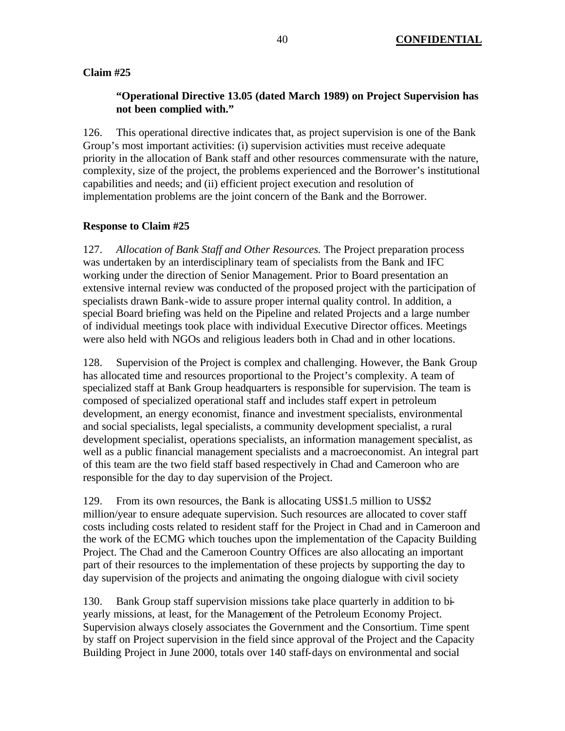**Claim #25**

> **"Operational Directive 13.05 (dated March 1989) on Project Supervision has not been complied with."**

126. This operational directive indicates that, as project supervision is one of the Bank Group's most important activities: (i) supervision activities must receive adequate priority in the allocation of Bank staff and other resources commensurate with the nature, complexity, size of the project, the problems experienced and the Borrower's institutional capabilities and needs; and (ii) efficient project execution and resolution of implementation problems are the joint concern of the Bank and the Borrower.

**Response to Claim #25**

127. *Allocation of Bank Staff and Other Resources.* The Project preparation process was undertaken by an interdisciplinary team of specialists from the Bank and IFC working under the direction of Senior Management. Prior to Board presentation an extensive internal review was conducted of the proposed project with the participation of specialists drawn Bank-wide to assure proper internal quality control. In addition, a special Board briefing was held on the Pipeline and related Projects and a large number of individual meetings took place with individual Executive Director offices. Meetings were also held with NGOs and religious leaders both in Chad and in other locations.

128. Supervision of the Project is complex and challenging. However, the Bank Group has allocated time and resources proportional to the Project's complexity. A team of specialized staff at Bank Group headquarters is responsible for supervision. The team is composed of specialized operational staff and includes staff expert in petroleum development, an energy economist, finance and investment specialists, environmental and social specialists, legal specialists, a community development specialist, a rural development specialist, operations specialists, an information management specialist, as well as a public financial management specialists and a macroeconomist. An integral part of this team are the two field staff based respectively in Chad and Cameroon who are responsible for the day to day supervision of the Project.

129. From its own resources, the Bank is allocating US$1.5 million to US$2 million/year to ensure adequate supervision. Such resources are allocated to cover staff costs including costs related to resident staff for the Project in Chad and in Cameroon and the work of the ECMG which touches upon the implementation of the Capacity Building Project. The Chad and the Cameroon Country Offices are also allocating an important part of their resources to the implementation of these projects by supporting the day to day supervision of the projects and animating the ongoing dialogue with civil society

130. Bank Group staff supervision missions take place quarterly in addition to bi-yearly missions, at least, for the Management of the Petroleum Economy Project. Supervision always closely associates the Government and the Consortium. Time spent by staff on Project supervision in the field since approval of the Project and the Capacity Building Project in June 2000, totals over 140 staff-days on environmental and social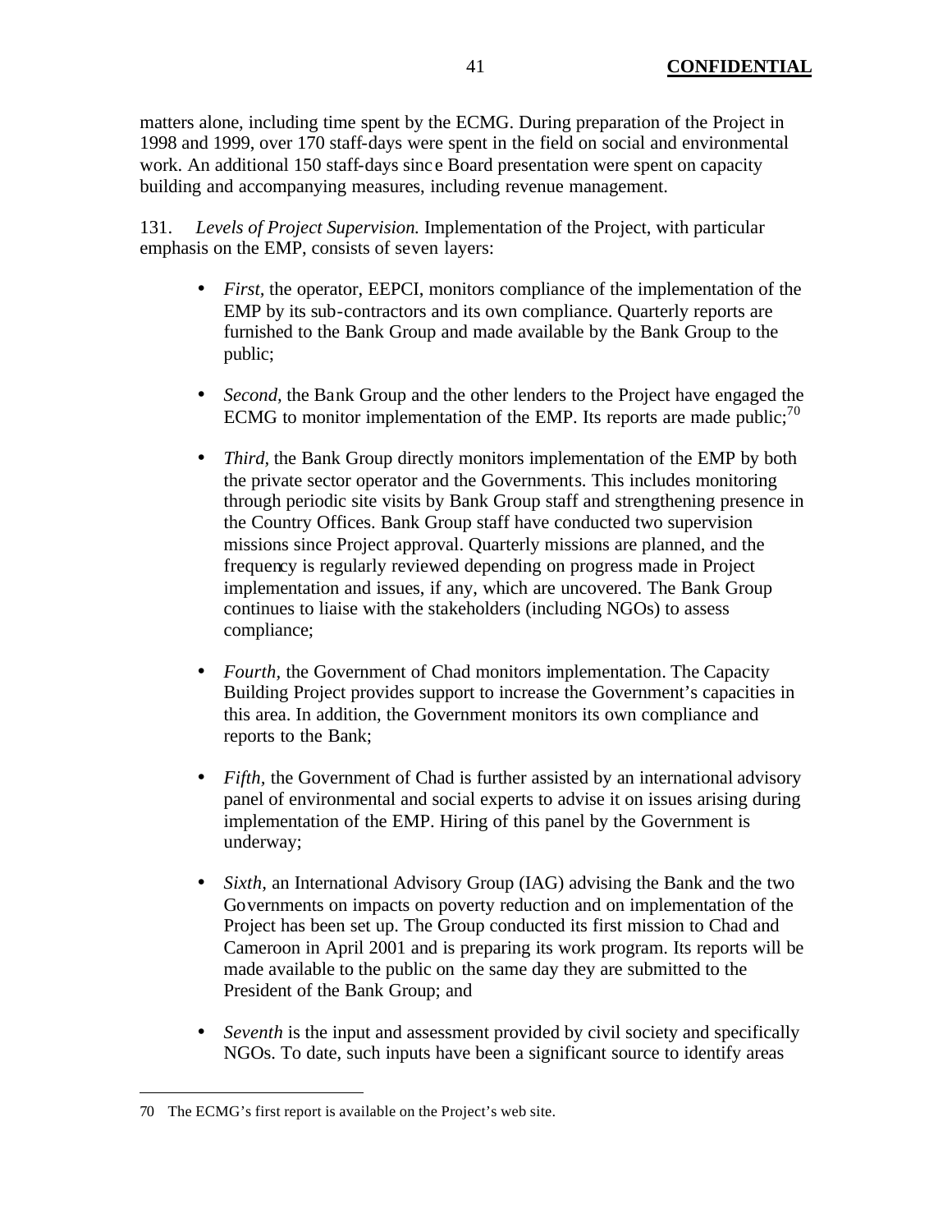matters alone, including time spent by the ECMG. During preparation of the Project in 1998 and 1999, over 170 staff-days were spent in the field on social and environmental work. An additional 150 staff-days since Board presentation were spent on capacity building and accompanying measures, including revenue management.

131. *Levels of Project Supervision.* Implementation of the Project, with particular emphasis on the EMP, consists of seven layers:

- *First*, the operator, EEPCI, monitors compliance of the implementation of the EMP by its sub-contractors and its own compliance. Quarterly reports are furnished to the Bank Group and made available by the Bank Group to the public;

- *Second*, the Bank Group and the other lenders to the Project have engaged the ECMG to monitor implementation of the EMP. Its reports are made public;[70]

- *Third*, the Bank Group directly monitors implementation of the EMP by both the private sector operator and the Governments. This includes monitoring through periodic site visits by Bank Group staff and strengthening presence in the Country Offices. Bank Group staff have conducted two supervision missions since Project approval. Quarterly missions are planned, and the frequency is regularly reviewed depending on progress made in Project implementation and issues, if any, which are uncovered. The Bank Group continues to liaise with the stakeholders (including NGOs) to assess compliance;

- *Fourth*, the Government of Chad monitors implementation. The Capacity Building Project provides support to increase the Government's capacities in this area. In addition, the Government monitors its own compliance and reports to the Bank;

- *Fifth*, the Government of Chad is further assisted by an international advisory panel of environmental and social experts to advise it on issues arising during implementation of the EMP. Hiring of this panel by the Government is underway;

- *Sixth*, an International Advisory Group (IAG) advising the Bank and the two Governments on impacts on poverty reduction and on implementation of the Project has been set up. The Group conducted its first mission to Chad and Cameroon in April 2001 and is preparing its work program. Its reports will be made available to the public on the same day they are submitted to the President of the Bank Group; and

- *Seventh* is the input and assessment provided by civil society and specifically NGOs. To date, such inputs have been a significant source to identify areas

---

70 The ECMG's first report is available on the Project's web site.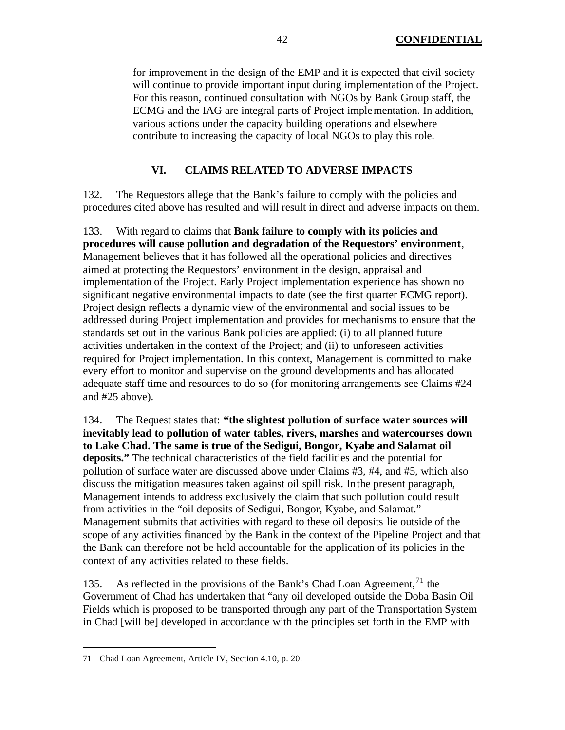for improvement in the design of the EMP and it is expected that civil society will continue to provide important input during implementation of the Project. For this reason, continued consultation with NGOs by Bank Group staff, the ECMG and the IAG are integral parts of Project implementation. In addition, various actions under the capacity building operations and elsewhere contribute to increasing the capacity of local NGOs to play this role.

## VI. CLAIMS RELATED TO ADVERSE IMPACTS

132. The Requestors allege that the Bank's failure to comply with the policies and procedures cited above has resulted and will result in direct and adverse impacts on them.

133. With regard to claims that **Bank failure to comply with its policies and procedures will cause pollution and degradation of the Requestors' environment**, Management believes that it has followed all the operational policies and directives aimed at protecting the Requestors' environment in the design, appraisal and implementation of the Project. Early Project implementation experience has shown no significant negative environmental impacts to date (see the first quarter ECMG report). Project design reflects a dynamic view of the environmental and social issues to be addressed during Project implementation and provides for mechanisms to ensure that the standards set out in the various Bank policies are applied: (i) to all planned future activities undertaken in the context of the Project; and (ii) to unforeseen activities required for Project implementation. In this context, Management is committed to make every effort to monitor and supervise on the ground developments and has allocated adequate staff time and resources to do so (for monitoring arrangements see Claims #24 and #25 above).

134. The Request states that: **"the slightest pollution of surface water sources will inevitably lead to pollution of water tables, rivers, marshes and watercourses down to Lake Chad. The same is true of the Sedigui, Bongor, Kyabe and Salamat oil deposits."** The technical characteristics of the field facilities and the potential for pollution of surface water are discussed above under Claims #3, #4, and #5, which also discuss the mitigation measures taken against oil spill risk. In the present paragraph, Management intends to address exclusively the claim that such pollution could result from activities in the "oil deposits of Sedigui, Bongor, Kyabe, and Salamat." Management submits that activities with regard to these oil deposits lie outside of the scope of any activities financed by the Bank in the context of the Pipeline Project and that the Bank can therefore not be held accountable for the application of its policies in the context of any activities related to these fields.

135. As reflected in the provisions of the Bank's Chad Loan Agreement,[71] the Government of Chad has undertaken that "any oil developed outside the Doba Basin Oil Fields which is proposed to be transported through any part of the Transportation System in Chad [will be] developed in accordance with the principles set forth in the EMP with

71 Chad Loan Agreement, Article IV, Section 4.10, p. 20.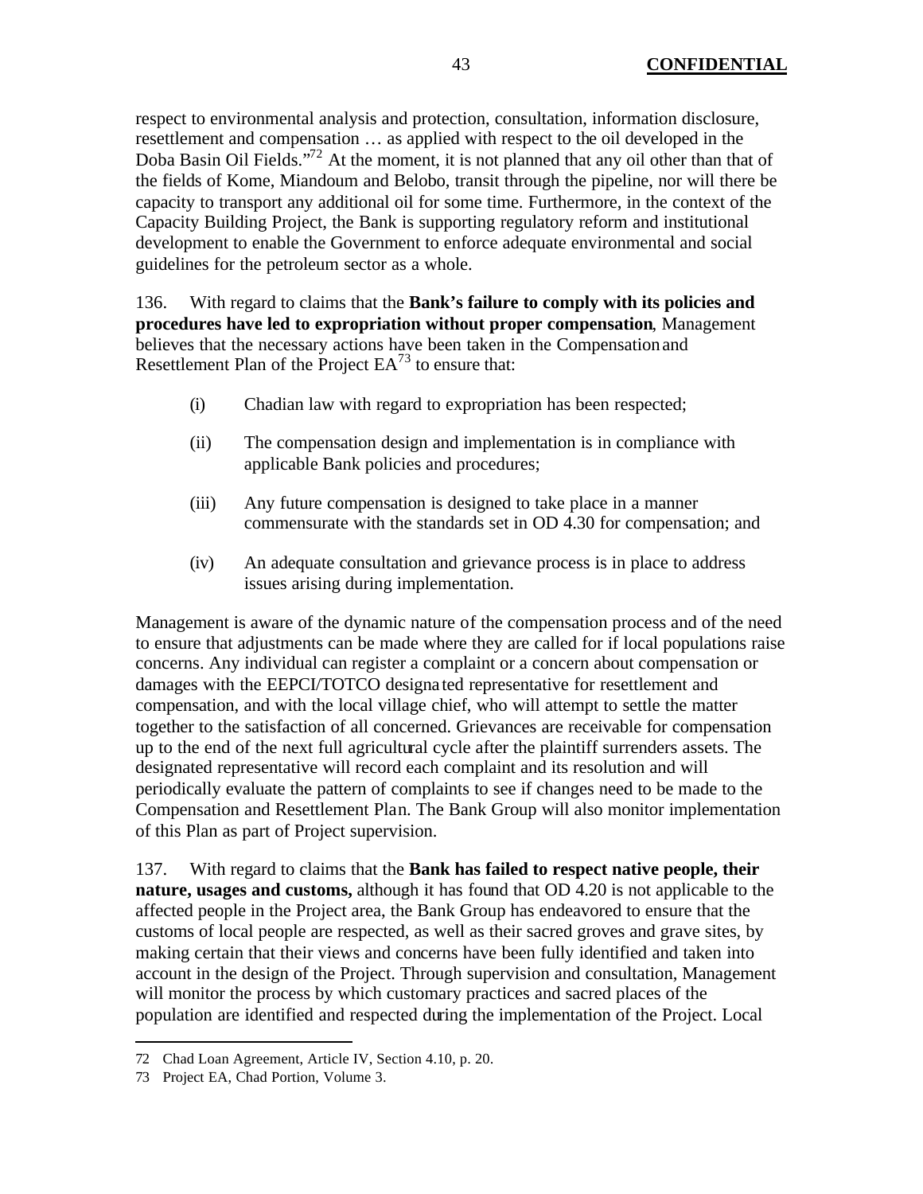respect to environmental analysis and protection, consultation, information disclosure, resettlement and compensation … as applied with respect to the oil developed in the Doba Basin Oil Fields."[72] At the moment, it is not planned that any oil other than that of the fields of Kome, Miandoum and Belobo, transit through the pipeline, nor will there be capacity to transport any additional oil for some time. Furthermore, in the context of the Capacity Building Project, the Bank is supporting regulatory reform and institutional development to enable the Government to enforce adequate environmental and social guidelines for the petroleum sector as a whole.

136. With regard to claims that the **Bank's failure to comply with its policies and procedures have led to expropriation without proper compensation**, Management believes that the necessary actions have been taken in the Compensation and Resettlement Plan of the Project EA[73] to ensure that:

- (i) Chadian law with regard to expropriation has been respected;
- (ii) The compensation design and implementation is in compliance with applicable Bank policies and procedures;
- (iii) Any future compensation is designed to take place in a manner commensurate with the standards set in OD 4.30 for compensation; and
- (iv) An adequate consultation and grievance process is in place to address issues arising during implementation.

Management is aware of the dynamic nature of the compensation process and of the need to ensure that adjustments can be made where they are called for if local populations raise concerns. Any individual can register a complaint or a concern about compensation or damages with the EEPCI/TOTCO designated representative for resettlement and compensation, and with the local village chief, who will attempt to settle the matter together to the satisfaction of all concerned. Grievances are receivable for compensation up to the end of the next full agricultural cycle after the plaintiff surrenders assets. The designated representative will record each complaint and its resolution and will periodically evaluate the pattern of complaints to see if changes need to be made to the Compensation and Resettlement Plan. The Bank Group will also monitor implementation of this Plan as part of Project supervision.

137. With regard to claims that the **Bank has failed to respect native people, their nature, usages and customs,** although it has found that OD 4.20 is not applicable to the affected people in the Project area, the Bank Group has endeavored to ensure that the customs of local people are respected, as well as their sacred groves and grave sites, by making certain that their views and concerns have been fully identified and taken into account in the design of the Project. Through supervision and consultation, Management will monitor the process by which customary practices and sacred places of the population are identified and respected during the implementation of the Project. Local

---

72 Chad Loan Agreement, Article IV, Section 4.10, p. 20.

73 Project EA, Chad Portion, Volume 3.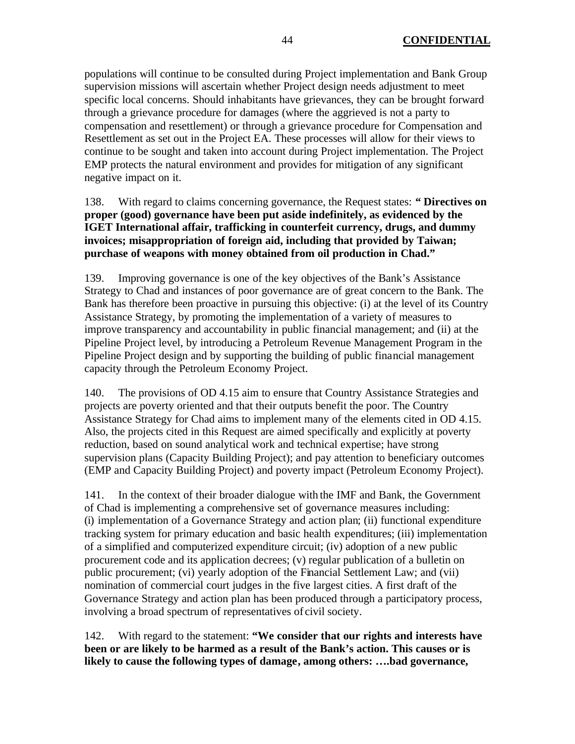populations will continue to be consulted during Project implementation and Bank Group supervision missions will ascertain whether Project design needs adjustment to meet specific local concerns. Should inhabitants have grievances, they can be brought forward through a grievance procedure for damages (where the aggrieved is not a party to compensation and resettlement) or through a grievance procedure for Compensation and Resettlement as set out in the Project EA. These processes will allow for their views to continue to be sought and taken into account during Project implementation. The Project EMP protects the natural environment and provides for mitigation of any significant negative impact on it.

138. With regard to claims concerning governance, the Request states: **" Directives on proper (good) governance have been put aside indefinitely, as evidenced by the IGET International affair, trafficking in counterfeit currency, drugs, and dummy invoices; misappropriation of foreign aid, including that provided by Taiwan; purchase of weapons with money obtained from oil production in Chad."**

139. Improving governance is one of the key objectives of the Bank's Assistance Strategy to Chad and instances of poor governance are of great concern to the Bank. The Bank has therefore been proactive in pursuing this objective: (i) at the level of its Country Assistance Strategy, by promoting the implementation of a variety of measures to improve transparency and accountability in public financial management; and (ii) at the Pipeline Project level, by introducing a Petroleum Revenue Management Program in the Pipeline Project design and by supporting the building of public financial management capacity through the Petroleum Economy Project.

140. The provisions of OD 4.15 aim to ensure that Country Assistance Strategies and projects are poverty oriented and that their outputs benefit the poor. The Country Assistance Strategy for Chad aims to implement many of the elements cited in OD 4.15. Also, the projects cited in this Request are aimed specifically and explicitly at poverty reduction, based on sound analytical work and technical expertise; have strong supervision plans (Capacity Building Project); and pay attention to beneficiary outcomes (EMP and Capacity Building Project) and poverty impact (Petroleum Economy Project).

141. In the context of their broader dialogue with the IMF and Bank, the Government of Chad is implementing a comprehensive set of governance measures including: (i) implementation of a Governance Strategy and action plan; (ii) functional expenditure tracking system for primary education and basic health expenditures; (iii) implementation of a simplified and computerized expenditure circuit; (iv) adoption of a new public procurement code and its application decrees; (v) regular publication of a bulletin on public procurement; (vi) yearly adoption of the Financial Settlement Law; and (vii) nomination of commercial court judges in the five largest cities. A first draft of the Governance Strategy and action plan has been produced through a participatory process, involving a broad spectrum of representatives of civil society.

142. With regard to the statement: **"We consider that our rights and interests have been or are likely to be harmed as a result of the Bank's action. This causes or is likely to cause the following types of damage, among others: ….bad governance,**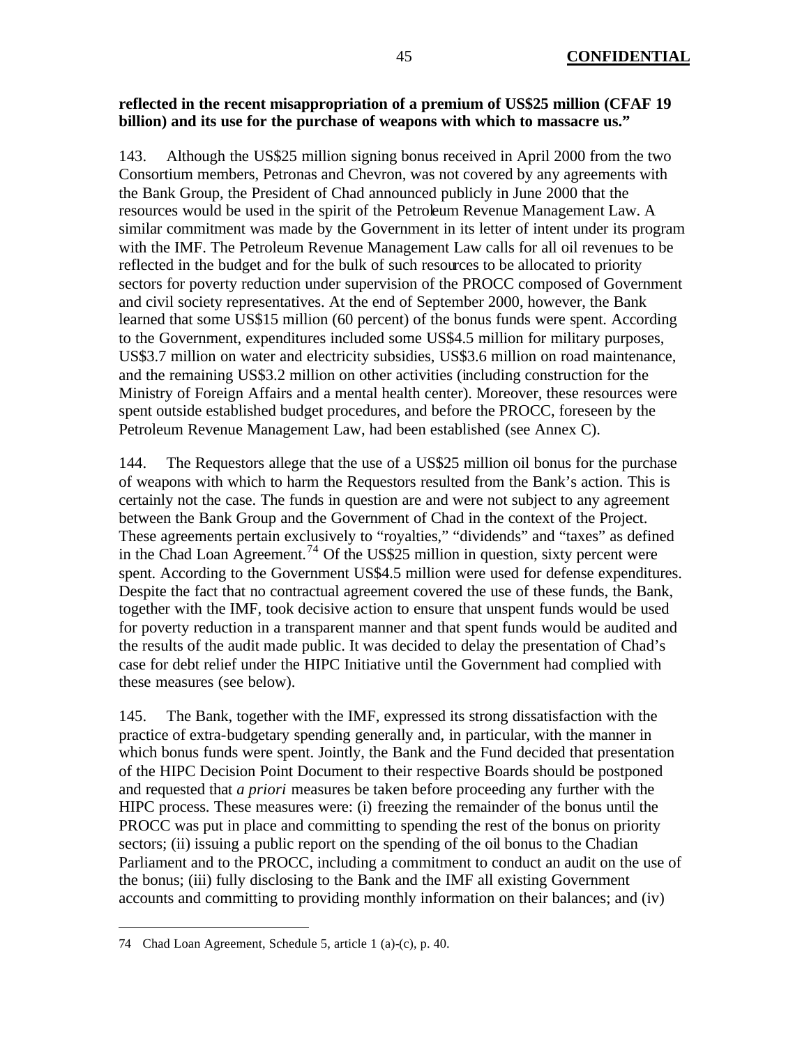**reflected in the recent misappropriation of a premium of US$25 million (CFAF 19 billion) and its use for the purchase of weapons with which to massacre us."**

143. Although the US$25 million signing bonus received in April 2000 from the two Consortium members, Petronas and Chevron, was not covered by any agreements with the Bank Group, the President of Chad announced publicly in June 2000 that the resources would be used in the spirit of the Petroleum Revenue Management Law. A similar commitment was made by the Government in its letter of intent under its program with the IMF. The Petroleum Revenue Management Law calls for all oil revenues to be reflected in the budget and for the bulk of such resources to be allocated to priority sectors for poverty reduction under supervision of the PROCC composed of Government and civil society representatives. At the end of September 2000, however, the Bank learned that some US$15 million (60 percent) of the bonus funds were spent. According to the Government, expenditures included some US$4.5 million for military purposes, US$3.7 million on water and electricity subsidies, US$3.6 million on road maintenance, and the remaining US$3.2 million on other activities (including construction for the Ministry of Foreign Affairs and a mental health center). Moreover, these resources were spent outside established budget procedures, and before the PROCC, foreseen by the Petroleum Revenue Management Law, had been established (see Annex C).

144. The Requestors allege that the use of a US$25 million oil bonus for the purchase of weapons with which to harm the Requestors resulted from the Bank's action. This is certainly not the case. The funds in question are and were not subject to any agreement between the Bank Group and the Government of Chad in the context of the Project. These agreements pertain exclusively to "royalties," "dividends" and "taxes" as defined in the Chad Loan Agreement.[74] Of the US$25 million in question, sixty percent were spent. According to the Government US$4.5 million were used for defense expenditures. Despite the fact that no contractual agreement covered the use of these funds, the Bank, together with the IMF, took decisive action to ensure that unspent funds would be used for poverty reduction in a transparent manner and that spent funds would be audited and the results of the audit made public. It was decided to delay the presentation of Chad's case for debt relief under the HIPC Initiative until the Government had complied with these measures (see below).

145. The Bank, together with the IMF, expressed its strong dissatisfaction with the practice of extra-budgetary spending generally and, in particular, with the manner in which bonus funds were spent. Jointly, the Bank and the Fund decided that presentation of the HIPC Decision Point Document to their respective Boards should be postponed and requested that *a priori* measures be taken before proceeding any further with the HIPC process. These measures were: (i) freezing the remainder of the bonus until the PROCC was put in place and committing to spending the rest of the bonus on priority sectors; (ii) issuing a public report on the spending of the oil bonus to the Chadian Parliament and to the PROCC, including a commitment to conduct an audit on the use of the bonus; (iii) fully disclosing to the Bank and the IMF all existing Government accounts and committing to providing monthly information on their balances; and (iv)

---

74 Chad Loan Agreement, Schedule 5, article 1 (a)-(c), p. 40.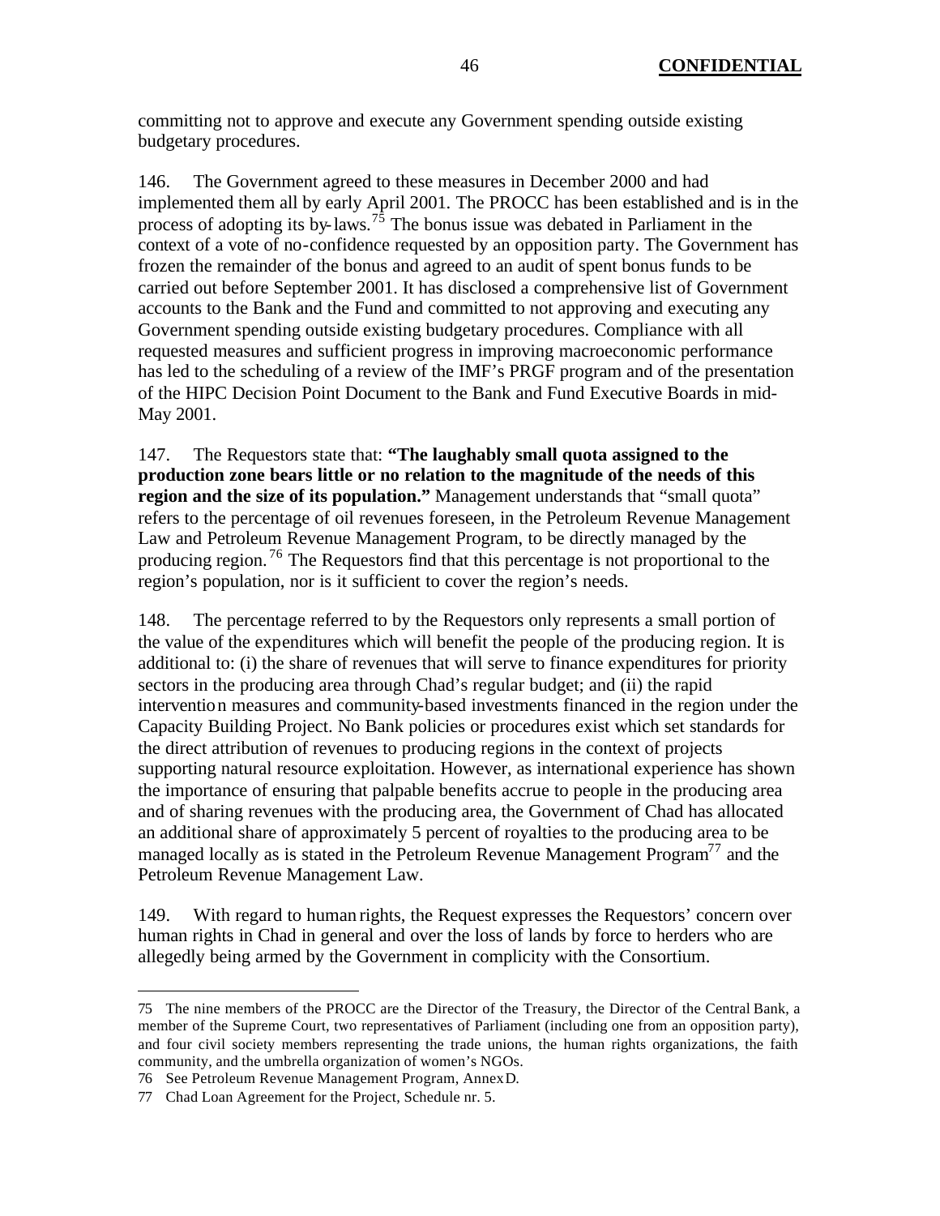committing not to approve and execute any Government spending outside existing budgetary procedures.

146. The Government agreed to these measures in December 2000 and had implemented them all by early April 2001. The PROCC has been established and is in the process of adopting its by-laws.[75] The bonus issue was debated in Parliament in the context of a vote of no-confidence requested by an opposition party. The Government has frozen the remainder of the bonus and agreed to an audit of spent bonus funds to be carried out before September 2001. It has disclosed a comprehensive list of Government accounts to the Bank and the Fund and committed to not approving and executing any Government spending outside existing budgetary procedures. Compliance with all requested measures and sufficient progress in improving macroeconomic performance has led to the scheduling of a review of the IMF's PRGF program and of the presentation of the HIPC Decision Point Document to the Bank and Fund Executive Boards in mid-May 2001.

147. The Requestors state that: **"The laughably small quota assigned to the production zone bears little or no relation to the magnitude of the needs of this region and the size of its population."** Management understands that "small quota" refers to the percentage of oil revenues foreseen, in the Petroleum Revenue Management Law and Petroleum Revenue Management Program, to be directly managed by the producing region.[76] The Requestors find that this percentage is not proportional to the region's population, nor is it sufficient to cover the region's needs.

148. The percentage referred to by the Requestors only represents a small portion of the value of the expenditures which will benefit the people of the producing region. It is additional to: (i) the share of revenues that will serve to finance expenditures for priority sectors in the producing area through Chad's regular budget; and (ii) the rapid intervention measures and community-based investments financed in the region under the Capacity Building Project. No Bank policies or procedures exist which set standards for the direct attribution of revenues to producing regions in the context of projects supporting natural resource exploitation. However, as international experience has shown the importance of ensuring that palpable benefits accrue to people in the producing area and of sharing revenues with the producing area, the Government of Chad has allocated an additional share of approximately 5 percent of royalties to the producing area to be managed locally as is stated in the Petroleum Revenue Management Program[77] and the Petroleum Revenue Management Law.

149. With regard to human rights, the Request expresses the Requestors' concern over human rights in Chad in general and over the loss of lands by force to herders who are allegedly being armed by the Government in complicity with the Consortium.

---

75 The nine members of the PROCC are the Director of the Treasury, the Director of the Central Bank, a member of the Supreme Court, two representatives of Parliament (including one from an opposition party), and four civil society members representing the trade unions, the human rights organizations, the faith community, and the umbrella organization of women's NGOs.

76 See Petroleum Revenue Management Program, Annex D.

77 Chad Loan Agreement for the Project, Schedule nr. 5.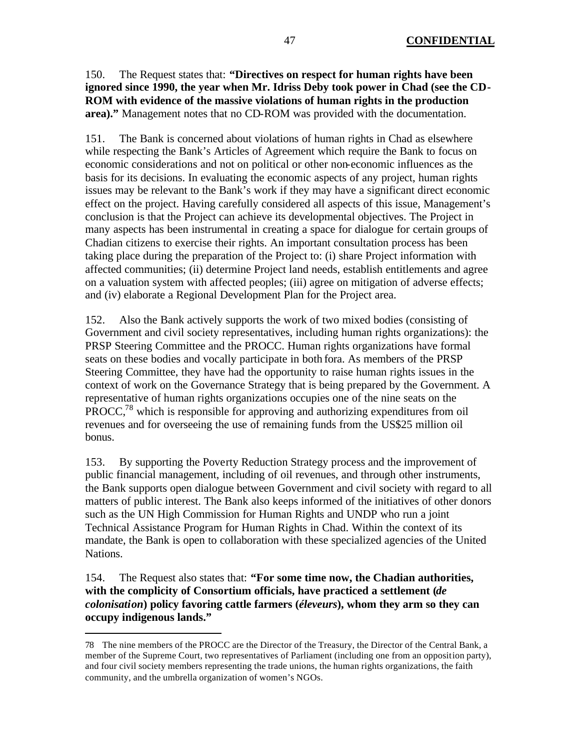150. The Request states that: **"Directives on respect for human rights have been ignored since 1990, the year when Mr. Idriss Deby took power in Chad (see the CD-ROM with evidence of the massive violations of human rights in the production area)."** Management notes that no CD-ROM was provided with the documentation.

151. The Bank is concerned about violations of human rights in Chad as elsewhere while respecting the Bank's Articles of Agreement which require the Bank to focus on economic considerations and not on political or other non-economic influences as the basis for its decisions. In evaluating the economic aspects of any project, human rights issues may be relevant to the Bank's work if they may have a significant direct economic effect on the project. Having carefully considered all aspects of this issue, Management's conclusion is that the Project can achieve its developmental objectives. The Project in many aspects has been instrumental in creating a space for dialogue for certain groups of Chadian citizens to exercise their rights. An important consultation process has been taking place during the preparation of the Project to: (i) share Project information with affected communities; (ii) determine Project land needs, establish entitlements and agree on a valuation system with affected peoples; (iii) agree on mitigation of adverse effects; and (iv) elaborate a Regional Development Plan for the Project area.

152. Also the Bank actively supports the work of two mixed bodies (consisting of Government and civil society representatives, including human rights organizations): the PRSP Steering Committee and the PROCC. Human rights organizations have formal seats on these bodies and vocally participate in both fora. As members of the PRSP Steering Committee, they have had the opportunity to raise human rights issues in the context of work on the Governance Strategy that is being prepared by the Government. A representative of human rights organizations occupies one of the nine seats on the PROCC,[78] which is responsible for approving and authorizing expenditures from oil revenues and for overseeing the use of remaining funds from the US$25 million oil bonus.

153. By supporting the Poverty Reduction Strategy process and the improvement of public financial management, including of oil revenues, and through other instruments, the Bank supports open dialogue between Government and civil society with regard to all matters of public interest. The Bank also keeps informed of the initiatives of other donors such as the UN High Commission for Human Rights and UNDP who run a joint Technical Assistance Program for Human Rights in Chad. Within the context of its mandate, the Bank is open to collaboration with these specialized agencies of the United Nations.

154. The Request also states that: **"For some time now, the Chadian authorities, with the complicity of Consortium officials, have practiced a settlement (*de colonisation*) policy favoring cattle farmers (*éleveurs*), whom they arm so they can occupy indigenous lands."**

---

78 The nine members of the PROCC are the Director of the Treasury, the Director of the Central Bank, a member of the Supreme Court, two representatives of Parliament (including one from an opposition party), and four civil society members representing the trade unions, the human rights organizations, the faith community, and the umbrella organization of women's NGOs.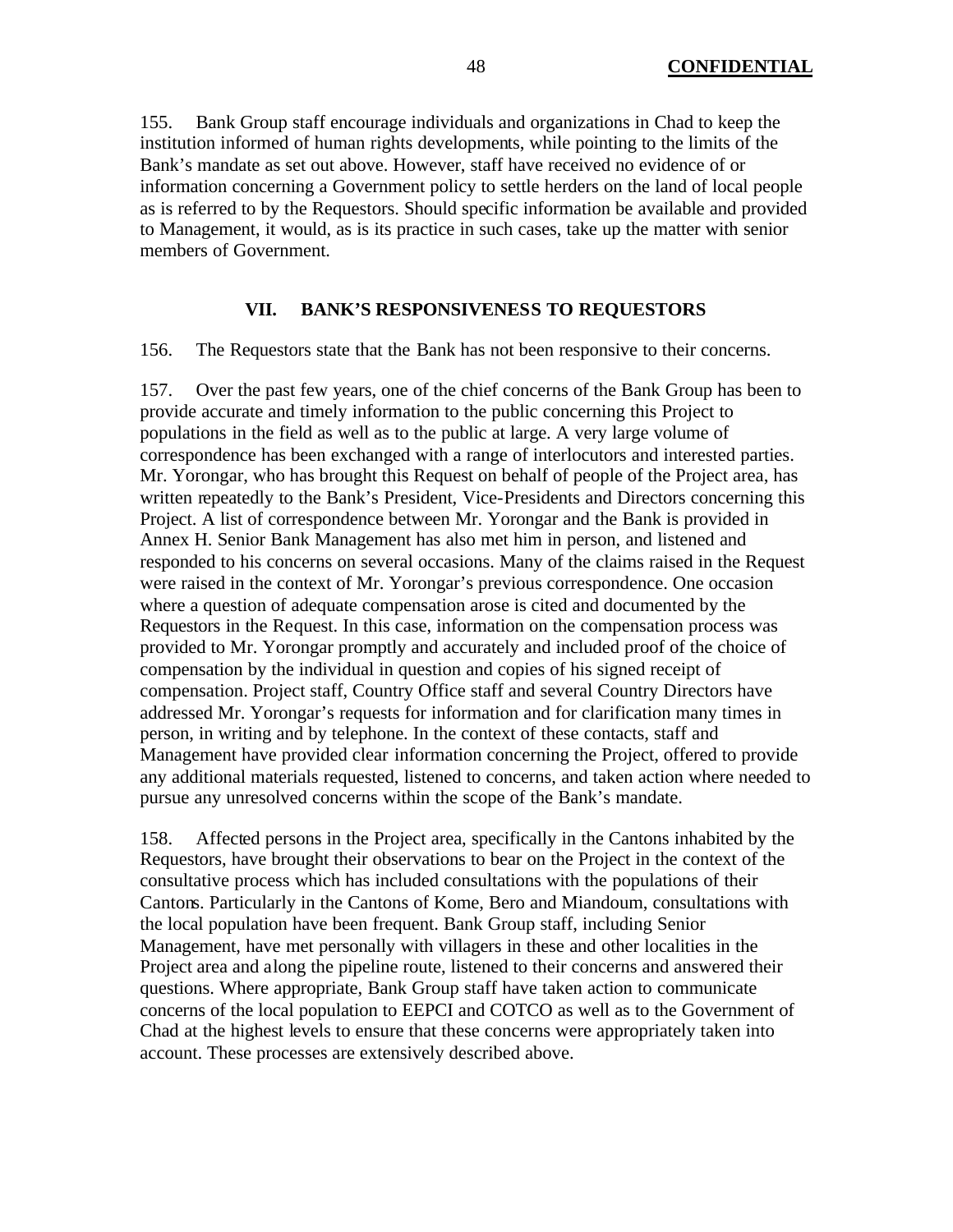155. Bank Group staff encourage individuals and organizations in Chad to keep the institution informed of human rights developments, while pointing to the limits of the Bank's mandate as set out above. However, staff have received no evidence of or information concerning a Government policy to settle herders on the land of local people as is referred to by the Requestors. Should specific information be available and provided to Management, it would, as is its practice in such cases, take up the matter with senior members of Government.

## VII. BANK'S RESPONSIVENESS TO REQUESTORS

156. The Requestors state that the Bank has not been responsive to their concerns.

157. Over the past few years, one of the chief concerns of the Bank Group has been to provide accurate and timely information to the public concerning this Project to populations in the field as well as to the public at large. A very large volume of correspondence has been exchanged with a range of interlocutors and interested parties. Mr. Yorongar, who has brought this Request on behalf of people of the Project area, has written repeatedly to the Bank's President, Vice-Presidents and Directors concerning this Project. A list of correspondence between Mr. Yorongar and the Bank is provided in Annex H. Senior Bank Management has also met him in person, and listened and responded to his concerns on several occasions. Many of the claims raised in the Request were raised in the context of Mr. Yorongar's previous correspondence. One occasion where a question of adequate compensation arose is cited and documented by the Requestors in the Request. In this case, information on the compensation process was provided to Mr. Yorongar promptly and accurately and included proof of the choice of compensation by the individual in question and copies of his signed receipt of compensation. Project staff, Country Office staff and several Country Directors have addressed Mr. Yorongar's requests for information and for clarification many times in person, in writing and by telephone. In the context of these contacts, staff and Management have provided clear information concerning the Project, offered to provide any additional materials requested, listened to concerns, and taken action where needed to pursue any unresolved concerns within the scope of the Bank's mandate.

158. Affected persons in the Project area, specifically in the Cantons inhabited by the Requestors, have brought their observations to bear on the Project in the context of the consultative process which has included consultations with the populations of their Cantons. Particularly in the Cantons of Kome, Bero and Miandoum, consultations with the local population have been frequent. Bank Group staff, including Senior Management, have met personally with villagers in these and other localities in the Project area and along the pipeline route, listened to their concerns and answered their questions. Where appropriate, Bank Group staff have taken action to communicate concerns of the local population to EEPCI and COTCO as well as to the Government of Chad at the highest levels to ensure that these concerns were appropriately taken into account. These processes are extensively described above.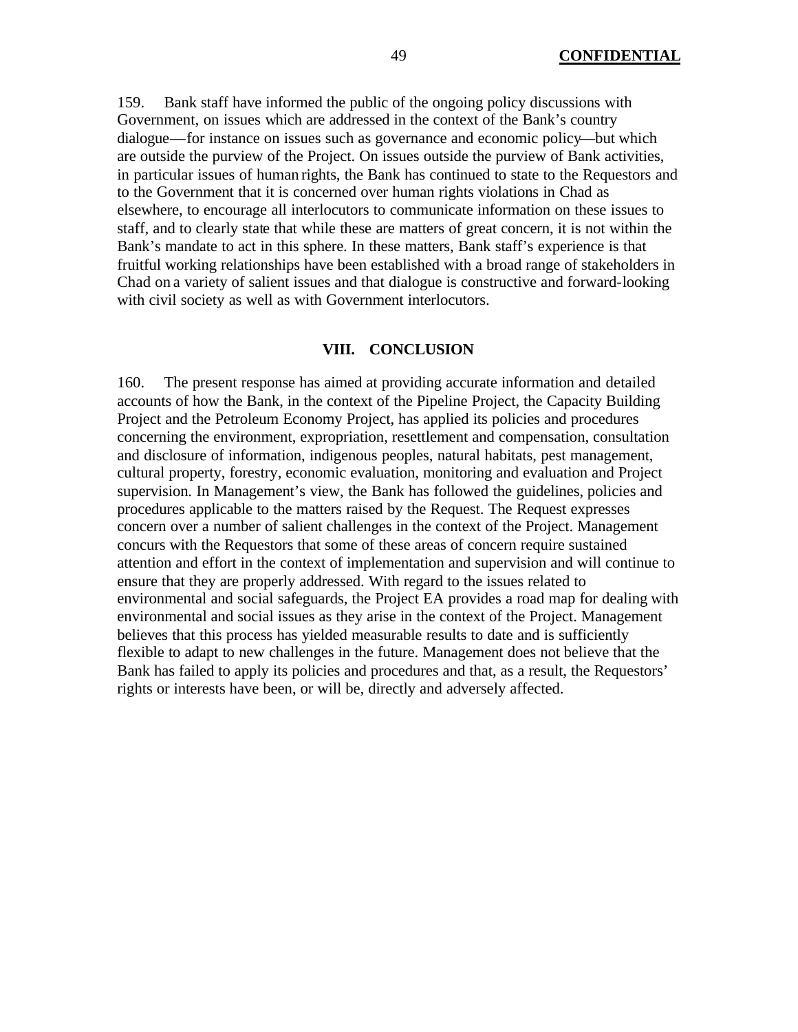159. Bank staff have informed the public of the ongoing policy discussions with Government, on issues which are addressed in the context of the Bank's country dialogue—for instance on issues such as governance and economic policy—but which are outside the purview of the Project. On issues outside the purview of Bank activities, in particular issues of human rights, the Bank has continued to state to the Requestors and to the Government that it is concerned over human rights violations in Chad as elsewhere, to encourage all interlocutors to communicate information on these issues to staff, and to clearly state that while these are matters of great concern, it is not within the Bank's mandate to act in this sphere. In these matters, Bank staff's experience is that fruitful working relationships have been established with a broad range of stakeholders in Chad on a variety of salient issues and that dialogue is constructive and forward-looking with civil society as well as with Government interlocutors.

## VIII. CONCLUSION

160. The present response has aimed at providing accurate information and detailed accounts of how the Bank, in the context of the Pipeline Project, the Capacity Building Project and the Petroleum Economy Project, has applied its policies and procedures concerning the environment, expropriation, resettlement and compensation, consultation and disclosure of information, indigenous peoples, natural habitats, pest management, cultural property, forestry, economic evaluation, monitoring and evaluation and Project supervision. In Management's view, the Bank has followed the guidelines, policies and procedures applicable to the matters raised by the Request. The Request expresses concern over a number of salient challenges in the context of the Project. Management concurs with the Requestors that some of these areas of concern require sustained attention and effort in the context of implementation and supervision and will continue to ensure that they are properly addressed. With regard to the issues related to environmental and social safeguards, the Project EA provides a road map for dealing with environmental and social issues as they arise in the context of the Project. Management believes that this process has yielded measurable results to date and is sufficiently flexible to adapt to new challenges in the future. Management does not believe that the Bank has failed to apply its policies and procedures and that, as a result, the Requestors' rights or interests have been, or will be, directly and adversely affected.